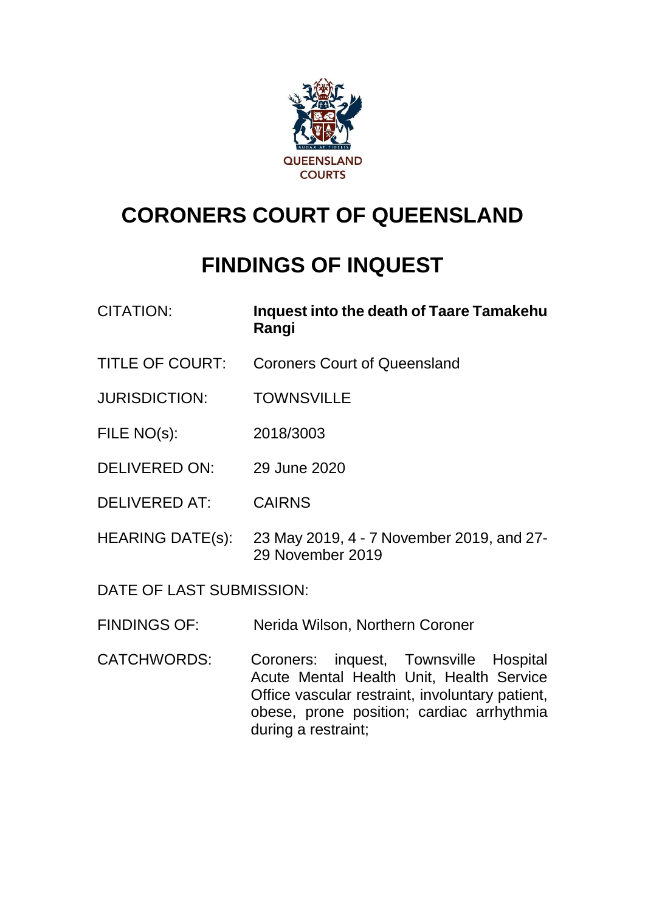QUEENSLAND COURTS

# CORONERS COURT OF QUEENSLAND

# FINDINGS OF INQUEST

| | |
|---|---|
| CITATION: | **Inquest into the death of Taare Tamakehu Rangi** |
| TITLE OF COURT: | Coroners Court of Queensland |
| JURISDICTION: | TOWNSVILLE |
| FILE NO(s): | 2018/3003 |
| DELIVERED ON: | 29 June 2020 |
| DELIVERED AT: | CAIRNS |
| HEARING DATE(s): | 23 May 2019, 4 - 7 November 2019, and 27-29 November 2019 |
| DATE OF LAST SUBMISSION: | |
| FINDINGS OF: | Nerida Wilson, Northern Coroner |
| CATCHWORDS: | Coroners: inquest, Townsville Hospital Acute Mental Health Unit, Health Service Office vascular restraint, involuntary patient, obese, prone position; cardiac arrhythmia during a restraint; |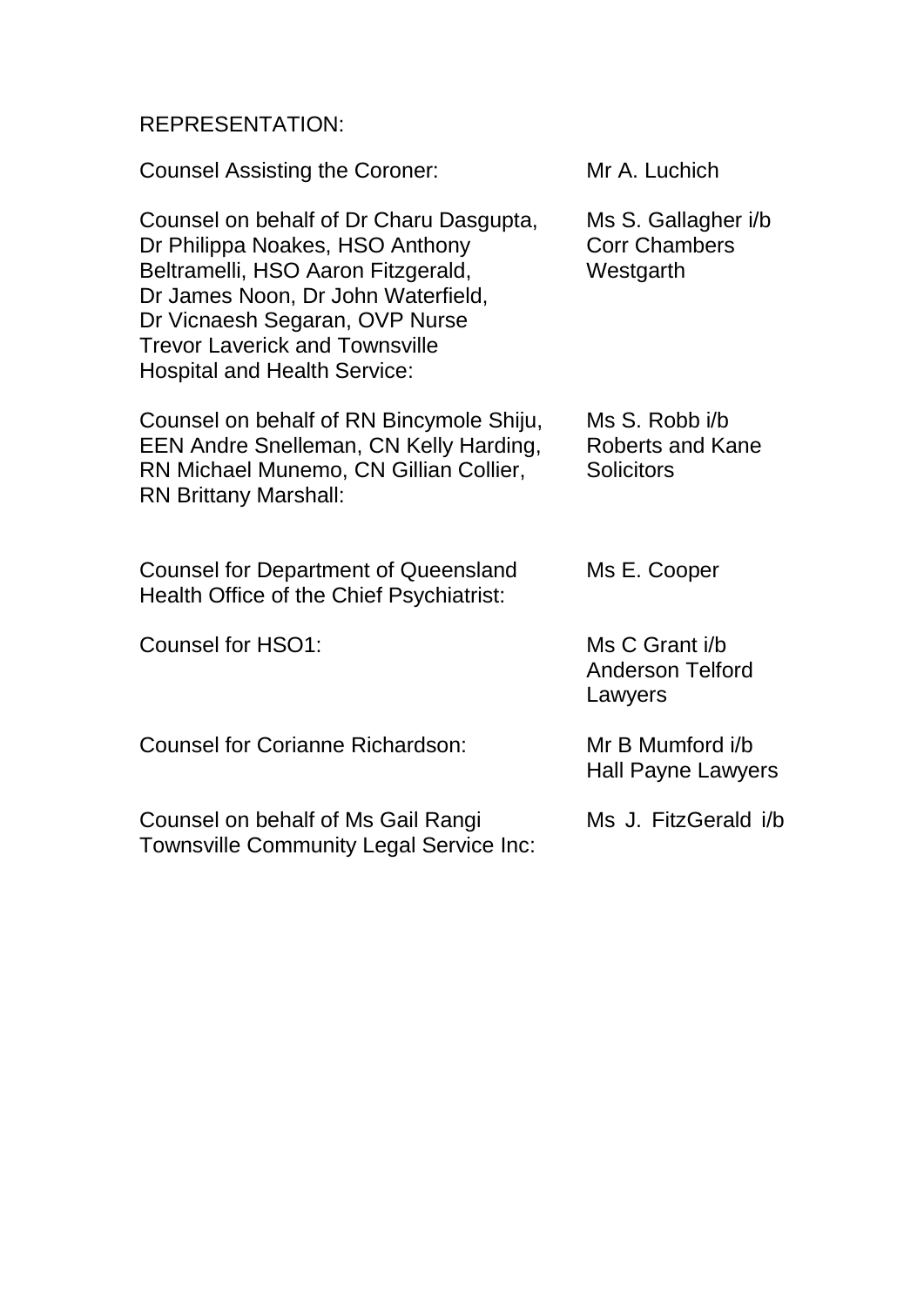REPRESENTATION:

| | |
|---|---|
| Counsel Assisting the Coroner: | Mr A. Luchich |
| Counsel on behalf of Dr Charu Dasgupta, Dr Philippa Noakes, HSO Anthony Beltramelli, HSO Aaron Fitzgerald, Dr James Noon, Dr John Waterfield, Dr Vicnaesh Segaran, OVP Nurse Trevor Laverick and Townsville Hospital and Health Service: | Ms S. Gallagher i/b Corr Chambers Westgarth |
| Counsel on behalf of RN Bincymole Shiju, EEN Andre Snelleman, CN Kelly Harding, RN Michael Munemo, CN Gillian Collier, RN Brittany Marshall: | Ms S. Robb i/b Roberts and Kane Solicitors |
| Counsel for Department of Queensland Health Office of the Chief Psychiatrist: | Ms E. Cooper |
| Counsel for HSO1: | Ms C Grant i/b Anderson Telford Lawyers |
| Counsel for Corianne Richardson: | Mr B Mumford i/b Hall Payne Lawyers |
| Counsel on behalf of Ms Gail Rangi Townsville Community Legal Service Inc: | Ms J. FitzGerald i/b |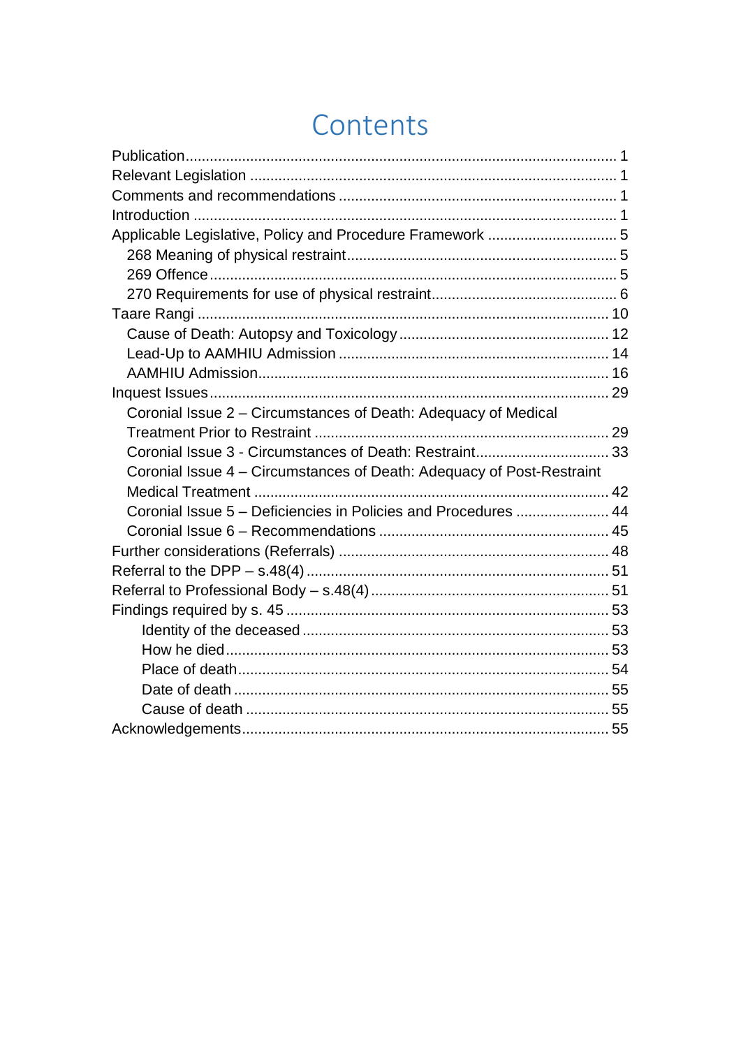# Contents

- Publication ........ 1
- Relevant Legislation ........ 1
- Comments and recommendations ........ 1
- Introduction ........ 1
- Applicable Legislative, Policy and Procedure Framework ........ 5
  - 268 Meaning of physical restraint ........ 5
  - 269 Offence ........ 5
  - 270 Requirements for use of physical restraint ........ 6
- Taare Rangi ........ 10
  - Cause of Death: Autopsy and Toxicology ........ 12
  - Lead-Up to AAMHIU Admission ........ 14
  - AAMHIU Admission ........ 16
- Inquest Issues ........ 29
  - Coronial Issue 2 – Circumstances of Death: Adequacy of Medical Treatment Prior to Restraint ........ 29
  - Coronial Issue 3 - Circumstances of Death: Restraint ........ 33
  - Coronial Issue 4 – Circumstances of Death: Adequacy of Post-Restraint Medical Treatment ........ 42
  - Coronial Issue 5 – Deficiencies in Policies and Procedures ........ 44
  - Coronial Issue 6 – Recommendations ........ 45
- Further considerations (Referrals) ........ 48
- Referral to the DPP – s.48(4) ........ 51
- Referral to Professional Body – s.48(4) ........ 51
- Findings required by s. 45 ........ 53
  - Identity of the deceased ........ 53
  - How he died ........ 53
  - Place of death ........ 54
  - Date of death ........ 55
  - Cause of death ........ 55
- Acknowledgements ........ 55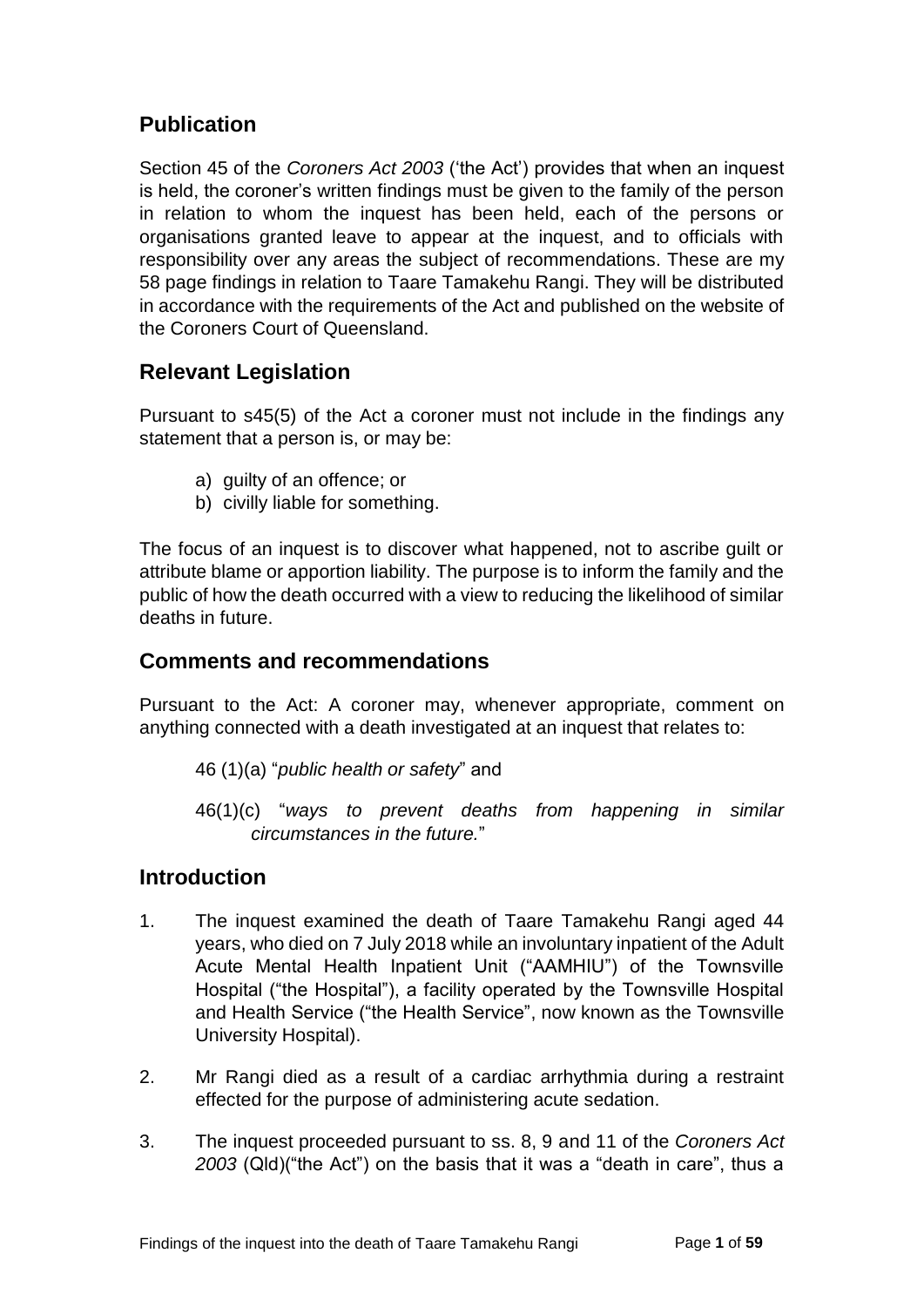## Publication

Section 45 of the *Coroners Act 2003* ('the Act') provides that when an inquest is held, the coroner's written findings must be given to the family of the person in relation to whom the inquest has been held, each of the persons or organisations granted leave to appear at the inquest, and to officials with responsibility over any areas the subject of recommendations. These are my 58 page findings in relation to Taare Tamakehu Rangi. They will be distributed in accordance with the requirements of the Act and published on the website of the Coroners Court of Queensland.

## Relevant Legislation

Pursuant to s45(5) of the Act a coroner must not include in the findings any statement that a person is, or may be:

a) guilty of an offence; or
b) civilly liable for something.

The focus of an inquest is to discover what happened, not to ascribe guilt or attribute blame or apportion liability. The purpose is to inform the family and the public of how the death occurred with a view to reducing the likelihood of similar deaths in future.

## Comments and recommendations

Pursuant to the Act: A coroner may, whenever appropriate, comment on anything connected with a death investigated at an inquest that relates to:

46 (1)(a) "*public health or safety*" and

46(1)(c) "*ways to prevent deaths from happening in similar circumstances in the future.*"

## Introduction

1. The inquest examined the death of Taare Tamakehu Rangi aged 44 years, who died on 7 July 2018 while an involuntary inpatient of the Adult Acute Mental Health Inpatient Unit ("AAMHIU") of the Townsville Hospital ("the Hospital"), a facility operated by the Townsville Hospital and Health Service ("the Health Service", now known as the Townsville University Hospital).

2. Mr Rangi died as a result of a cardiac arrhythmia during a restraint effected for the purpose of administering acute sedation.

3. The inquest proceeded pursuant to ss. 8, 9 and 11 of the *Coroners Act 2003* (Qld)("the Act") on the basis that it was a "death in care", thus a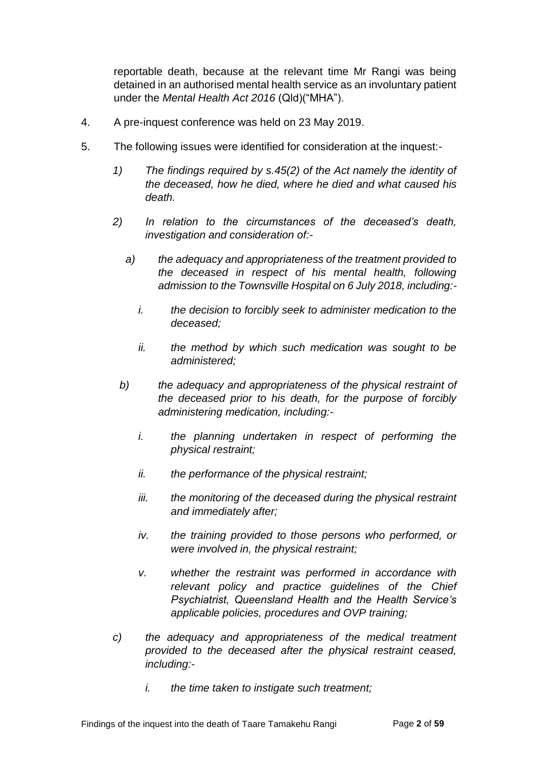reportable death, because at the relevant time Mr Rangi was being detained in an authorised mental health service as an involuntary patient under the *Mental Health Act 2016* (Qld)("MHA").

4. A pre-inquest conference was held on 23 May 2019.

5. The following issues were identified for consideration at the inquest:-

   *1) The findings required by s.45(2) of the Act namely the identity of the deceased, how he died, where he died and what caused his death.*

   *2) In relation to the circumstances of the deceased's death, investigation and consideration of:-*

      *a) the adequacy and appropriateness of the treatment provided to the deceased in respect of his mental health, following admission to the Townsville Hospital on 6 July 2018, including:-*

         *i. the decision to forcibly seek to administer medication to the deceased;*

         *ii. the method by which such medication was sought to be administered;*

      *b) the adequacy and appropriateness of the physical restraint of the deceased prior to his death, for the purpose of forcibly administering medication, including:-*

         *i. the planning undertaken in respect of performing the physical restraint;*

         *ii. the performance of the physical restraint;*

         *iii. the monitoring of the deceased during the physical restraint and immediately after;*

         *iv. the training provided to those persons who performed, or were involved in, the physical restraint;*

         *v. whether the restraint was performed in accordance with relevant policy and practice guidelines of the Chief Psychiatrist, Queensland Health and the Health Service's applicable policies, procedures and OVP training;*

      *c) the adequacy and appropriateness of the medical treatment provided to the deceased after the physical restraint ceased, including:-*

         *i. the time taken to instigate such treatment;*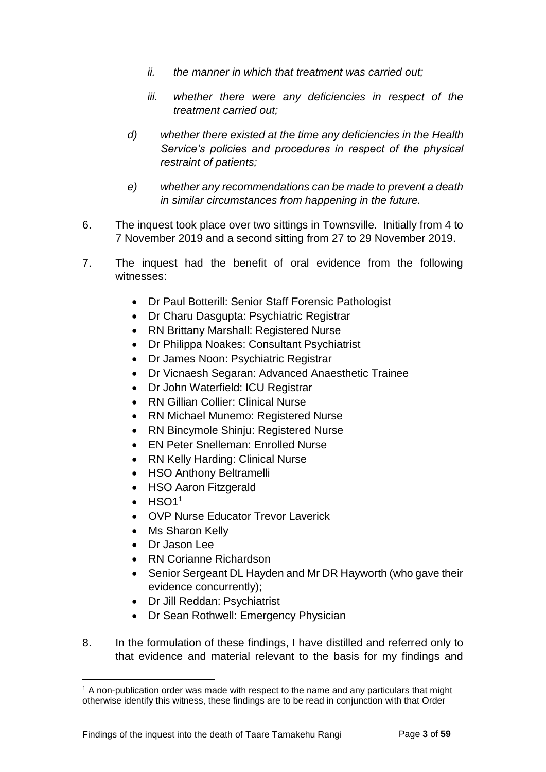*ii. the manner in which that treatment was carried out;*

*iii. whether there were any deficiencies in respect of the treatment carried out;*

*d) whether there existed at the time any deficiencies in the Health Service's policies and procedures in respect of the physical restraint of patients;*

*e) whether any recommendations can be made to prevent a death in similar circumstances from happening in the future.*

6. The inquest took place over two sittings in Townsville. Initially from 4 to 7 November 2019 and a second sitting from 27 to 29 November 2019.

7. The inquest had the benefit of oral evidence from the following witnesses:

   - Dr Paul Botterill: Senior Staff Forensic Pathologist
   - Dr Charu Dasgupta: Psychiatric Registrar
   - RN Brittany Marshall: Registered Nurse
   - Dr Philippa Noakes: Consultant Psychiatrist
   - Dr James Noon: Psychiatric Registrar
   - Dr Vicnaesh Segaran: Advanced Anaesthetic Trainee
   - Dr John Waterfield: ICU Registrar
   - RN Gillian Collier: Clinical Nurse
   - RN Michael Munemo: Registered Nurse
   - RN Bincymole Shinju: Registered Nurse
   - EN Peter Snelleman: Enrolled Nurse
   - RN Kelly Harding: Clinical Nurse
   - HSO Anthony Beltramelli
   - HSO Aaron Fitzgerald
   - HSO1[1]
   - OVP Nurse Educator Trevor Laverick
   - Ms Sharon Kelly
   - Dr Jason Lee
   - RN Corianne Richardson
   - Senior Sergeant DL Hayden and Mr DR Hayworth (who gave their evidence concurrently);
   - Dr Jill Reddan: Psychiatrist
   - Dr Sean Rothwell: Emergency Physician

8. In the formulation of these findings, I have distilled and referred only to that evidence and material relevant to the basis for my findings and

[1] A non-publication order was made with respect to the name and any particulars that might otherwise identify this witness, these findings are to be read in conjunction with that Order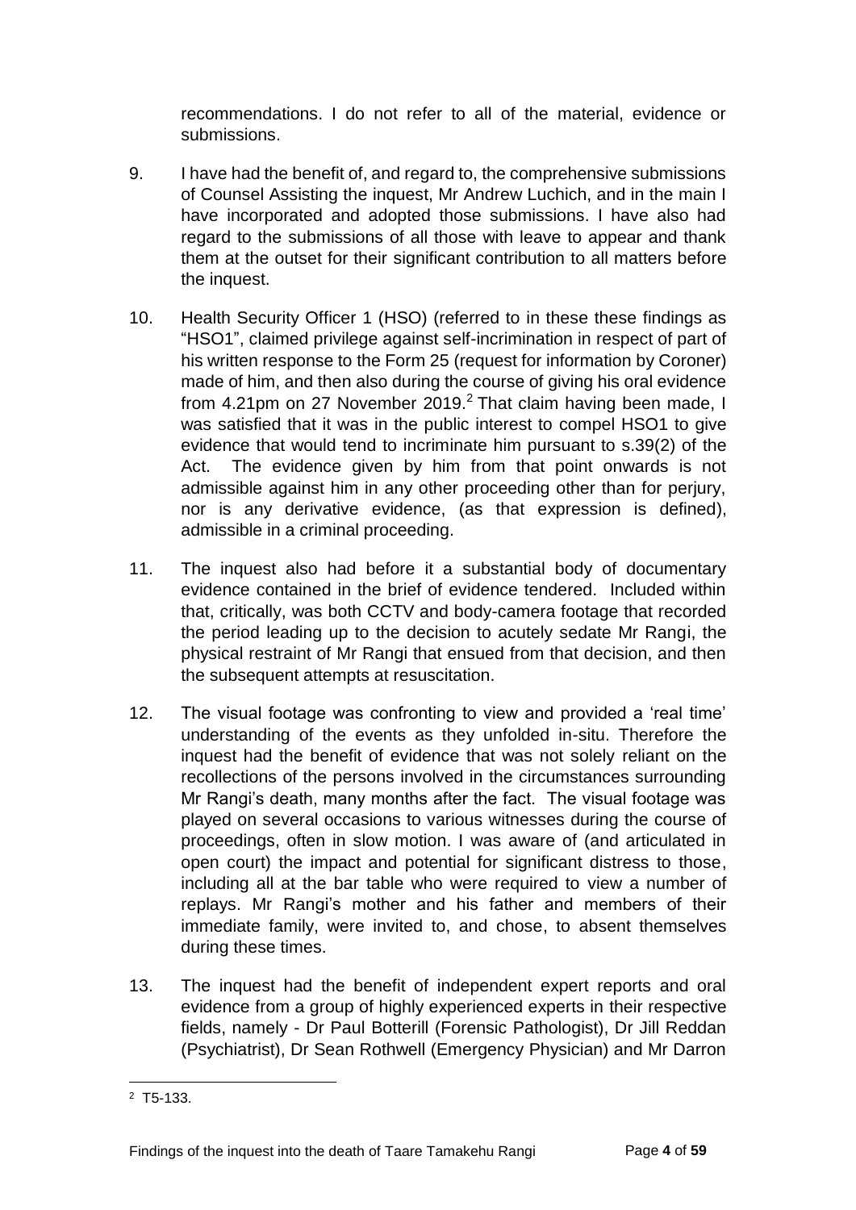recommendations. I do not refer to all of the material, evidence or submissions.

9. I have had the benefit of, and regard to, the comprehensive submissions of Counsel Assisting the inquest, Mr Andrew Luchich, and in the main I have incorporated and adopted those submissions. I have also had regard to the submissions of all those with leave to appear and thank them at the outset for their significant contribution to all matters before the inquest.

10. Health Security Officer 1 (HSO) (referred to in these these findings as "HSO1", claimed privilege against self-incrimination in respect of part of his written response to the Form 25 (request for information by Coroner) made of him, and then also during the course of giving his oral evidence from 4.21pm on 27 November 2019.[2] That claim having been made, I was satisfied that it was in the public interest to compel HSO1 to give evidence that would tend to incriminate him pursuant to s.39(2) of the Act. The evidence given by him from that point onwards is not admissible against him in any other proceeding other than for perjury, nor is any derivative evidence, (as that expression is defined), admissible in a criminal proceeding.

11. The inquest also had before it a substantial body of documentary evidence contained in the brief of evidence tendered. Included within that, critically, was both CCTV and body-camera footage that recorded the period leading up to the decision to acutely sedate Mr Rangi, the physical restraint of Mr Rangi that ensued from that decision, and then the subsequent attempts at resuscitation.

12. The visual footage was confronting to view and provided a 'real time' understanding of the events as they unfolded in-situ. Therefore the inquest had the benefit of evidence that was not solely reliant on the recollections of the persons involved in the circumstances surrounding Mr Rangi's death, many months after the fact. The visual footage was played on several occasions to various witnesses during the course of proceedings, often in slow motion. I was aware of (and articulated in open court) the impact and potential for significant distress to those, including all at the bar table who were required to view a number of replays. Mr Rangi's mother and his father and members of their immediate family, were invited to, and chose, to absent themselves during these times.

13. The inquest had the benefit of independent expert reports and oral evidence from a group of highly experienced experts in their respective fields, namely - Dr Paul Botterill (Forensic Pathologist), Dr Jill Reddan (Psychiatrist), Dr Sean Rothwell (Emergency Physician) and Mr Darron

---

[2] T5-133.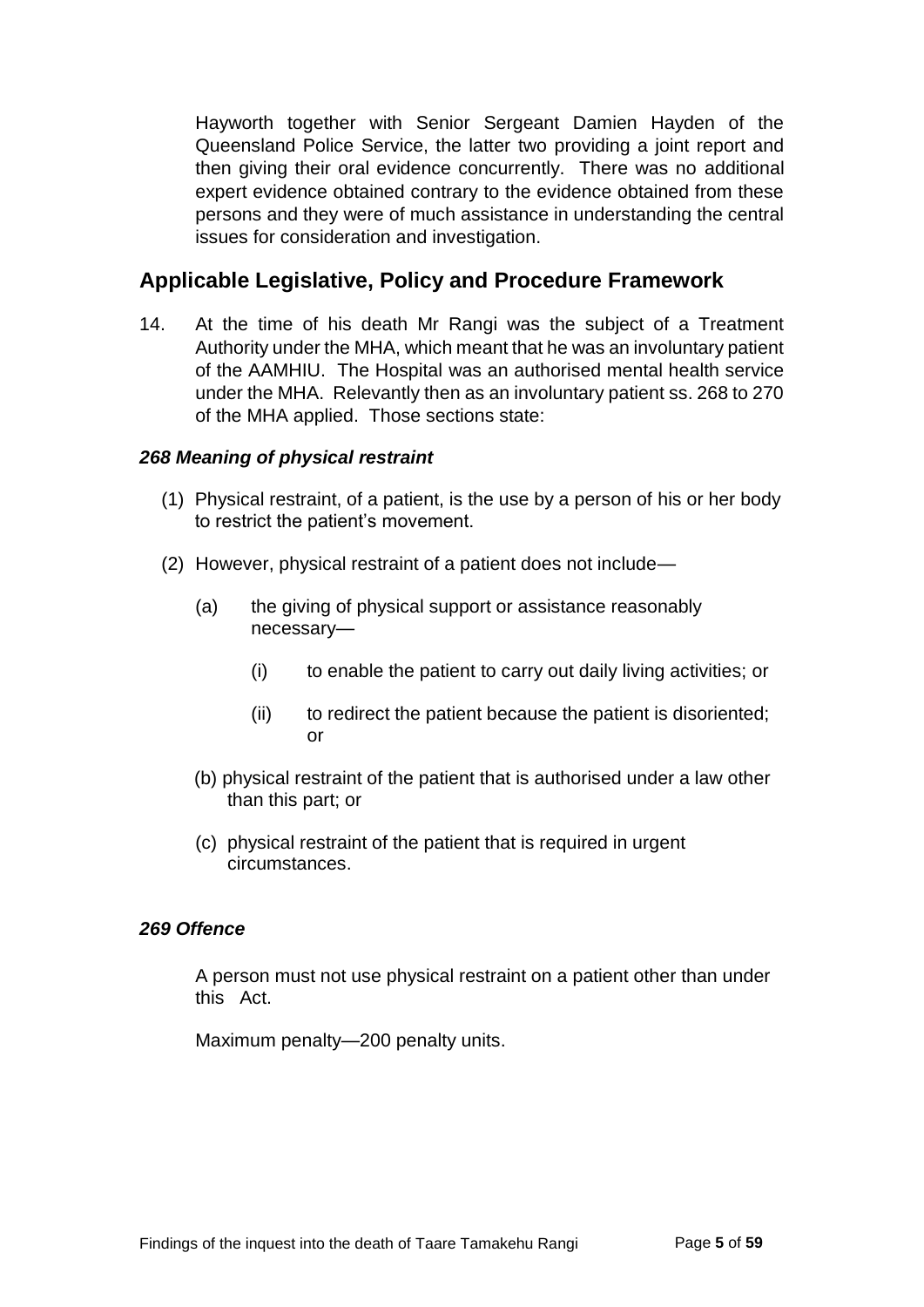Hayworth together with Senior Sergeant Damien Hayden of the Queensland Police Service, the latter two providing a joint report and then giving their oral evidence concurrently. There was no additional expert evidence obtained contrary to the evidence obtained from these persons and they were of much assistance in understanding the central issues for consideration and investigation.

## Applicable Legislative, Policy and Procedure Framework

14. At the time of his death Mr Rangi was the subject of a Treatment Authority under the MHA, which meant that he was an involuntary patient of the AAMHIU. The Hospital was an authorised mental health service under the MHA. Relevantly then as an involuntary patient ss. 268 to 270 of the MHA applied. Those sections state:

***268 Meaning of physical restraint***

(1) Physical restraint, of a patient, is the use by a person of his or her body to restrict the patient's movement.

(2) However, physical restraint of a patient does not include—

(a) the giving of physical support or assistance reasonably necessary—

(i) to enable the patient to carry out daily living activities; or

(ii) to redirect the patient because the patient is disoriented; or

(b) physical restraint of the patient that is authorised under a law other than this part; or

(c) physical restraint of the patient that is required in urgent circumstances.

***269 Offence***

A person must not use physical restraint on a patient other than under this Act.

Maximum penalty—200 penalty units.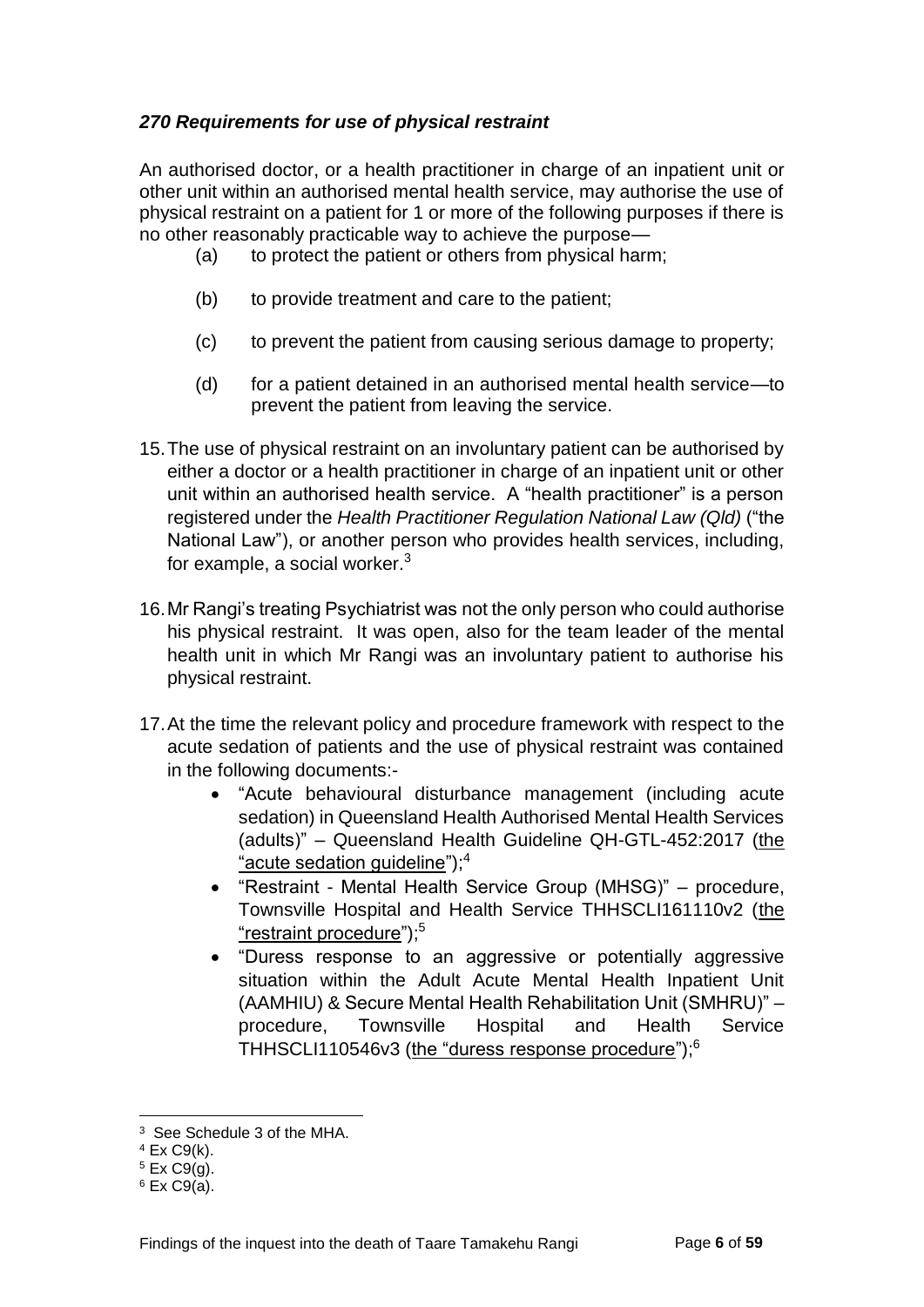### *270 Requirements for use of physical restraint*

An authorised doctor, or a health practitioner in charge of an inpatient unit or other unit within an authorised mental health service, may authorise the use of physical restraint on a patient for 1 or more of the following purposes if there is no other reasonably practicable way to achieve the purpose—

(a) to protect the patient or others from physical harm;

(b) to provide treatment and care to the patient;

(c) to prevent the patient from causing serious damage to property;

(d) for a patient detained in an authorised mental health service—to prevent the patient from leaving the service.

15. The use of physical restraint on an involuntary patient can be authorised by either a doctor or a health practitioner in charge of an inpatient unit or other unit within an authorised health service. A "health practitioner" is a person registered under the *Health Practitioner Regulation National Law (Qld)* ("the National Law"), or another person who provides health services, including, for example, a social worker.[3]

16. Mr Rangi's treating Psychiatrist was not the only person who could authorise his physical restraint. It was open, also for the team leader of the mental health unit in which Mr Rangi was an involuntary patient to authorise his physical restraint.

17. At the time the relevant policy and procedure framework with respect to the acute sedation of patients and the use of physical restraint was contained in the following documents:-

- "Acute behavioural disturbance management (including acute sedation) in Queensland Health Authorised Mental Health Services (adults)" – Queensland Health Guideline QH-GTL-452:2017 (the "acute sedation guideline");[4]
- "Restraint - Mental Health Service Group (MHSG)" – procedure, Townsville Hospital and Health Service THHSCLI161110v2 (the "restraint procedure");[5]
- "Duress response to an aggressive or potentially aggressive situation within the Adult Acute Mental Health Inpatient Unit (AAMHIU) & Secure Mental Health Rehabilitation Unit (SMHRU)" – procedure, Townsville Hospital and Health Service THHSCLI110546v3 (the "duress response procedure");[6]

---

[3] See Schedule 3 of the MHA.

[4] Ex C9(k).

[5] Ex C9(g).

[6] Ex C9(a).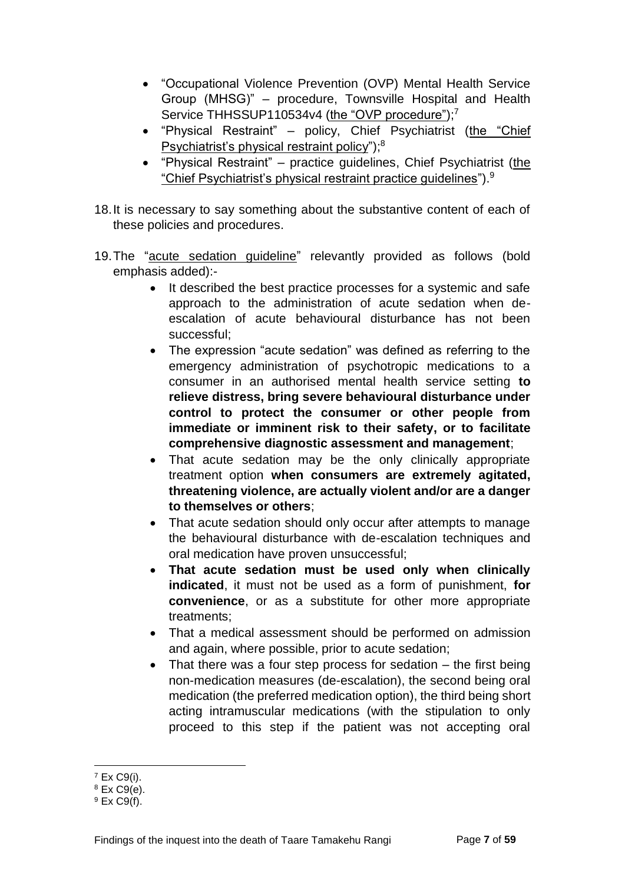- "Occupational Violence Prevention (OVP) Mental Health Service Group (MHSG)" – procedure, Townsville Hospital and Health Service THHSSUP110534v4 (the "OVP procedure");[7]
- "Physical Restraint" – policy, Chief Psychiatrist (the "Chief Psychiatrist's physical restraint policy");[8]
- "Physical Restraint" – practice guidelines, Chief Psychiatrist (the "Chief Psychiatrist's physical restraint practice guidelines").[9]

18. It is necessary to say something about the substantive content of each of these policies and procedures.

19. The "acute sedation guideline" relevantly provided as follows (bold emphasis added):-
    - It described the best practice processes for a systemic and safe approach to the administration of acute sedation when de-escalation of acute behavioural disturbance has not been successful;
    - The expression "acute sedation" was defined as referring to the emergency administration of psychotropic medications to a consumer in an authorised mental health service setting **to relieve distress, bring severe behavioural disturbance under control to protect the consumer or other people from immediate or imminent risk to their safety, or to facilitate comprehensive diagnostic assessment and management**;
    - That acute sedation may be the only clinically appropriate treatment option **when consumers are extremely agitated, threatening violence, are actually violent and/or are a danger to themselves or others**;
    - That acute sedation should only occur after attempts to manage the behavioural disturbance with de-escalation techniques and oral medication have proven unsuccessful;
    - **That acute sedation must be used only when clinically indicated**, it must not be used as a form of punishment, **for convenience**, or as a substitute for other more appropriate treatments;
    - That a medical assessment should be performed on admission and again, where possible, prior to acute sedation;
    - That there was a four step process for sedation – the first being non-medication measures (de-escalation), the second being oral medication (the preferred medication option), the third being short acting intramuscular medications (with the stipulation to only proceed to this step if the patient was not accepting oral

[7] Ex C9(i).
[8] Ex C9(e).
[9] Ex C9(f).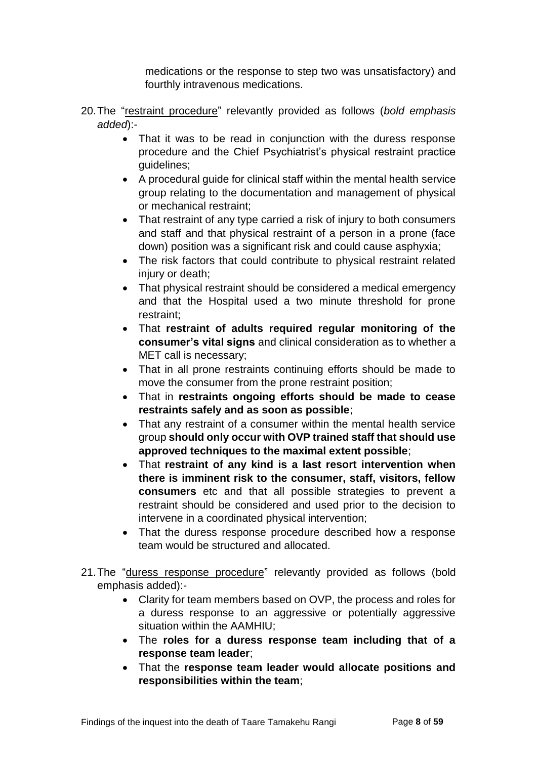medications or the response to step two was unsatisfactory) and fourthly intravenous medications.

20. The "restraint procedure" relevantly provided as follows (*bold emphasis added*):-

    - That it was to be read in conjunction with the duress response procedure and the Chief Psychiatrist's physical restraint practice guidelines;
    - A procedural guide for clinical staff within the mental health service group relating to the documentation and management of physical or mechanical restraint;
    - That restraint of any type carried a risk of injury to both consumers and staff and that physical restraint of a person in a prone (face down) position was a significant risk and could cause asphyxia;
    - The risk factors that could contribute to physical restraint related injury or death;
    - That physical restraint should be considered a medical emergency and that the Hospital used a two minute threshold for prone restraint;
    - That **restraint of adults required regular monitoring of the consumer's vital signs** and clinical consideration as to whether a MET call is necessary;
    - That in all prone restraints continuing efforts should be made to move the consumer from the prone restraint position;
    - That in **restraints ongoing efforts should be made to cease restraints safely and as soon as possible**;
    - That any restraint of a consumer within the mental health service group **should only occur with OVP trained staff that should use approved techniques to the maximal extent possible**;
    - That **restraint of any kind is a last resort intervention when there is imminent risk to the consumer, staff, visitors, fellow consumers** etc and that all possible strategies to prevent a restraint should be considered and used prior to the decision to intervene in a coordinated physical intervention;
    - That the duress response procedure described how a response team would be structured and allocated.

21. The "duress response procedure" relevantly provided as follows (bold emphasis added):-

    - Clarity for team members based on OVP, the process and roles for a duress response to an aggressive or potentially aggressive situation within the AAMHIU;
    - The **roles for a duress response team including that of a response team leader**;
    - That the **response team leader would allocate positions and responsibilities within the team**;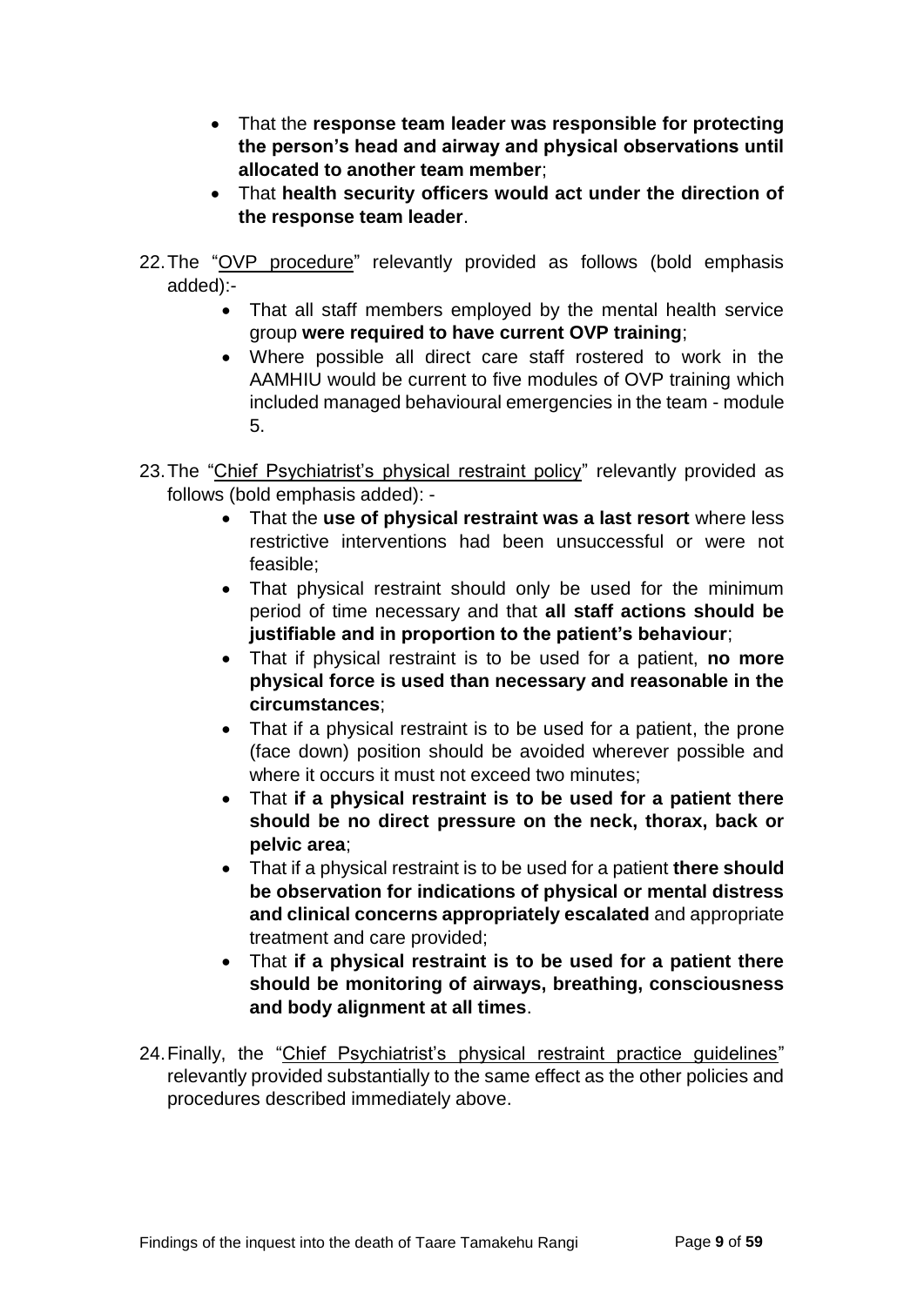- That the **response team leader was responsible for protecting the person's head and airway and physical observations until allocated to another team member**;
- That **health security officers would act under the direction of the response team leader**.

22. The "OVP procedure" relevantly provided as follows (bold emphasis added):-
    - That all staff members employed by the mental health service group **were required to have current OVP training**;
    - Where possible all direct care staff rostered to work in the AAMHIU would be current to five modules of OVP training which included managed behavioural emergencies in the team - module 5.

23. The "Chief Psychiatrist's physical restraint policy" relevantly provided as follows (bold emphasis added): -
    - That the **use of physical restraint was a last resort** where less restrictive interventions had been unsuccessful or were not feasible;
    - That physical restraint should only be used for the minimum period of time necessary and that **all staff actions should be justifiable and in proportion to the patient's behaviour**;
    - That if physical restraint is to be used for a patient, **no more physical force is used than necessary and reasonable in the circumstances**;
    - That if a physical restraint is to be used for a patient, the prone (face down) position should be avoided wherever possible and where it occurs it must not exceed two minutes;
    - That **if a physical restraint is to be used for a patient there should be no direct pressure on the neck, thorax, back or pelvic area**;
    - That if a physical restraint is to be used for a patient **there should be observation for indications of physical or mental distress and clinical concerns appropriately escalated** and appropriate treatment and care provided;
    - That **if a physical restraint is to be used for a patient there should be monitoring of airways, breathing, consciousness and body alignment at all times**.

24. Finally, the "Chief Psychiatrist's physical restraint practice guidelines" relevantly provided substantially to the same effect as the other policies and procedures described immediately above.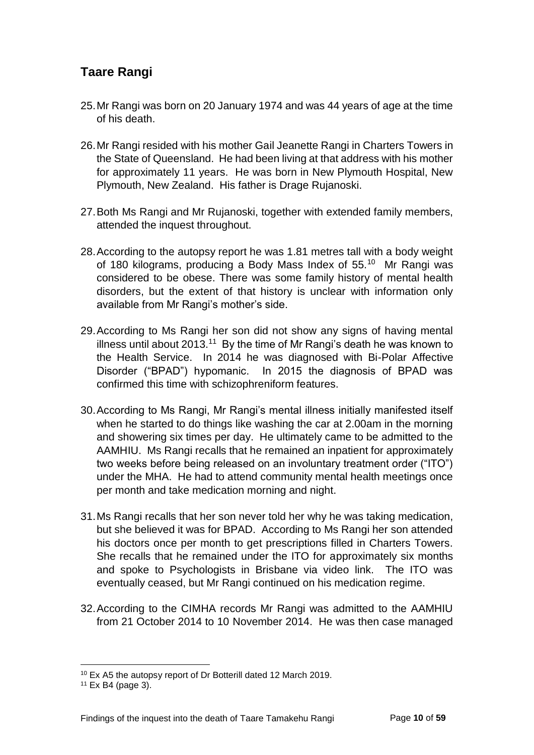## Taare Rangi

25. Mr Rangi was born on 20 January 1974 and was 44 years of age at the time of his death.

26. Mr Rangi resided with his mother Gail Jeanette Rangi in Charters Towers in the State of Queensland. He had been living at that address with his mother for approximately 11 years. He was born in New Plymouth Hospital, New Plymouth, New Zealand. His father is Drage Rujanoski.

27. Both Ms Rangi and Mr Rujanoski, together with extended family members, attended the inquest throughout.

28. According to the autopsy report he was 1.81 metres tall with a body weight of 180 kilograms, producing a Body Mass Index of 55.[10] Mr Rangi was considered to be obese. There was some family history of mental health disorders, but the extent of that history is unclear with information only available from Mr Rangi's mother's side.

29. According to Ms Rangi her son did not show any signs of having mental illness until about 2013.[11] By the time of Mr Rangi's death he was known to the Health Service. In 2014 he was diagnosed with Bi-Polar Affective Disorder ("BPAD") hypomanic. In 2015 the diagnosis of BPAD was confirmed this time with schizophreniform features.

30. According to Ms Rangi, Mr Rangi's mental illness initially manifested itself when he started to do things like washing the car at 2.00am in the morning and showering six times per day. He ultimately came to be admitted to the AAMHIU. Ms Rangi recalls that he remained an inpatient for approximately two weeks before being released on an involuntary treatment order ("ITO") under the MHA. He had to attend community mental health meetings once per month and take medication morning and night.

31. Ms Rangi recalls that her son never told her why he was taking medication, but she believed it was for BPAD. According to Ms Rangi her son attended his doctors once per month to get prescriptions filled in Charters Towers. She recalls that he remained under the ITO for approximately six months and spoke to Psychologists in Brisbane via video link. The ITO was eventually ceased, but Mr Rangi continued on his medication regime.

32. According to the CIMHA records Mr Rangi was admitted to the AAMHIU from 21 October 2014 to 10 November 2014. He was then case managed

---

[10] Ex A5 the autopsy report of Dr Botterill dated 12 March 2019.

[11] Ex B4 (page 3).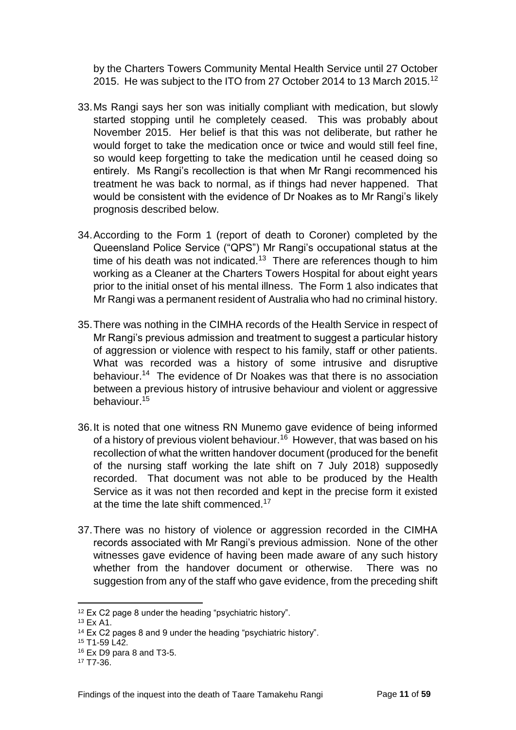by the Charters Towers Community Mental Health Service until 27 October 2015. He was subject to the ITO from 27 October 2014 to 13 March 2015.[12]

33. Ms Rangi says her son was initially compliant with medication, but slowly started stopping until he completely ceased. This was probably about November 2015. Her belief is that this was not deliberate, but rather he would forget to take the medication once or twice and would still feel fine, so would keep forgetting to take the medication until he ceased doing so entirely. Ms Rangi's recollection is that when Mr Rangi recommenced his treatment he was back to normal, as if things had never happened. That would be consistent with the evidence of Dr Noakes as to Mr Rangi's likely prognosis described below.

34. According to the Form 1 (report of death to Coroner) completed by the Queensland Police Service ("QPS") Mr Rangi's occupational status at the time of his death was not indicated.[13] There are references though to him working as a Cleaner at the Charters Towers Hospital for about eight years prior to the initial onset of his mental illness. The Form 1 also indicates that Mr Rangi was a permanent resident of Australia who had no criminal history.

35. There was nothing in the CIMHA records of the Health Service in respect of Mr Rangi's previous admission and treatment to suggest a particular history of aggression or violence with respect to his family, staff or other patients. What was recorded was a history of some intrusive and disruptive behaviour.[14] The evidence of Dr Noakes was that there is no association between a previous history of intrusive behaviour and violent or aggressive behaviour.[15]

36. It is noted that one witness RN Munemo gave evidence of being informed of a history of previous violent behaviour.[16] However, that was based on his recollection of what the written handover document (produced for the benefit of the nursing staff working the late shift on 7 July 2018) supposedly recorded. That document was not able to be produced by the Health Service as it was not then recorded and kept in the precise form it existed at the time the late shift commenced.[17]

37. There was no history of violence or aggression recorded in the CIMHA records associated with Mr Rangi's previous admission. None of the other witnesses gave evidence of having been made aware of any such history whether from the handover document or otherwise. There was no suggestion from any of the staff who gave evidence, from the preceding shift

---

[12] Ex C2 page 8 under the heading "psychiatric history".

[13] Ex A1.

[14] Ex C2 pages 8 and 9 under the heading "psychiatric history".

[15] T1-59 L42.

[16] Ex D9 para 8 and T3-5.

[17] T7-36.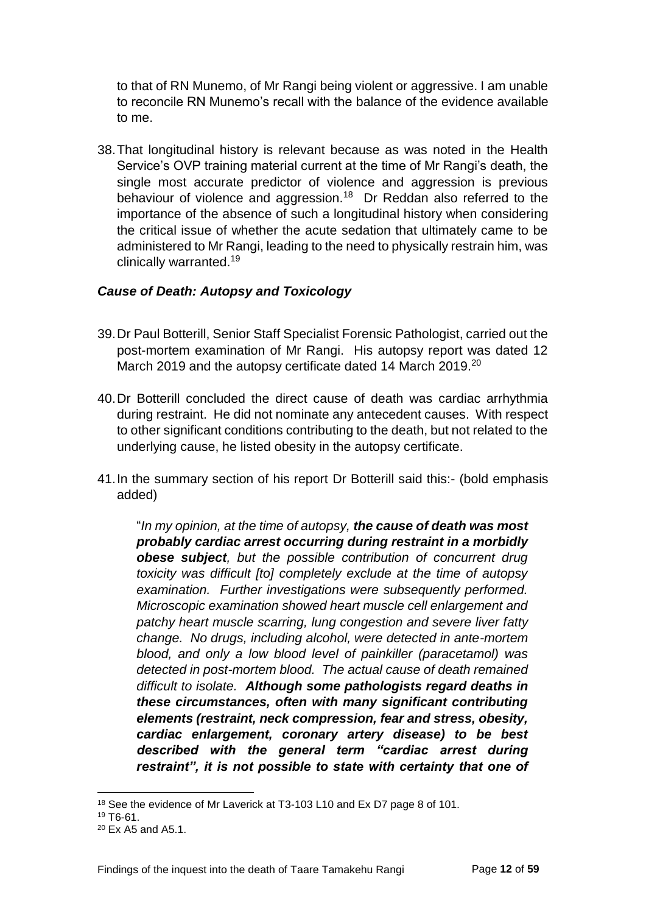to that of RN Munemo, of Mr Rangi being violent or aggressive. I am unable to reconcile RN Munemo's recall with the balance of the evidence available to me.

38. That longitudinal history is relevant because as was noted in the Health Service's OVP training material current at the time of Mr Rangi's death, the single most accurate predictor of violence and aggression is previous behaviour of violence and aggression.[18] Dr Reddan also referred to the importance of the absence of such a longitudinal history when considering the critical issue of whether the acute sedation that ultimately came to be administered to Mr Rangi, leading to the need to physically restrain him, was clinically warranted.[19]

### *Cause of Death: Autopsy and Toxicology*

39. Dr Paul Botterill, Senior Staff Specialist Forensic Pathologist, carried out the post-mortem examination of Mr Rangi. His autopsy report was dated 12 March 2019 and the autopsy certificate dated 14 March 2019.[20]

40. Dr Botterill concluded the direct cause of death was cardiac arrhythmia during restraint. He did not nominate any antecedent causes. With respect to other significant conditions contributing to the death, but not related to the underlying cause, he listed obesity in the autopsy certificate.

41. In the summary section of his report Dr Botterill said this:- (bold emphasis added)

> "*In my opinion, at the time of autopsy, **the cause of death was most probably cardiac arrest occurring during restraint in a morbidly obese subject**, but the possible contribution of concurrent drug toxicity was difficult [to] completely exclude at the time of autopsy examination. Further investigations were subsequently performed. Microscopic examination showed heart muscle cell enlargement and patchy heart muscle scarring, lung congestion and severe liver fatty change. No drugs, including alcohol, were detected in ante-mortem blood, and only a low blood level of painkiller (paracetamol) was detected in post-mortem blood. The actual cause of death remained difficult to isolate. **Although some pathologists regard deaths in these circumstances, often with many significant contributing elements (restraint, neck compression, fear and stress, obesity, cardiac enlargement, coronary artery disease) to be best described with the general term "cardiac arrest during restraint", it is not possible to state with certainty that one of***

---

[18] See the evidence of Mr Laverick at T3-103 L10 and Ex D7 page 8 of 101.

[19] T6-61.

[20] Ex A5 and A5.1.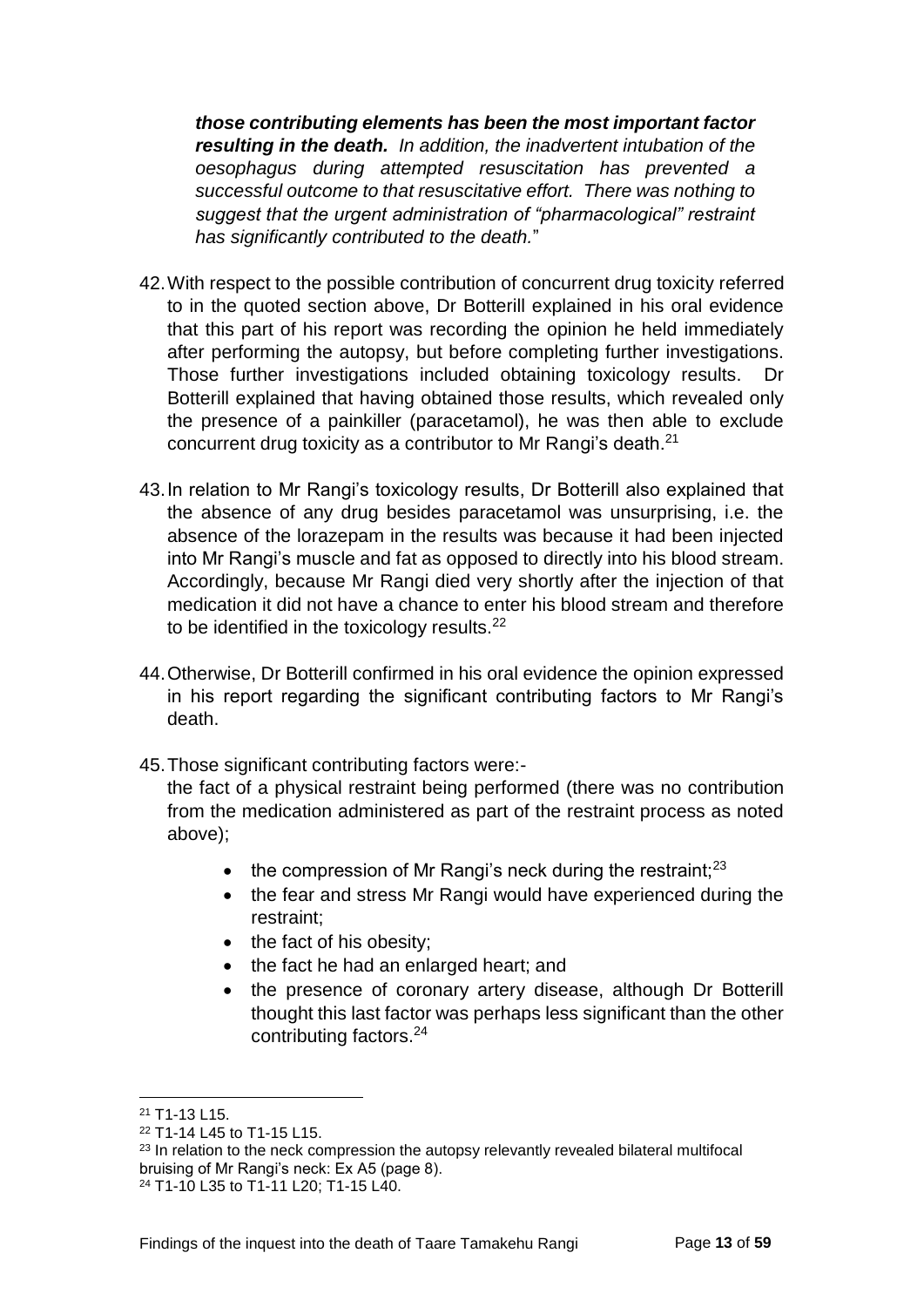> ***those contributing elements has been the most important factor resulting in the death.*** *In addition, the inadvertent intubation of the oesophagus during attempted resuscitation has prevented a successful outcome to that resuscitative effort. There was nothing to suggest that the urgent administration of "pharmacological" restraint has significantly contributed to the death.*"

42. With respect to the possible contribution of concurrent drug toxicity referred to in the quoted section above, Dr Botterill explained in his oral evidence that this part of his report was recording the opinion he held immediately after performing the autopsy, but before completing further investigations. Those further investigations included obtaining toxicology results. Dr Botterill explained that having obtained those results, which revealed only the presence of a painkiller (paracetamol), he was then able to exclude concurrent drug toxicity as a contributor to Mr Rangi's death.[21]

43. In relation to Mr Rangi's toxicology results, Dr Botterill also explained that the absence of any drug besides paracetamol was unsurprising, i.e. the absence of the lorazepam in the results was because it had been injected into Mr Rangi's muscle and fat as opposed to directly into his blood stream. Accordingly, because Mr Rangi died very shortly after the injection of that medication it did not have a chance to enter his blood stream and therefore to be identified in the toxicology results.[22]

44. Otherwise, Dr Botterill confirmed in his oral evidence the opinion expressed in his report regarding the significant contributing factors to Mr Rangi's death.

45. Those significant contributing factors were:-
    the fact of a physical restraint being performed (there was no contribution from the medication administered as part of the restraint process as noted above);

    - the compression of Mr Rangi's neck during the restraint;[23]
    - the fear and stress Mr Rangi would have experienced during the restraint;
    - the fact of his obesity;
    - the fact he had an enlarged heart; and
    - the presence of coronary artery disease, although Dr Botterill thought this last factor was perhaps less significant than the other contributing factors.[24]

---

[21] T1-13 L15.

[22] T1-14 L45 to T1-15 L15.

[23] In relation to the neck compression the autopsy relevantly revealed bilateral multifocal bruising of Mr Rangi's neck: Ex A5 (page 8).

[24] T1-10 L35 to T1-11 L20; T1-15 L40.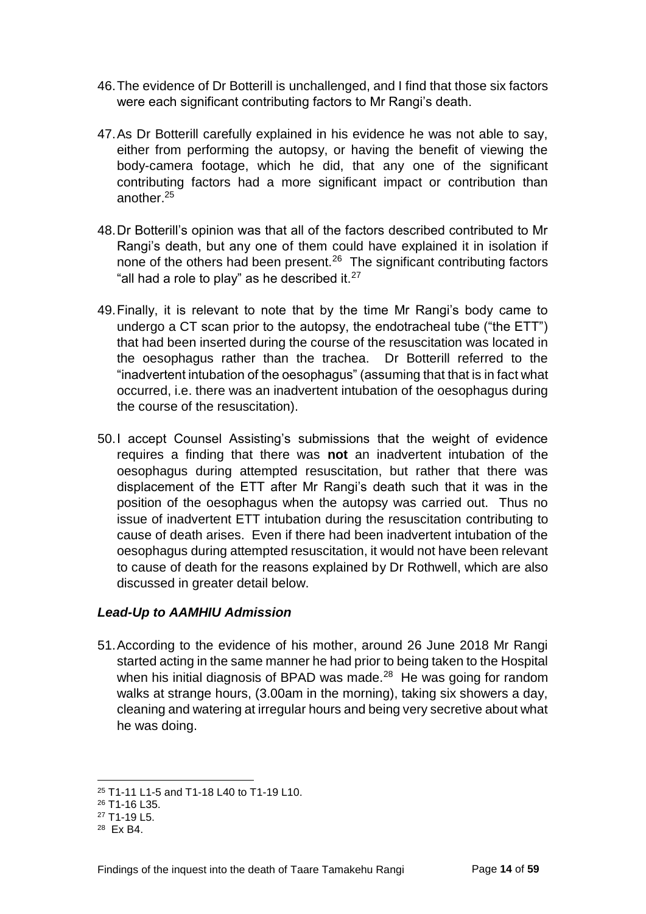46. The evidence of Dr Botterill is unchallenged, and I find that those six factors were each significant contributing factors to Mr Rangi's death.

47. As Dr Botterill carefully explained in his evidence he was not able to say, either from performing the autopsy, or having the benefit of viewing the body-camera footage, which he did, that any one of the significant contributing factors had a more significant impact or contribution than another.[25]

48. Dr Botterill's opinion was that all of the factors described contributed to Mr Rangi's death, but any one of them could have explained it in isolation if none of the others had been present.[26] The significant contributing factors "all had a role to play" as he described it.[27]

49. Finally, it is relevant to note that by the time Mr Rangi's body came to undergo a CT scan prior to the autopsy, the endotracheal tube ("the ETT") that had been inserted during the course of the resuscitation was located in the oesophagus rather than the trachea. Dr Botterill referred to the "inadvertent intubation of the oesophagus" (assuming that that is in fact what occurred, i.e. there was an inadvertent intubation of the oesophagus during the course of the resuscitation).

50. I accept Counsel Assisting's submissions that the weight of evidence requires a finding that there was **not** an inadvertent intubation of the oesophagus during attempted resuscitation, but rather that there was displacement of the ETT after Mr Rangi's death such that it was in the position of the oesophagus when the autopsy was carried out. Thus no issue of inadvertent ETT intubation during the resuscitation contributing to cause of death arises. Even if there had been inadvertent intubation of the oesophagus during attempted resuscitation, it would not have been relevant to cause of death for the reasons explained by Dr Rothwell, which are also discussed in greater detail below.

### *Lead-Up to AAMHIU Admission*

51. According to the evidence of his mother, around 26 June 2018 Mr Rangi started acting in the same manner he had prior to being taken to the Hospital when his initial diagnosis of BPAD was made.[28] He was going for random walks at strange hours, (3.00am in the morning), taking six showers a day, cleaning and watering at irregular hours and being very secretive about what he was doing.

---

[25] T1-11 L1-5 and T1-18 L40 to T1-19 L10.

[26] T1-16 L35.

[27] T1-19 L5.

[28] Ex B4.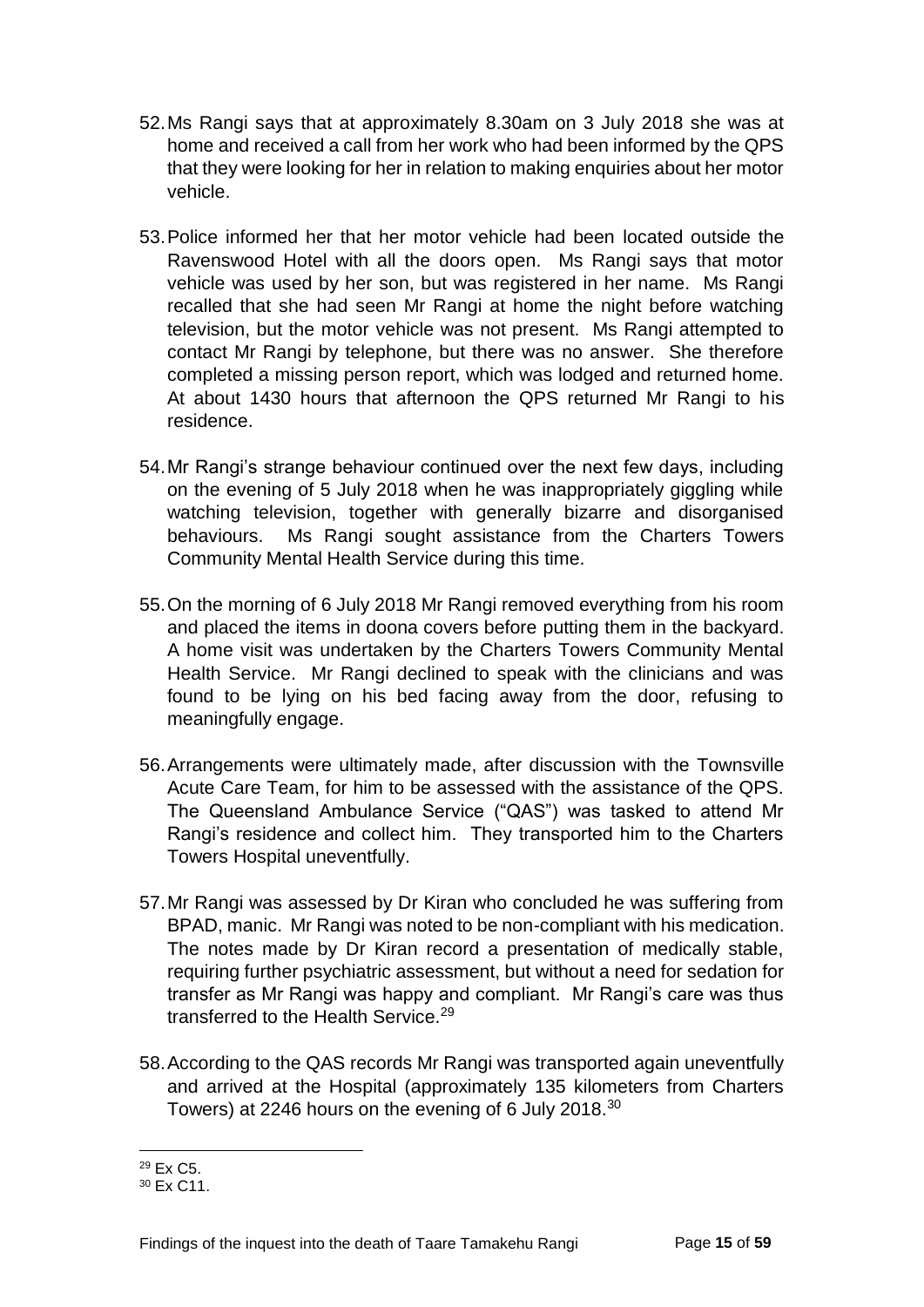52. Ms Rangi says that at approximately 8.30am on 3 July 2018 she was at home and received a call from her work who had been informed by the QPS that they were looking for her in relation to making enquiries about her motor vehicle.

53. Police informed her that her motor vehicle had been located outside the Ravenswood Hotel with all the doors open. Ms Rangi says that motor vehicle was used by her son, but was registered in her name. Ms Rangi recalled that she had seen Mr Rangi at home the night before watching television, but the motor vehicle was not present. Ms Rangi attempted to contact Mr Rangi by telephone, but there was no answer. She therefore completed a missing person report, which was lodged and returned home. At about 1430 hours that afternoon the QPS returned Mr Rangi to his residence.

54. Mr Rangi's strange behaviour continued over the next few days, including on the evening of 5 July 2018 when he was inappropriately giggling while watching television, together with generally bizarre and disorganised behaviours. Ms Rangi sought assistance from the Charters Towers Community Mental Health Service during this time.

55. On the morning of 6 July 2018 Mr Rangi removed everything from his room and placed the items in doona covers before putting them in the backyard. A home visit was undertaken by the Charters Towers Community Mental Health Service. Mr Rangi declined to speak with the clinicians and was found to be lying on his bed facing away from the door, refusing to meaningfully engage.

56. Arrangements were ultimately made, after discussion with the Townsville Acute Care Team, for him to be assessed with the assistance of the QPS. The Queensland Ambulance Service ("QAS") was tasked to attend Mr Rangi's residence and collect him. They transported him to the Charters Towers Hospital uneventfully.

57. Mr Rangi was assessed by Dr Kiran who concluded he was suffering from BPAD, manic. Mr Rangi was noted to be non-compliant with his medication. The notes made by Dr Kiran record a presentation of medically stable, requiring further psychiatric assessment, but without a need for sedation for transfer as Mr Rangi was happy and compliant. Mr Rangi's care was thus transferred to the Health Service.[29]

58. According to the QAS records Mr Rangi was transported again uneventfully and arrived at the Hospital (approximately 135 kilometers from Charters Towers) at 2246 hours on the evening of 6 July 2018.[30]

---

[29] Ex C5.

[30] Ex C11.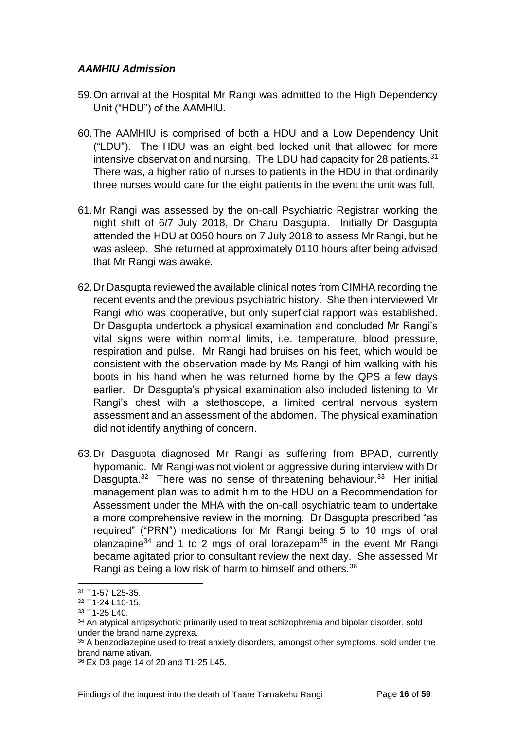### *AAMHIU Admission*

59. On arrival at the Hospital Mr Rangi was admitted to the High Dependency Unit ("HDU") of the AAMHIU.

60. The AAMHIU is comprised of both a HDU and a Low Dependency Unit ("LDU"). The HDU was an eight bed locked unit that allowed for more intensive observation and nursing. The LDU had capacity for 28 patients.[31] There was, a higher ratio of nurses to patients in the HDU in that ordinarily three nurses would care for the eight patients in the event the unit was full.

61. Mr Rangi was assessed by the on-call Psychiatric Registrar working the night shift of 6/7 July 2018, Dr Charu Dasgupta. Initially Dr Dasgupta attended the HDU at 0050 hours on 7 July 2018 to assess Mr Rangi, but he was asleep. She returned at approximately 0110 hours after being advised that Mr Rangi was awake.

62. Dr Dasgupta reviewed the available clinical notes from CIMHA recording the recent events and the previous psychiatric history. She then interviewed Mr Rangi who was cooperative, but only superficial rapport was established. Dr Dasgupta undertook a physical examination and concluded Mr Rangi's vital signs were within normal limits, i.e. temperature, blood pressure, respiration and pulse. Mr Rangi had bruises on his feet, which would be consistent with the observation made by Ms Rangi of him walking with his boots in his hand when he was returned home by the QPS a few days earlier. Dr Dasgupta's physical examination also included listening to Mr Rangi's chest with a stethoscope, a limited central nervous system assessment and an assessment of the abdomen. The physical examination did not identify anything of concern.

63. Dr Dasgupta diagnosed Mr Rangi as suffering from BPAD, currently hypomanic. Mr Rangi was not violent or aggressive during interview with Dr Dasgupta.[32] There was no sense of threatening behaviour.[33] Her initial management plan was to admit him to the HDU on a Recommendation for Assessment under the MHA with the on-call psychiatric team to undertake a more comprehensive review in the morning. Dr Dasgupta prescribed "as required" ("PRN") medications for Mr Rangi being 5 to 10 mgs of oral olanzapine[34] and 1 to 2 mgs of oral lorazepam[35] in the event Mr Rangi became agitated prior to consultant review the next day. She assessed Mr Rangi as being a low risk of harm to himself and others.[36]

---

[31] T1-57 L25-35.

[32] T1-24 L10-15.

[33] T1-25 L40.

[34] An atypical antipsychotic primarily used to treat schizophrenia and bipolar disorder, sold under the brand name zyprexa.

[35] A benzodiazepine used to treat anxiety disorders, amongst other symptoms, sold under the brand name ativan.

[36] Ex D3 page 14 of 20 and T1-25 L45.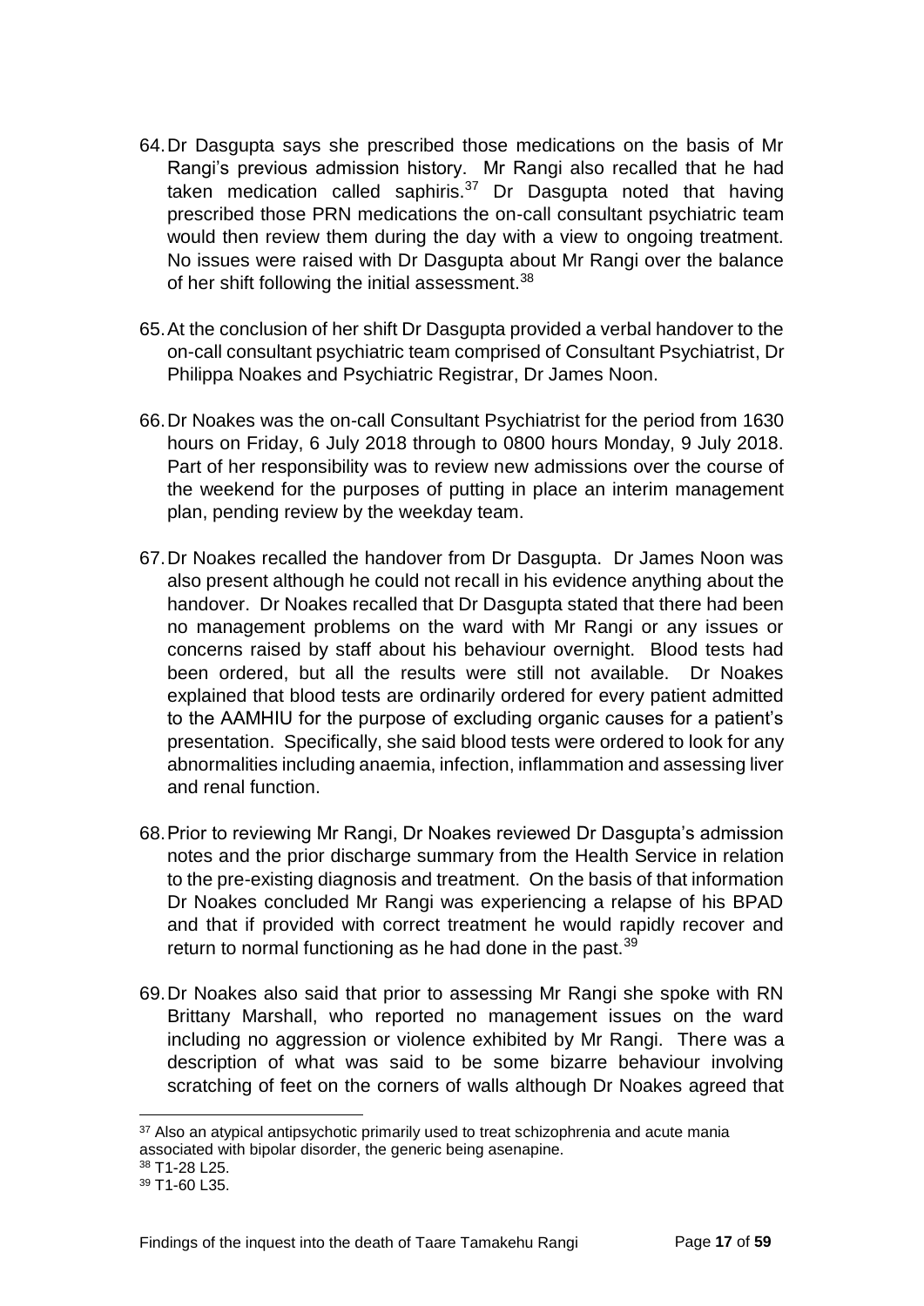64. Dr Dasgupta says she prescribed those medications on the basis of Mr Rangi's previous admission history. Mr Rangi also recalled that he had taken medication called saphiris.[37] Dr Dasgupta noted that having prescribed those PRN medications the on-call consultant psychiatric team would then review them during the day with a view to ongoing treatment. No issues were raised with Dr Dasgupta about Mr Rangi over the balance of her shift following the initial assessment.[38]

65. At the conclusion of her shift Dr Dasgupta provided a verbal handover to the on-call consultant psychiatric team comprised of Consultant Psychiatrist, Dr Philippa Noakes and Psychiatric Registrar, Dr James Noon.

66. Dr Noakes was the on-call Consultant Psychiatrist for the period from 1630 hours on Friday, 6 July 2018 through to 0800 hours Monday, 9 July 2018. Part of her responsibility was to review new admissions over the course of the weekend for the purposes of putting in place an interim management plan, pending review by the weekday team.

67. Dr Noakes recalled the handover from Dr Dasgupta. Dr James Noon was also present although he could not recall in his evidence anything about the handover. Dr Noakes recalled that Dr Dasgupta stated that there had been no management problems on the ward with Mr Rangi or any issues or concerns raised by staff about his behaviour overnight. Blood tests had been ordered, but all the results were still not available. Dr Noakes explained that blood tests are ordinarily ordered for every patient admitted to the AAMHIU for the purpose of excluding organic causes for a patient's presentation. Specifically, she said blood tests were ordered to look for any abnormalities including anaemia, infection, inflammation and assessing liver and renal function.

68. Prior to reviewing Mr Rangi, Dr Noakes reviewed Dr Dasgupta's admission notes and the prior discharge summary from the Health Service in relation to the pre-existing diagnosis and treatment. On the basis of that information Dr Noakes concluded Mr Rangi was experiencing a relapse of his BPAD and that if provided with correct treatment he would rapidly recover and return to normal functioning as he had done in the past.[39]

69. Dr Noakes also said that prior to assessing Mr Rangi she spoke with RN Brittany Marshall, who reported no management issues on the ward including no aggression or violence exhibited by Mr Rangi. There was a description of what was said to be some bizarre behaviour involving scratching of feet on the corners of walls although Dr Noakes agreed that

---

[37] Also an atypical antipsychotic primarily used to treat schizophrenia and acute mania associated with bipolar disorder, the generic being asenapine.

[38] T1-28 L25.

[39] T1-60 L35.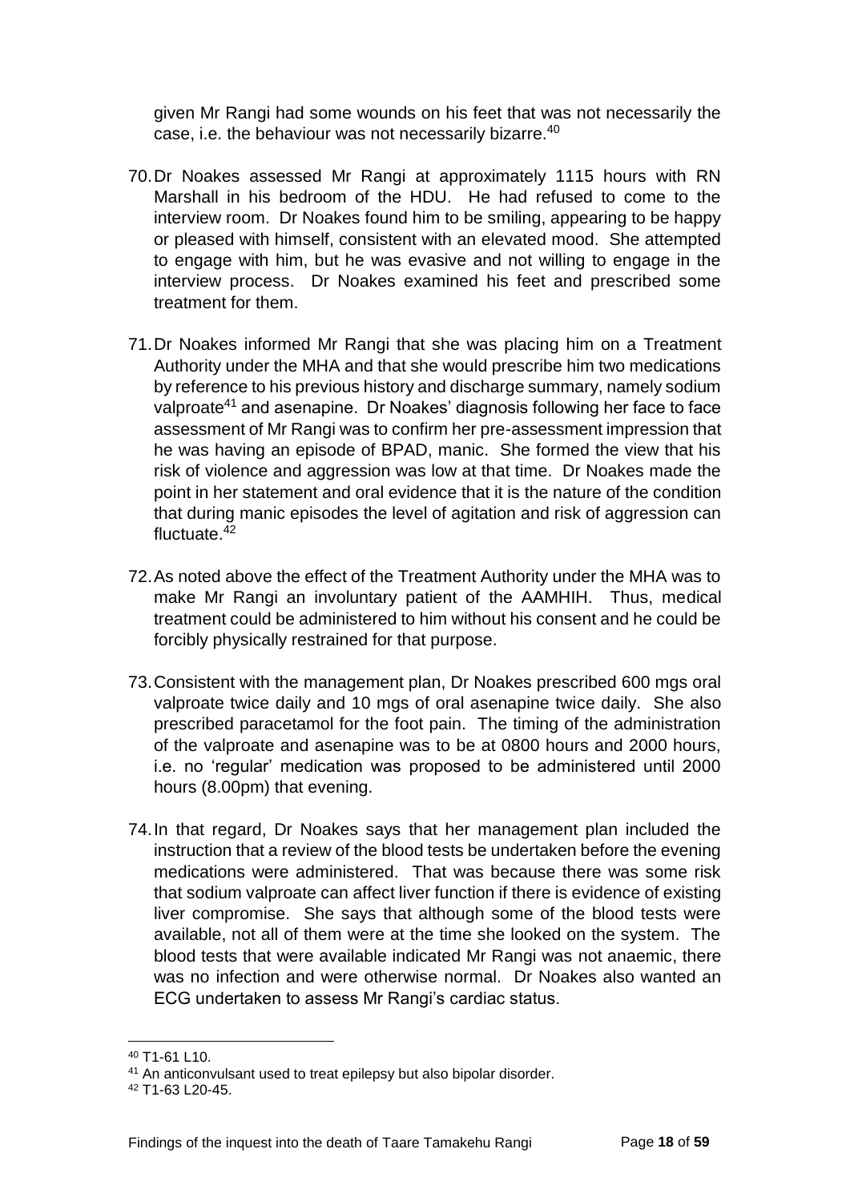given Mr Rangi had some wounds on his feet that was not necessarily the case, i.e. the behaviour was not necessarily bizarre.[40]

70. Dr Noakes assessed Mr Rangi at approximately 1115 hours with RN Marshall in his bedroom of the HDU. He had refused to come to the interview room. Dr Noakes found him to be smiling, appearing to be happy or pleased with himself, consistent with an elevated mood. She attempted to engage with him, but he was evasive and not willing to engage in the interview process. Dr Noakes examined his feet and prescribed some treatment for them.

71. Dr Noakes informed Mr Rangi that she was placing him on a Treatment Authority under the MHA and that she would prescribe him two medications by reference to his previous history and discharge summary, namely sodium valproate[41] and asenapine. Dr Noakes' diagnosis following her face to face assessment of Mr Rangi was to confirm her pre-assessment impression that he was having an episode of BPAD, manic. She formed the view that his risk of violence and aggression was low at that time. Dr Noakes made the point in her statement and oral evidence that it is the nature of the condition that during manic episodes the level of agitation and risk of aggression can fluctuate.[42]

72. As noted above the effect of the Treatment Authority under the MHA was to make Mr Rangi an involuntary patient of the AAMHIH. Thus, medical treatment could be administered to him without his consent and he could be forcibly physically restrained for that purpose.

73. Consistent with the management plan, Dr Noakes prescribed 600 mgs oral valproate twice daily and 10 mgs of oral asenapine twice daily. She also prescribed paracetamol for the foot pain. The timing of the administration of the valproate and asenapine was to be at 0800 hours and 2000 hours, i.e. no 'regular' medication was proposed to be administered until 2000 hours (8.00pm) that evening.

74. In that regard, Dr Noakes says that her management plan included the instruction that a review of the blood tests be undertaken before the evening medications were administered. That was because there was some risk that sodium valproate can affect liver function if there is evidence of existing liver compromise. She says that although some of the blood tests were available, not all of them were at the time she looked on the system. The blood tests that were available indicated Mr Rangi was not anaemic, there was no infection and were otherwise normal. Dr Noakes also wanted an ECG undertaken to assess Mr Rangi's cardiac status.

---

[40] T1-61 L10.

[41] An anticonvulsant used to treat epilepsy but also bipolar disorder.

[42] T1-63 L20-45.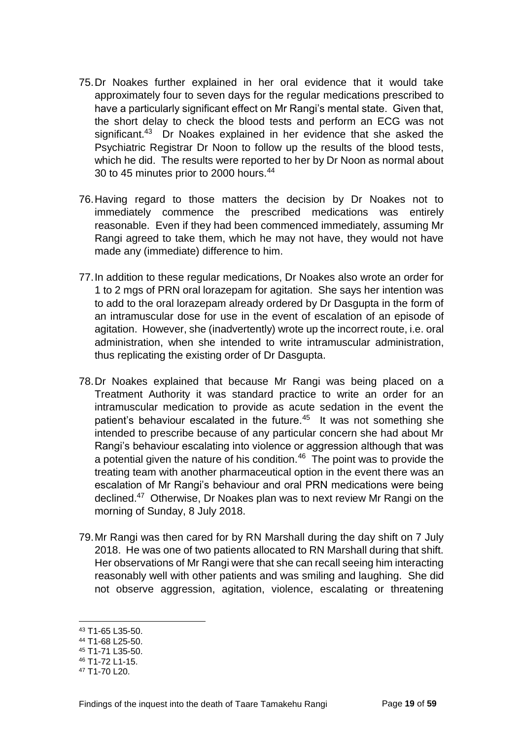75. Dr Noakes further explained in her oral evidence that it would take approximately four to seven days for the regular medications prescribed to have a particularly significant effect on Mr Rangi's mental state. Given that, the short delay to check the blood tests and perform an ECG was not significant.[43] Dr Noakes explained in her evidence that she asked the Psychiatric Registrar Dr Noon to follow up the results of the blood tests, which he did. The results were reported to her by Dr Noon as normal about 30 to 45 minutes prior to 2000 hours.[44]

76. Having regard to those matters the decision by Dr Noakes not to immediately commence the prescribed medications was entirely reasonable. Even if they had been commenced immediately, assuming Mr Rangi agreed to take them, which he may not have, they would not have made any (immediate) difference to him.

77. In addition to these regular medications, Dr Noakes also wrote an order for 1 to 2 mgs of PRN oral lorazepam for agitation. She says her intention was to add to the oral lorazepam already ordered by Dr Dasgupta in the form of an intramuscular dose for use in the event of escalation of an episode of agitation. However, she (inadvertently) wrote up the incorrect route, i.e. oral administration, when she intended to write intramuscular administration, thus replicating the existing order of Dr Dasgupta.

78. Dr Noakes explained that because Mr Rangi was being placed on a Treatment Authority it was standard practice to write an order for an intramuscular medication to provide as acute sedation in the event the patient's behaviour escalated in the future.[45] It was not something she intended to prescribe because of any particular concern she had about Mr Rangi's behaviour escalating into violence or aggression although that was a potential given the nature of his condition.[46] The point was to provide the treating team with another pharmaceutical option in the event there was an escalation of Mr Rangi's behaviour and oral PRN medications were being declined.[47] Otherwise, Dr Noakes plan was to next review Mr Rangi on the morning of Sunday, 8 July 2018.

79. Mr Rangi was then cared for by RN Marshall during the day shift on 7 July 2018. He was one of two patients allocated to RN Marshall during that shift. Her observations of Mr Rangi were that she can recall seeing him interacting reasonably well with other patients and was smiling and laughing. She did not observe aggression, agitation, violence, escalating or threatening

---

[43] T1-65 L35-50.
[44] T1-68 L25-50.
[45] T1-71 L35-50.
[46] T1-72 L1-15.
[47] T1-70 L20.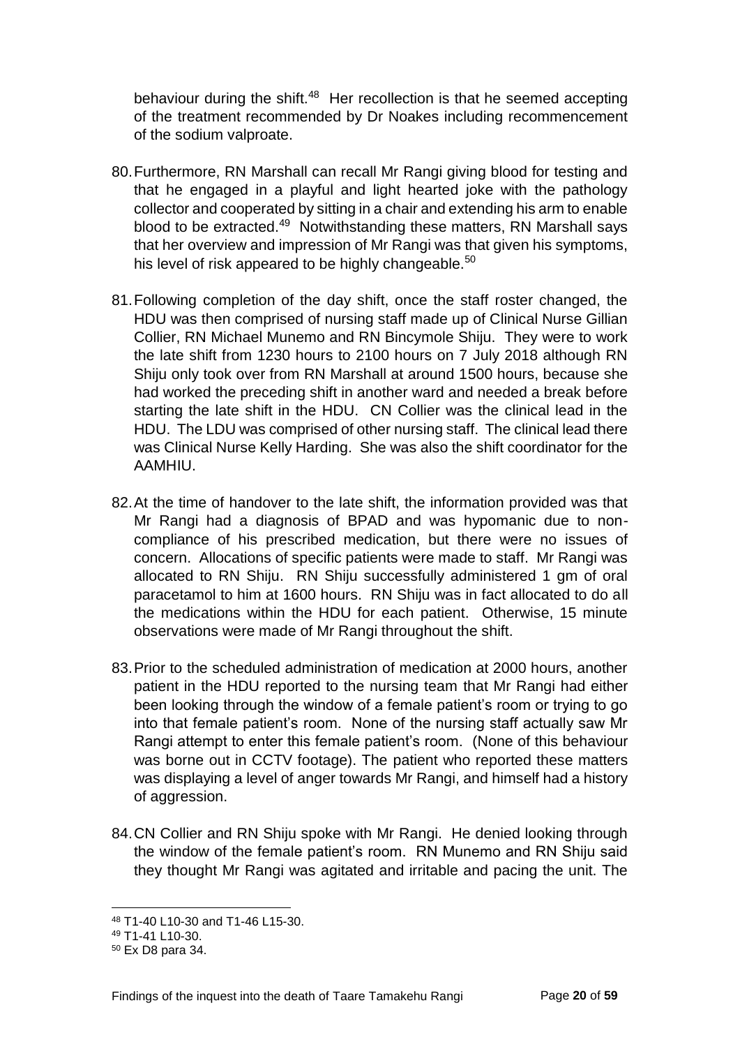behaviour during the shift.[48] Her recollection is that he seemed accepting of the treatment recommended by Dr Noakes including recommencement of the sodium valproate.

80. Furthermore, RN Marshall can recall Mr Rangi giving blood for testing and that he engaged in a playful and light hearted joke with the pathology collector and cooperated by sitting in a chair and extending his arm to enable blood to be extracted.[49] Notwithstanding these matters, RN Marshall says that her overview and impression of Mr Rangi was that given his symptoms, his level of risk appeared to be highly changeable.[50]

81. Following completion of the day shift, once the staff roster changed, the HDU was then comprised of nursing staff made up of Clinical Nurse Gillian Collier, RN Michael Munemo and RN Bincymole Shiju. They were to work the late shift from 1230 hours to 2100 hours on 7 July 2018 although RN Shiju only took over from RN Marshall at around 1500 hours, because she had worked the preceding shift in another ward and needed a break before starting the late shift in the HDU. CN Collier was the clinical lead in the HDU. The LDU was comprised of other nursing staff. The clinical lead there was Clinical Nurse Kelly Harding. She was also the shift coordinator for the AAMHIU.

82. At the time of handover to the late shift, the information provided was that Mr Rangi had a diagnosis of BPAD and was hypomanic due to non-compliance of his prescribed medication, but there were no issues of concern. Allocations of specific patients were made to staff. Mr Rangi was allocated to RN Shiju. RN Shiju successfully administered 1 gm of oral paracetamol to him at 1600 hours. RN Shiju was in fact allocated to do all the medications within the HDU for each patient. Otherwise, 15 minute observations were made of Mr Rangi throughout the shift.

83. Prior to the scheduled administration of medication at 2000 hours, another patient in the HDU reported to the nursing team that Mr Rangi had either been looking through the window of a female patient's room or trying to go into that female patient's room. None of the nursing staff actually saw Mr Rangi attempt to enter this female patient's room. (None of this behaviour was borne out in CCTV footage). The patient who reported these matters was displaying a level of anger towards Mr Rangi, and himself had a history of aggression.

84. CN Collier and RN Shiju spoke with Mr Rangi. He denied looking through the window of the female patient's room. RN Munemo and RN Shiju said they thought Mr Rangi was agitated and irritable and pacing the unit. The

---

[48] T1-40 L10-30 and T1-46 L15-30.

[49] T1-41 L10-30.

[50] Ex D8 para 34.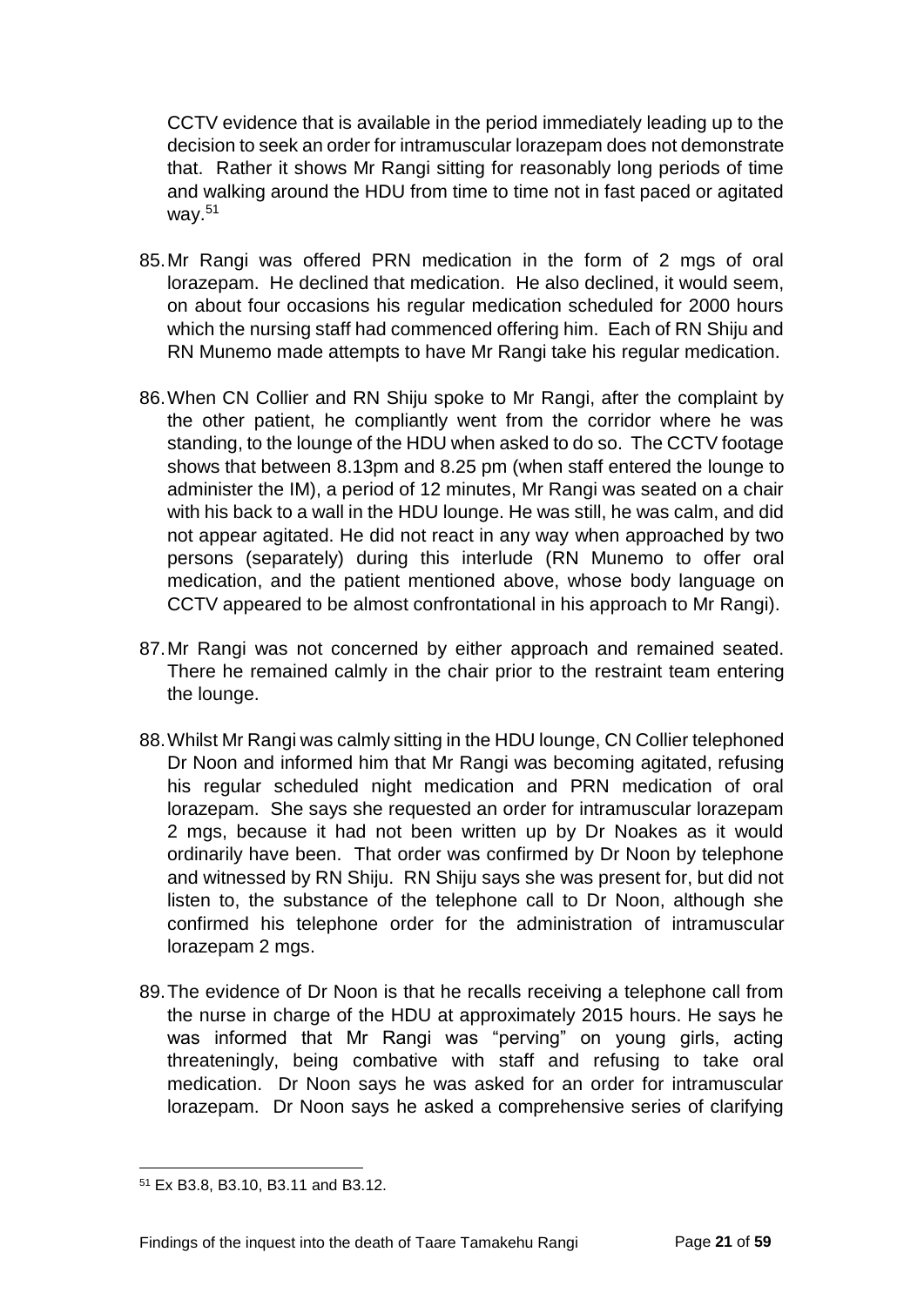CCTV evidence that is available in the period immediately leading up to the decision to seek an order for intramuscular lorazepam does not demonstrate that. Rather it shows Mr Rangi sitting for reasonably long periods of time and walking around the HDU from time to time not in fast paced or agitated way.[51]

85. Mr Rangi was offered PRN medication in the form of 2 mgs of oral lorazepam. He declined that medication. He also declined, it would seem, on about four occasions his regular medication scheduled for 2000 hours which the nursing staff had commenced offering him. Each of RN Shiju and RN Munemo made attempts to have Mr Rangi take his regular medication.

86. When CN Collier and RN Shiju spoke to Mr Rangi, after the complaint by the other patient, he compliantly went from the corridor where he was standing, to the lounge of the HDU when asked to do so. The CCTV footage shows that between 8.13pm and 8.25 pm (when staff entered the lounge to administer the IM), a period of 12 minutes, Mr Rangi was seated on a chair with his back to a wall in the HDU lounge. He was still, he was calm, and did not appear agitated. He did not react in any way when approached by two persons (separately) during this interlude (RN Munemo to offer oral medication, and the patient mentioned above, whose body language on CCTV appeared to be almost confrontational in his approach to Mr Rangi).

87. Mr Rangi was not concerned by either approach and remained seated. There he remained calmly in the chair prior to the restraint team entering the lounge.

88. Whilst Mr Rangi was calmly sitting in the HDU lounge, CN Collier telephoned Dr Noon and informed him that Mr Rangi was becoming agitated, refusing his regular scheduled night medication and PRN medication of oral lorazepam. She says she requested an order for intramuscular lorazepam 2 mgs, because it had not been written up by Dr Noakes as it would ordinarily have been. That order was confirmed by Dr Noon by telephone and witnessed by RN Shiju. RN Shiju says she was present for, but did not listen to, the substance of the telephone call to Dr Noon, although she confirmed his telephone order for the administration of intramuscular lorazepam 2 mgs.

89. The evidence of Dr Noon is that he recalls receiving a telephone call from the nurse in charge of the HDU at approximately 2015 hours. He says he was informed that Mr Rangi was "perving" on young girls, acting threateningly, being combative with staff and refusing to take oral medication. Dr Noon says he was asked for an order for intramuscular lorazepam. Dr Noon says he asked a comprehensive series of clarifying

---

[51] Ex B3.8, B3.10, B3.11 and B3.12.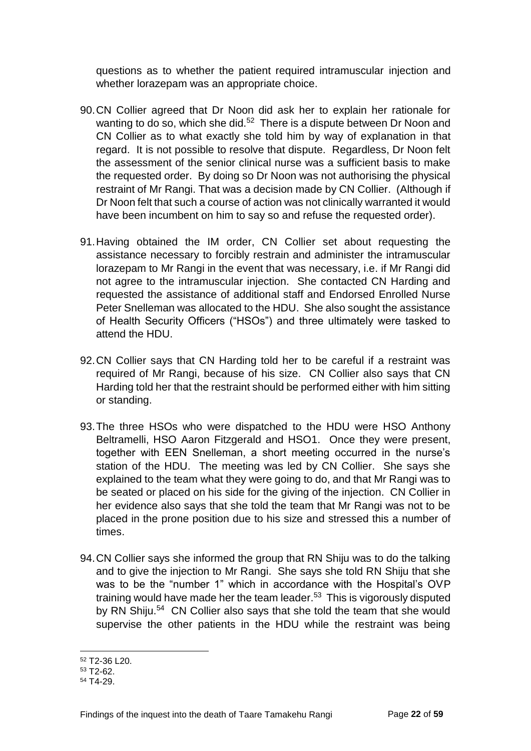questions as to whether the patient required intramuscular injection and whether lorazepam was an appropriate choice.

90. CN Collier agreed that Dr Noon did ask her to explain her rationale for wanting to do so, which she did.[52] There is a dispute between Dr Noon and CN Collier as to what exactly she told him by way of explanation in that regard. It is not possible to resolve that dispute. Regardless, Dr Noon felt the assessment of the senior clinical nurse was a sufficient basis to make the requested order. By doing so Dr Noon was not authorising the physical restraint of Mr Rangi. That was a decision made by CN Collier. (Although if Dr Noon felt that such a course of action was not clinically warranted it would have been incumbent on him to say so and refuse the requested order).

91. Having obtained the IM order, CN Collier set about requesting the assistance necessary to forcibly restrain and administer the intramuscular lorazepam to Mr Rangi in the event that was necessary, i.e. if Mr Rangi did not agree to the intramuscular injection. She contacted CN Harding and requested the assistance of additional staff and Endorsed Enrolled Nurse Peter Snelleman was allocated to the HDU. She also sought the assistance of Health Security Officers ("HSOs") and three ultimately were tasked to attend the HDU.

92. CN Collier says that CN Harding told her to be careful if a restraint was required of Mr Rangi, because of his size. CN Collier also says that CN Harding told her that the restraint should be performed either with him sitting or standing.

93. The three HSOs who were dispatched to the HDU were HSO Anthony Beltramelli, HSO Aaron Fitzgerald and HSO1. Once they were present, together with EEN Snelleman, a short meeting occurred in the nurse's station of the HDU. The meeting was led by CN Collier. She says she explained to the team what they were going to do, and that Mr Rangi was to be seated or placed on his side for the giving of the injection. CN Collier in her evidence also says that she told the team that Mr Rangi was not to be placed in the prone position due to his size and stressed this a number of times.

94. CN Collier says she informed the group that RN Shiju was to do the talking and to give the injection to Mr Rangi. She says she told RN Shiju that she was to be the "number 1" which in accordance with the Hospital's OVP training would have made her the team leader.[53] This is vigorously disputed by RN Shiju.[54] CN Collier also says that she told the team that she would supervise the other patients in the HDU while the restraint was being

---

[52] T2-36 L20.

[53] T2-62.

[54] T4-29.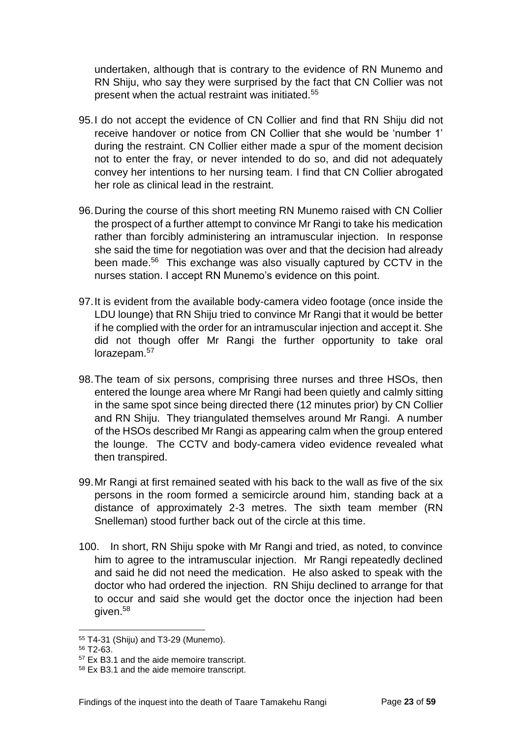undertaken, although that is contrary to the evidence of RN Munemo and RN Shiju, who say they were surprised by the fact that CN Collier was not present when the actual restraint was initiated.[55]

95. I do not accept the evidence of CN Collier and find that RN Shiju did not receive handover or notice from CN Collier that she would be 'number 1' during the restraint. CN Collier either made a spur of the moment decision not to enter the fray, or never intended to do so, and did not adequately convey her intentions to her nursing team. I find that CN Collier abrogated her role as clinical lead in the restraint.

96. During the course of this short meeting RN Munemo raised with CN Collier the prospect of a further attempt to convince Mr Rangi to take his medication rather than forcibly administering an intramuscular injection. In response she said the time for negotiation was over and that the decision had already been made.[56] This exchange was also visually captured by CCTV in the nurses station. I accept RN Munemo's evidence on this point.

97. It is evident from the available body-camera video footage (once inside the LDU lounge) that RN Shiju tried to convince Mr Rangi that it would be better if he complied with the order for an intramuscular injection and accept it. She did not though offer Mr Rangi the further opportunity to take oral lorazepam.[57]

98. The team of six persons, comprising three nurses and three HSOs, then entered the lounge area where Mr Rangi had been quietly and calmly sitting in the same spot since being directed there (12 minutes prior) by CN Collier and RN Shiju. They triangulated themselves around Mr Rangi. A number of the HSOs described Mr Rangi as appearing calm when the group entered the lounge. The CCTV and body-camera video evidence revealed what then transpired.

99. Mr Rangi at first remained seated with his back to the wall as five of the six persons in the room formed a semicircle around him, standing back at a distance of approximately 2-3 metres. The sixth team member (RN Snelleman) stood further back out of the circle at this time.

100. In short, RN Shiju spoke with Mr Rangi and tried, as noted, to convince him to agree to the intramuscular injection. Mr Rangi repeatedly declined and said he did not need the medication. He also asked to speak with the doctor who had ordered the injection. RN Shiju declined to arrange for that to occur and said she would get the doctor once the injection had been given.[58]

---

[55] T4-31 (Shiju) and T3-29 (Munemo).

[56] T2-63.

[57] Ex B3.1 and the aide memoire transcript.

[58] Ex B3.1 and the aide memoire transcript.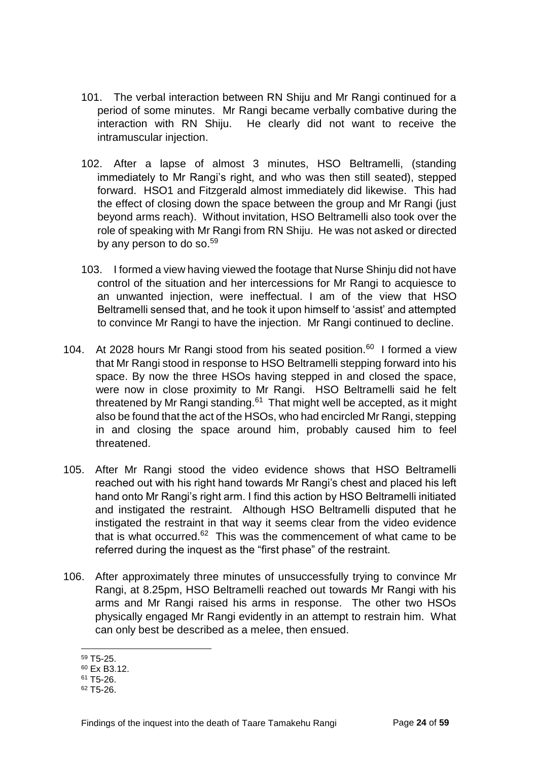101. The verbal interaction between RN Shiju and Mr Rangi continued for a period of some minutes. Mr Rangi became verbally combative during the interaction with RN Shiju. He clearly did not want to receive the intramuscular injection.

102. After a lapse of almost 3 minutes, HSO Beltramelli, (standing immediately to Mr Rangi's right, and who was then still seated), stepped forward. HSO1 and Fitzgerald almost immediately did likewise. This had the effect of closing down the space between the group and Mr Rangi (just beyond arms reach). Without invitation, HSO Beltramelli also took over the role of speaking with Mr Rangi from RN Shiju. He was not asked or directed by any person to do so.[59]

103. I formed a view having viewed the footage that Nurse Shinju did not have control of the situation and her intercessions for Mr Rangi to acquiesce to an unwanted injection, were ineffectual. I am of the view that HSO Beltramelli sensed that, and he took it upon himself to 'assist' and attempted to convince Mr Rangi to have the injection. Mr Rangi continued to decline.

104. At 2028 hours Mr Rangi stood from his seated position.[60] I formed a view that Mr Rangi stood in response to HSO Beltramelli stepping forward into his space. By now the three HSOs having stepped in and closed the space, were now in close proximity to Mr Rangi. HSO Beltramelli said he felt threatened by Mr Rangi standing.[61] That might well be accepted, as it might also be found that the act of the HSOs, who had encircled Mr Rangi, stepping in and closing the space around him, probably caused him to feel threatened.

105. After Mr Rangi stood the video evidence shows that HSO Beltramelli reached out with his right hand towards Mr Rangi's chest and placed his left hand onto Mr Rangi's right arm. I find this action by HSO Beltramelli initiated and instigated the restraint. Although HSO Beltramelli disputed that he instigated the restraint in that way it seems clear from the video evidence that is what occurred.[62] This was the commencement of what came to be referred during the inquest as the "first phase" of the restraint.

106. After approximately three minutes of unsuccessfully trying to convince Mr Rangi, at 8.25pm, HSO Beltramelli reached out towards Mr Rangi with his arms and Mr Rangi raised his arms in response. The other two HSOs physically engaged Mr Rangi evidently in an attempt to restrain him. What can only best be described as a melee, then ensued.

---

[59] T5-25.
[60] Ex B3.12.
[61] T5-26.
[62] T5-26.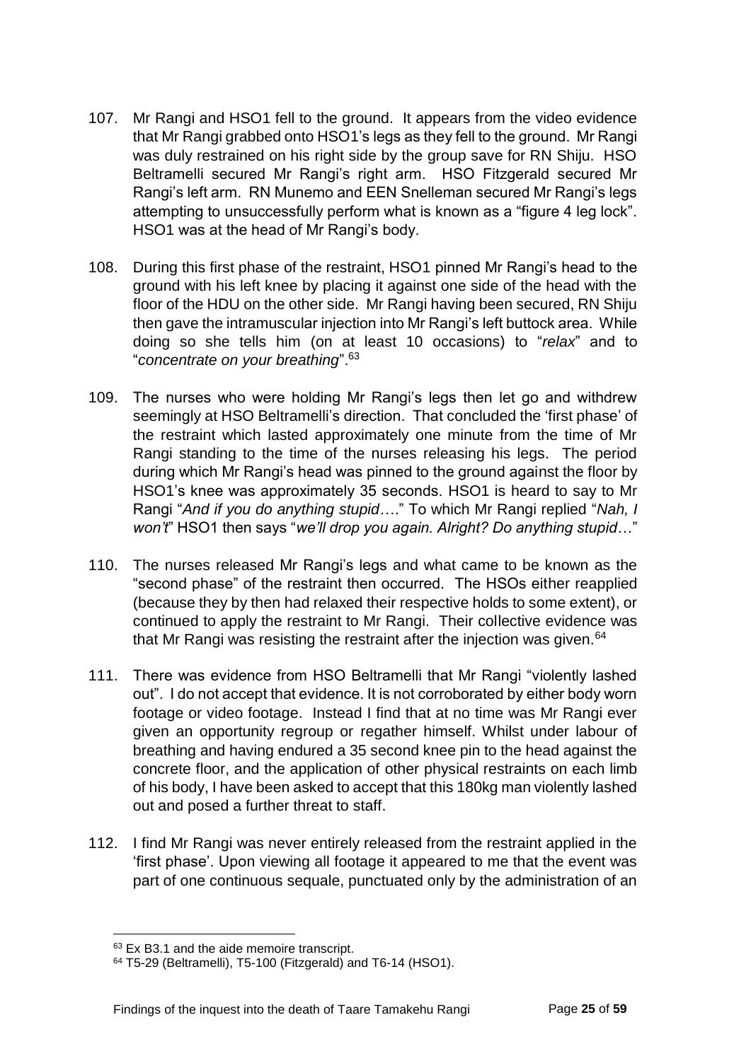107. Mr Rangi and HSO1 fell to the ground. It appears from the video evidence that Mr Rangi grabbed onto HSO1's legs as they fell to the ground. Mr Rangi was duly restrained on his right side by the group save for RN Shiju. HSO Beltramelli secured Mr Rangi's right arm. HSO Fitzgerald secured Mr Rangi's left arm. RN Munemo and EEN Snelleman secured Mr Rangi's legs attempting to unsuccessfully perform what is known as a "figure 4 leg lock". HSO1 was at the head of Mr Rangi's body.

108. During this first phase of the restraint, HSO1 pinned Mr Rangi's head to the ground with his left knee by placing it against one side of the head with the floor of the HDU on the other side. Mr Rangi having been secured, RN Shiju then gave the intramuscular injection into Mr Rangi's left buttock area. While doing so she tells him (on at least 10 occasions) to "*relax*" and to "*concentrate on your breathing*".[63]

109. The nurses who were holding Mr Rangi's legs then let go and withdrew seemingly at HSO Beltramelli's direction. That concluded the 'first phase' of the restraint which lasted approximately one minute from the time of Mr Rangi standing to the time of the nurses releasing his legs. The period during which Mr Rangi's head was pinned to the ground against the floor by HSO1's knee was approximately 35 seconds. HSO1 is heard to say to Mr Rangi "*And if you do anything stupid….*" To which Mr Rangi replied "*Nah, I won't*" HSO1 then says "*we'll drop you again. Alright? Do anything stupid…*"

110. The nurses released Mr Rangi's legs and what came to be known as the "second phase" of the restraint then occurred. The HSOs either reapplied (because they by then had relaxed their respective holds to some extent), or continued to apply the restraint to Mr Rangi. Their collective evidence was that Mr Rangi was resisting the restraint after the injection was given.[64]

111. There was evidence from HSO Beltramelli that Mr Rangi "violently lashed out". I do not accept that evidence. It is not corroborated by either body worn footage or video footage. Instead I find that at no time was Mr Rangi ever given an opportunity regroup or regather himself. Whilst under labour of breathing and having endured a 35 second knee pin to the head against the concrete floor, and the application of other physical restraints on each limb of his body, I have been asked to accept that this 180kg man violently lashed out and posed a further threat to staff.

112. I find Mr Rangi was never entirely released from the restraint applied in the 'first phase'. Upon viewing all footage it appeared to me that the event was part of one continuous sequale, punctuated only by the administration of an

---

[63] Ex B3.1 and the aide memoire transcript.

[64] T5-29 (Beltramelli), T5-100 (Fitzgerald) and T6-14 (HSO1).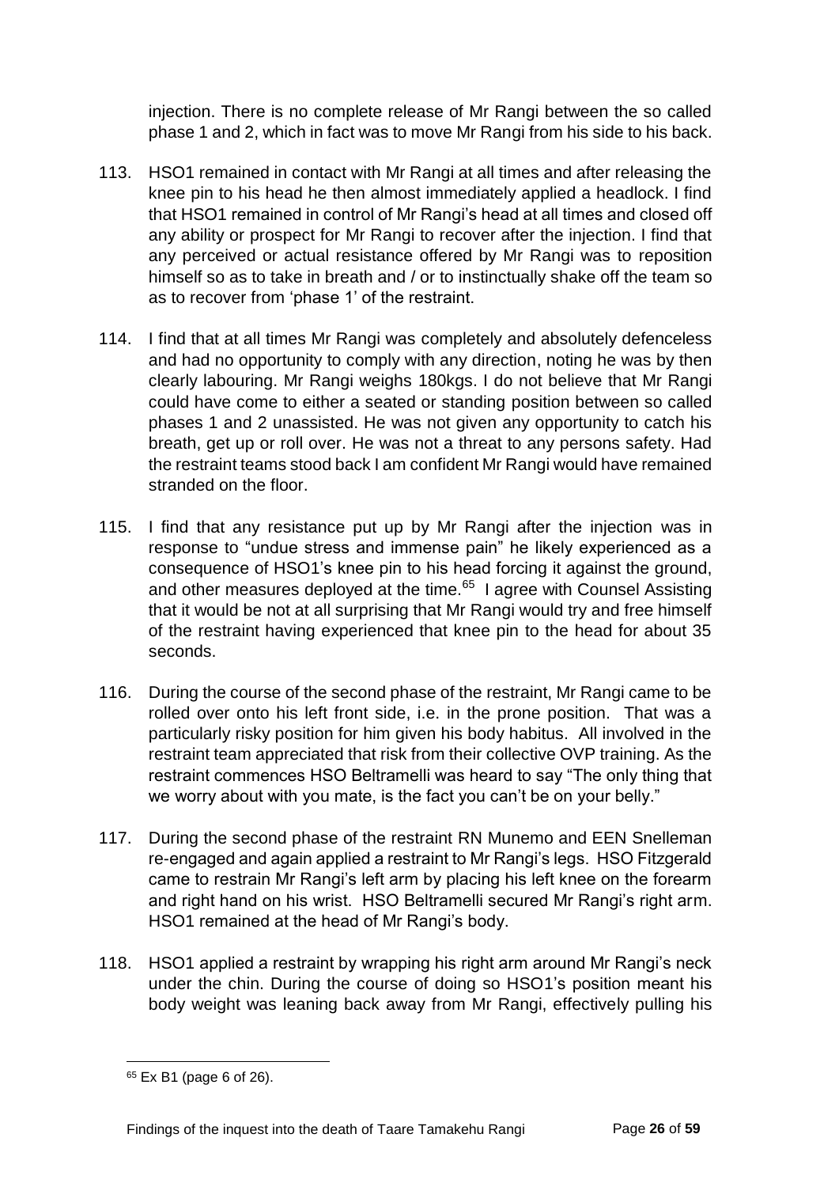injection. There is no complete release of Mr Rangi between the so called phase 1 and 2, which in fact was to move Mr Rangi from his side to his back.

113. HSO1 remained in contact with Mr Rangi at all times and after releasing the knee pin to his head he then almost immediately applied a headlock. I find that HSO1 remained in control of Mr Rangi's head at all times and closed off any ability or prospect for Mr Rangi to recover after the injection. I find that any perceived or actual resistance offered by Mr Rangi was to reposition himself so as to take in breath and / or to instinctually shake off the team so as to recover from 'phase 1' of the restraint.

114. I find that at all times Mr Rangi was completely and absolutely defenceless and had no opportunity to comply with any direction, noting he was by then clearly labouring. Mr Rangi weighs 180kgs. I do not believe that Mr Rangi could have come to either a seated or standing position between so called phases 1 and 2 unassisted. He was not given any opportunity to catch his breath, get up or roll over. He was not a threat to any persons safety. Had the restraint teams stood back I am confident Mr Rangi would have remained stranded on the floor.

115. I find that any resistance put up by Mr Rangi after the injection was in response to "undue stress and immense pain" he likely experienced as a consequence of HSO1's knee pin to his head forcing it against the ground, and other measures deployed at the time.[65] I agree with Counsel Assisting that it would be not at all surprising that Mr Rangi would try and free himself of the restraint having experienced that knee pin to the head for about 35 seconds.

116. During the course of the second phase of the restraint, Mr Rangi came to be rolled over onto his left front side, i.e. in the prone position. That was a particularly risky position for him given his body habitus. All involved in the restraint team appreciated that risk from their collective OVP training. As the restraint commences HSO Beltramelli was heard to say "The only thing that we worry about with you mate, is the fact you can't be on your belly."

117. During the second phase of the restraint RN Munemo and EEN Snelleman re-engaged and again applied a restraint to Mr Rangi's legs. HSO Fitzgerald came to restrain Mr Rangi's left arm by placing his left knee on the forearm and right hand on his wrist. HSO Beltramelli secured Mr Rangi's right arm. HSO1 remained at the head of Mr Rangi's body.

118. HSO1 applied a restraint by wrapping his right arm around Mr Rangi's neck under the chin. During the course of doing so HSO1's position meant his body weight was leaning back away from Mr Rangi, effectively pulling his

[65] Ex B1 (page 6 of 26).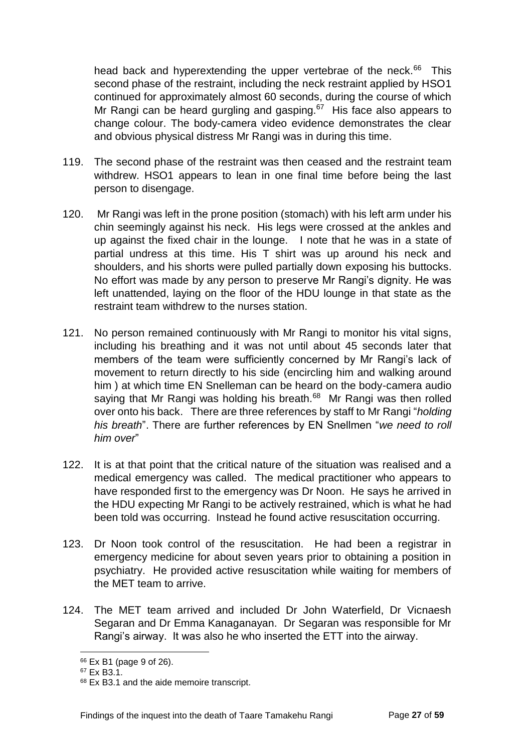head back and hyperextending the upper vertebrae of the neck.[66] This second phase of the restraint, including the neck restraint applied by HSO1 continued for approximately almost 60 seconds, during the course of which Mr Rangi can be heard gurgling and gasping.[67] His face also appears to change colour. The body-camera video evidence demonstrates the clear and obvious physical distress Mr Rangi was in during this time.

119. The second phase of the restraint was then ceased and the restraint team withdrew. HSO1 appears to lean in one final time before being the last person to disengage.

120. Mr Rangi was left in the prone position (stomach) with his left arm under his chin seemingly against his neck. His legs were crossed at the ankles and up against the fixed chair in the lounge. I note that he was in a state of partial undress at this time. His T shirt was up around his neck and shoulders, and his shorts were pulled partially down exposing his buttocks. No effort was made by any person to preserve Mr Rangi's dignity. He was left unattended, laying on the floor of the HDU lounge in that state as the restraint team withdrew to the nurses station.

121. No person remained continuously with Mr Rangi to monitor his vital signs, including his breathing and it was not until about 45 seconds later that members of the team were sufficiently concerned by Mr Rangi's lack of movement to return directly to his side (encircling him and walking around him ) at which time EN Snelleman can be heard on the body-camera audio saying that Mr Rangi was holding his breath.[68] Mr Rangi was then rolled over onto his back. There are three references by staff to Mr Rangi "*holding his breath*". There are further references by EN Snellmen "*we need to roll him over*"

122. It is at that point that the critical nature of the situation was realised and a medical emergency was called. The medical practitioner who appears to have responded first to the emergency was Dr Noon. He says he arrived in the HDU expecting Mr Rangi to be actively restrained, which is what he had been told was occurring. Instead he found active resuscitation occurring.

123. Dr Noon took control of the resuscitation. He had been a registrar in emergency medicine for about seven years prior to obtaining a position in psychiatry. He provided active resuscitation while waiting for members of the MET team to arrive.

124. The MET team arrived and included Dr John Waterfield, Dr Vicnaesh Segaran and Dr Emma Kanaganayan. Dr Segaran was responsible for Mr Rangi's airway. It was also he who inserted the ETT into the airway.

---

[66] Ex B1 (page 9 of 26).

[67] Ex B3.1.

[68] Ex B3.1 and the aide memoire transcript.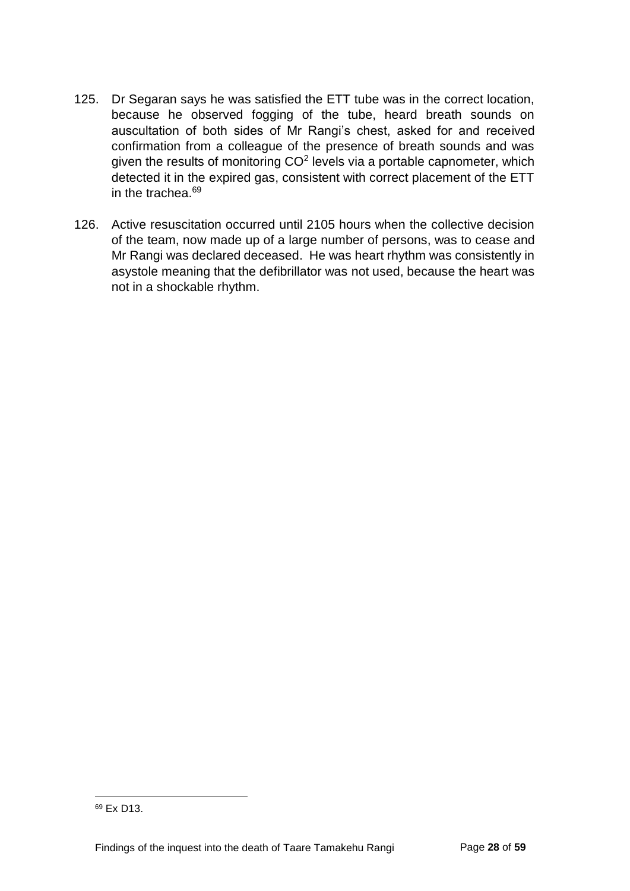125. Dr Segaran says he was satisfied the ETT tube was in the correct location, because he observed fogging of the tube, heard breath sounds on auscultation of both sides of Mr Rangi's chest, asked for and received confirmation from a colleague of the presence of breath sounds and was given the results of monitoring $CO^2$ levels via a portable capnometer, which detected it in the expired gas, consistent with correct placement of the ETT in the trachea.[69]

126. Active resuscitation occurred until 2105 hours when the collective decision of the team, now made up of a large number of persons, was to cease and Mr Rangi was declared deceased. He was heart rhythm was consistently in asystole meaning that the defibrillator was not used, because the heart was not in a shockable rhythm.

[69] Ex D13.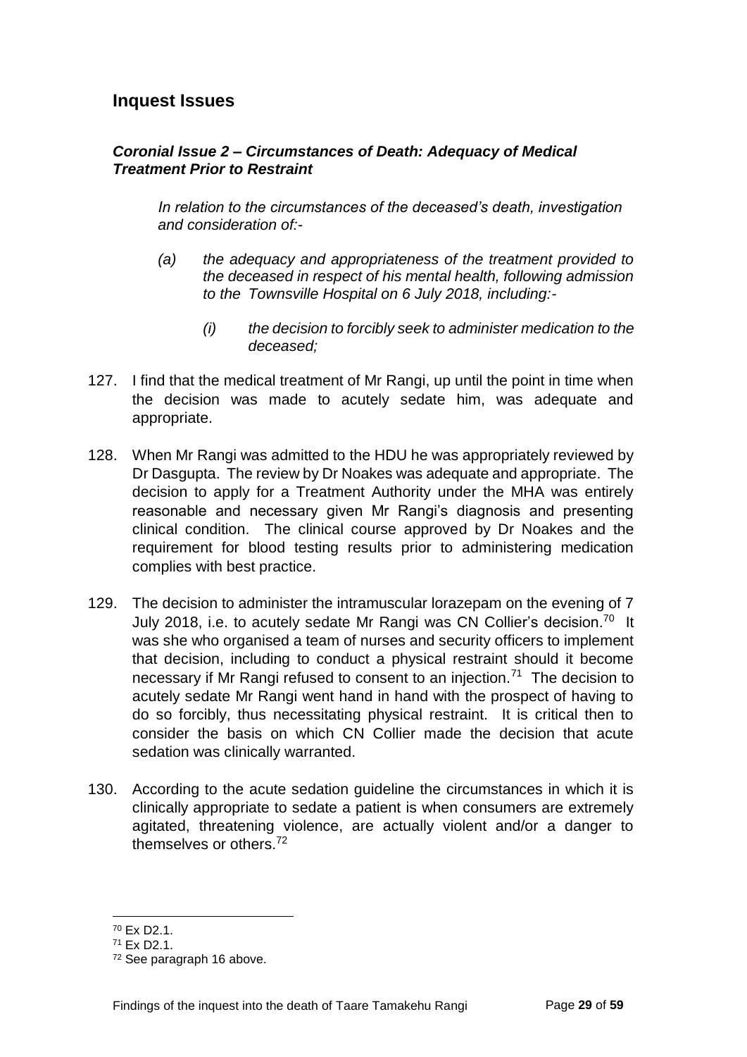## Inquest Issues

### *Coronial Issue 2 – Circumstances of Death: Adequacy of Medical Treatment Prior to Restraint*

> *In relation to the circumstances of the deceased's death, investigation and consideration of:-*
>
> *(a) the adequacy and appropriateness of the treatment provided to the deceased in respect of his mental health, following admission to the Townsville Hospital on 6 July 2018, including:-*
>
> *(i) the decision to forcibly seek to administer medication to the deceased;*

127. I find that the medical treatment of Mr Rangi, up until the point in time when the decision was made to acutely sedate him, was adequate and appropriate.

128. When Mr Rangi was admitted to the HDU he was appropriately reviewed by Dr Dasgupta. The review by Dr Noakes was adequate and appropriate. The decision to apply for a Treatment Authority under the MHA was entirely reasonable and necessary given Mr Rangi's diagnosis and presenting clinical condition. The clinical course approved by Dr Noakes and the requirement for blood testing results prior to administering medication complies with best practice.

129. The decision to administer the intramuscular lorazepam on the evening of 7 July 2018, i.e. to acutely sedate Mr Rangi was CN Collier's decision.[70] It was she who organised a team of nurses and security officers to implement that decision, including to conduct a physical restraint should it become necessary if Mr Rangi refused to consent to an injection.[71] The decision to acutely sedate Mr Rangi went hand in hand with the prospect of having to do so forcibly, thus necessitating physical restraint. It is critical then to consider the basis on which CN Collier made the decision that acute sedation was clinically warranted.

130. According to the acute sedation guideline the circumstances in which it is clinically appropriate to sedate a patient is when consumers are extremely agitated, threatening violence, are actually violent and/or a danger to themselves or others.[72]

---

[70] Ex D2.1.

[71] Ex D2.1.

[72] See paragraph 16 above.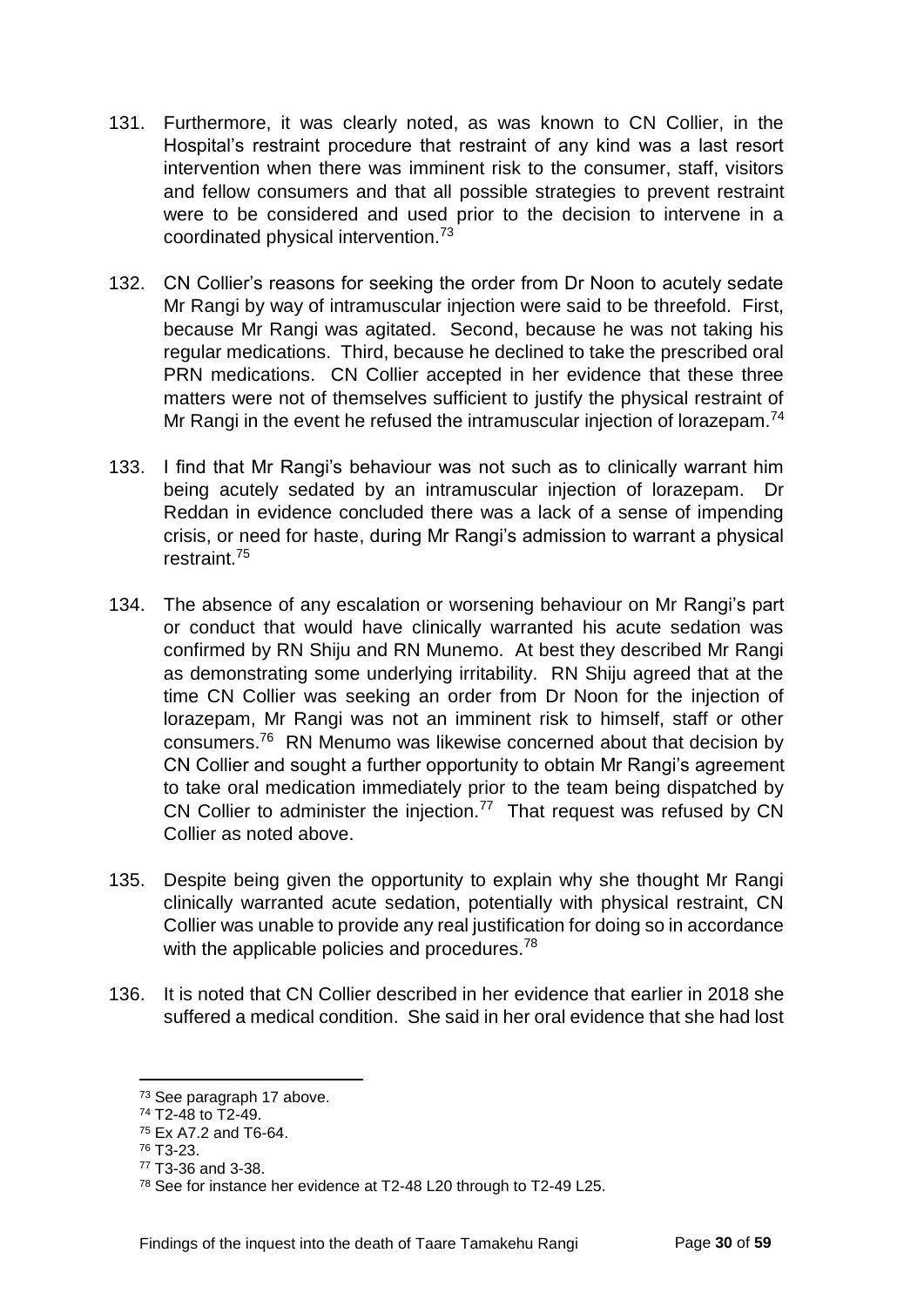131. Furthermore, it was clearly noted, as was known to CN Collier, in the Hospital's restraint procedure that restraint of any kind was a last resort intervention when there was imminent risk to the consumer, staff, visitors and fellow consumers and that all possible strategies to prevent restraint were to be considered and used prior to the decision to intervene in a coordinated physical intervention.[73]

132. CN Collier's reasons for seeking the order from Dr Noon to acutely sedate Mr Rangi by way of intramuscular injection were said to be threefold. First, because Mr Rangi was agitated. Second, because he was not taking his regular medications. Third, because he declined to take the prescribed oral PRN medications. CN Collier accepted in her evidence that these three matters were not of themselves sufficient to justify the physical restraint of Mr Rangi in the event he refused the intramuscular injection of lorazepam.[74]

133. I find that Mr Rangi's behaviour was not such as to clinically warrant him being acutely sedated by an intramuscular injection of lorazepam. Dr Reddan in evidence concluded there was a lack of a sense of impending crisis, or need for haste, during Mr Rangi's admission to warrant a physical restraint.[75]

134. The absence of any escalation or worsening behaviour on Mr Rangi's part or conduct that would have clinically warranted his acute sedation was confirmed by RN Shiju and RN Munemo. At best they described Mr Rangi as demonstrating some underlying irritability. RN Shiju agreed that at the time CN Collier was seeking an order from Dr Noon for the injection of lorazepam, Mr Rangi was not an imminent risk to himself, staff or other consumers.[76] RN Menumo was likewise concerned about that decision by CN Collier and sought a further opportunity to obtain Mr Rangi's agreement to take oral medication immediately prior to the team being dispatched by CN Collier to administer the injection.[77] That request was refused by CN Collier as noted above.

135. Despite being given the opportunity to explain why she thought Mr Rangi clinically warranted acute sedation, potentially with physical restraint, CN Collier was unable to provide any real justification for doing so in accordance with the applicable policies and procedures.[78]

136. It is noted that CN Collier described in her evidence that earlier in 2018 she suffered a medical condition. She said in her oral evidence that she had lost

---

[73] See paragraph 17 above.

[74] T2-48 to T2-49.

[75] Ex A7.2 and T6-64.

[76] T3-23.

[77] T3-36 and 3-38.

[78] See for instance her evidence at T2-48 L20 through to T2-49 L25.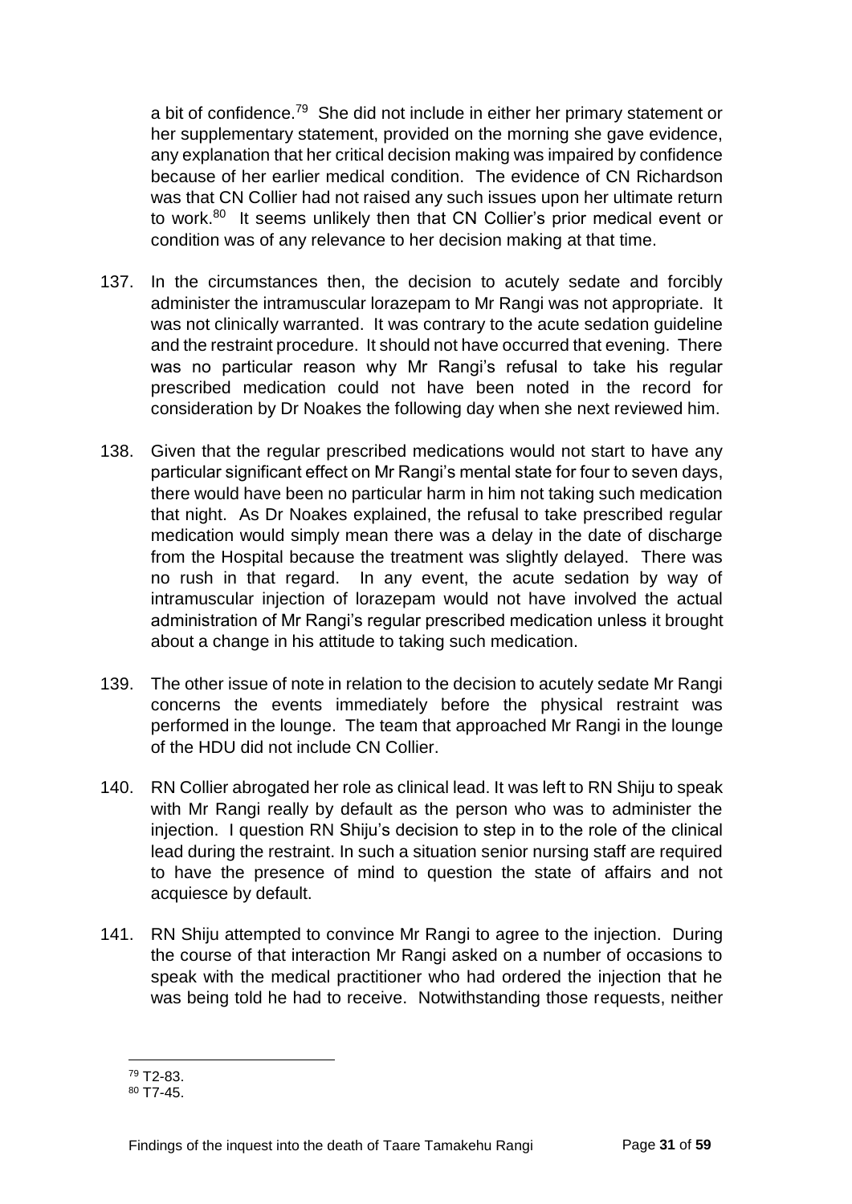a bit of confidence.[79] She did not include in either her primary statement or her supplementary statement, provided on the morning she gave evidence, any explanation that her critical decision making was impaired by confidence because of her earlier medical condition. The evidence of CN Richardson was that CN Collier had not raised any such issues upon her ultimate return to work.[80] It seems unlikely then that CN Collier's prior medical event or condition was of any relevance to her decision making at that time.

137. In the circumstances then, the decision to acutely sedate and forcibly administer the intramuscular lorazepam to Mr Rangi was not appropriate. It was not clinically warranted. It was contrary to the acute sedation guideline and the restraint procedure. It should not have occurred that evening. There was no particular reason why Mr Rangi's refusal to take his regular prescribed medication could not have been noted in the record for consideration by Dr Noakes the following day when she next reviewed him.

138. Given that the regular prescribed medications would not start to have any particular significant effect on Mr Rangi's mental state for four to seven days, there would have been no particular harm in him not taking such medication that night. As Dr Noakes explained, the refusal to take prescribed regular medication would simply mean there was a delay in the date of discharge from the Hospital because the treatment was slightly delayed. There was no rush in that regard. In any event, the acute sedation by way of intramuscular injection of lorazepam would not have involved the actual administration of Mr Rangi's regular prescribed medication unless it brought about a change in his attitude to taking such medication.

139. The other issue of note in relation to the decision to acutely sedate Mr Rangi concerns the events immediately before the physical restraint was performed in the lounge. The team that approached Mr Rangi in the lounge of the HDU did not include CN Collier.

140. RN Collier abrogated her role as clinical lead. It was left to RN Shiju to speak with Mr Rangi really by default as the person who was to administer the injection. I question RN Shiju's decision to step in to the role of the clinical lead during the restraint. In such a situation senior nursing staff are required to have the presence of mind to question the state of affairs and not acquiesce by default.

141. RN Shiju attempted to convince Mr Rangi to agree to the injection. During the course of that interaction Mr Rangi asked on a number of occasions to speak with the medical practitioner who had ordered the injection that he was being told he had to receive. Notwithstanding those requests, neither

---

[79] T2-83.

[80] T7-45.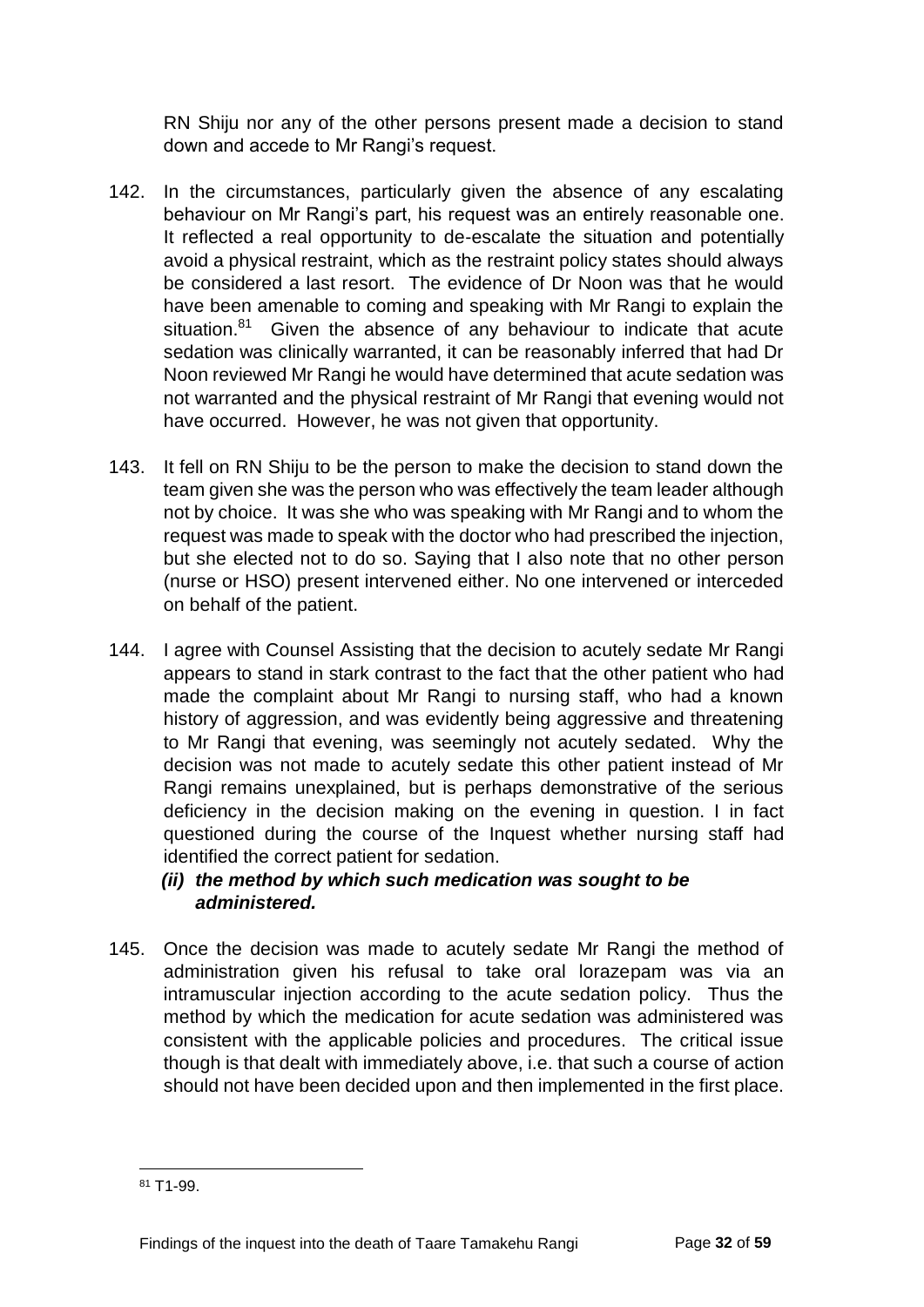RN Shiju nor any of the other persons present made a decision to stand down and accede to Mr Rangi's request.

142. In the circumstances, particularly given the absence of any escalating behaviour on Mr Rangi's part, his request was an entirely reasonable one. It reflected a real opportunity to de-escalate the situation and potentially avoid a physical restraint, which as the restraint policy states should always be considered a last resort. The evidence of Dr Noon was that he would have been amenable to coming and speaking with Mr Rangi to explain the situation.[81] Given the absence of any behaviour to indicate that acute sedation was clinically warranted, it can be reasonably inferred that had Dr Noon reviewed Mr Rangi he would have determined that acute sedation was not warranted and the physical restraint of Mr Rangi that evening would not have occurred. However, he was not given that opportunity.

143. It fell on RN Shiju to be the person to make the decision to stand down the team given she was the person who was effectively the team leader although not by choice. It was she who was speaking with Mr Rangi and to whom the request was made to speak with the doctor who had prescribed the injection, but she elected not to do so. Saying that I also note that no other person (nurse or HSO) present intervened either. No one intervened or interceded on behalf of the patient.

144. I agree with Counsel Assisting that the decision to acutely sedate Mr Rangi appears to stand in stark contrast to the fact that the other patient who had made the complaint about Mr Rangi to nursing staff, who had a known history of aggression, and was evidently being aggressive and threatening to Mr Rangi that evening, was seemingly not acutely sedated. Why the decision was not made to acutely sedate this other patient instead of Mr Rangi remains unexplained, but is perhaps demonstrative of the serious deficiency in the decision making on the evening in question. I in fact questioned during the course of the Inquest whether nursing staff had identified the correct patient for sedation.

***(ii) the method by which such medication was sought to be administered.***

145. Once the decision was made to acutely sedate Mr Rangi the method of administration given his refusal to take oral lorazepam was via an intramuscular injection according to the acute sedation policy. Thus the method by which the medication for acute sedation was administered was consistent with the applicable policies and procedures. The critical issue though is that dealt with immediately above, i.e. that such a course of action should not have been decided upon and then implemented in the first place.

[81] T1-99.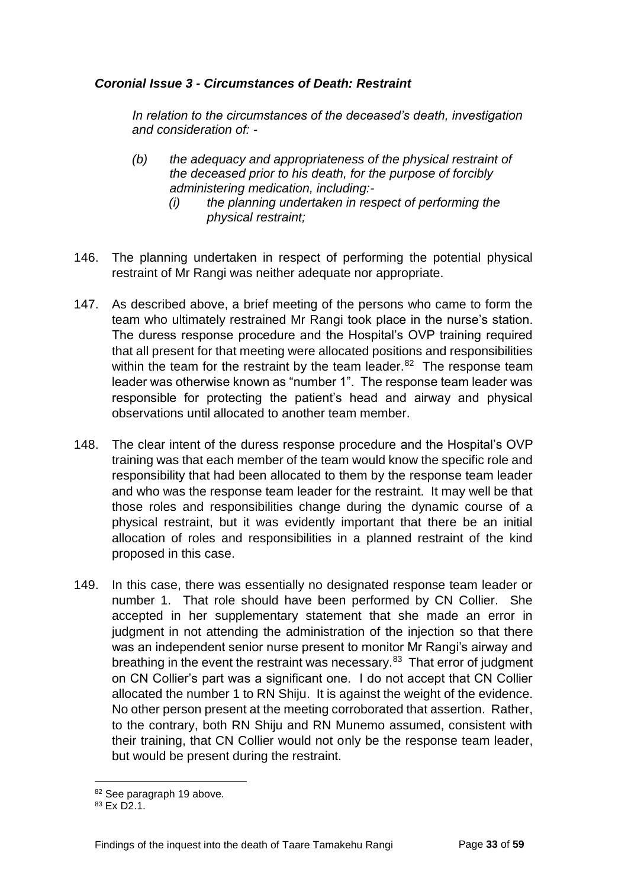### *Coronial Issue 3 - Circumstances of Death: Restraint*

*In relation to the circumstances of the deceased's death, investigation and consideration of: -*

*(b) the adequacy and appropriateness of the physical restraint of the deceased prior to his death, for the purpose of forcibly administering medication, including:-*

*(i) the planning undertaken in respect of performing the physical restraint;*

146. The planning undertaken in respect of performing the potential physical restraint of Mr Rangi was neither adequate nor appropriate.

147. As described above, a brief meeting of the persons who came to form the team who ultimately restrained Mr Rangi took place in the nurse's station. The duress response procedure and the Hospital's OVP training required that all present for that meeting were allocated positions and responsibilities within the team for the restraint by the team leader.[82] The response team leader was otherwise known as "number 1". The response team leader was responsible for protecting the patient's head and airway and physical observations until allocated to another team member.

148. The clear intent of the duress response procedure and the Hospital's OVP training was that each member of the team would know the specific role and responsibility that had been allocated to them by the response team leader and who was the response team leader for the restraint. It may well be that those roles and responsibilities change during the dynamic course of a physical restraint, but it was evidently important that there be an initial allocation of roles and responsibilities in a planned restraint of the kind proposed in this case.

149. In this case, there was essentially no designated response team leader or number 1. That role should have been performed by CN Collier. She accepted in her supplementary statement that she made an error in judgment in not attending the administration of the injection so that there was an independent senior nurse present to monitor Mr Rangi's airway and breathing in the event the restraint was necessary.[83] That error of judgment on CN Collier's part was a significant one. I do not accept that CN Collier allocated the number 1 to RN Shiju. It is against the weight of the evidence. No other person present at the meeting corroborated that assertion. Rather, to the contrary, both RN Shiju and RN Munemo assumed, consistent with their training, that CN Collier would not only be the response team leader, but would be present during the restraint.

---

[82] See paragraph 19 above.

[83] Ex D2.1.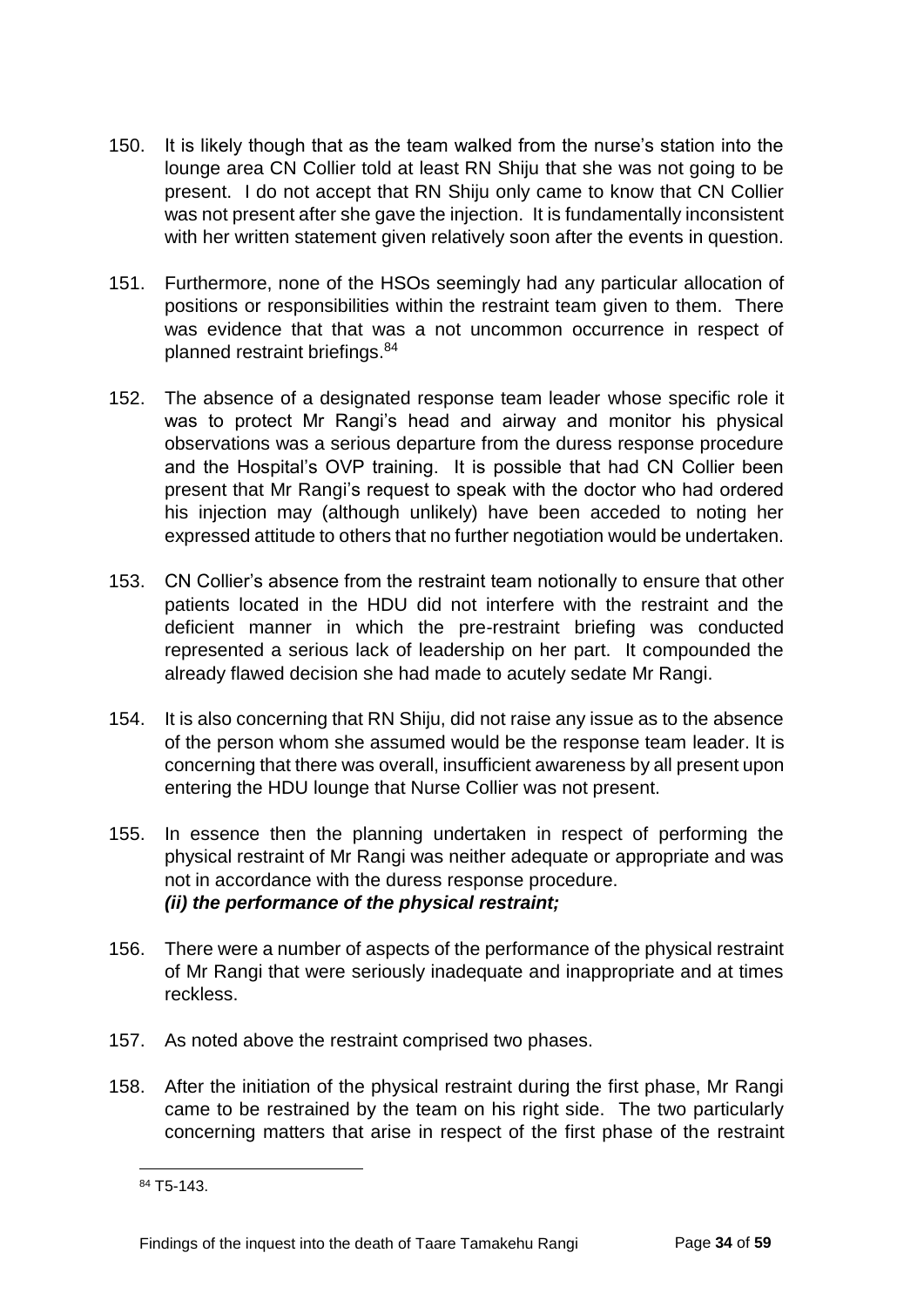150. It is likely though that as the team walked from the nurse's station into the lounge area CN Collier told at least RN Shiju that she was not going to be present. I do not accept that RN Shiju only came to know that CN Collier was not present after she gave the injection. It is fundamentally inconsistent with her written statement given relatively soon after the events in question.

151. Furthermore, none of the HSOs seemingly had any particular allocation of positions or responsibilities within the restraint team given to them. There was evidence that that was a not uncommon occurrence in respect of planned restraint briefings.[84]

152. The absence of a designated response team leader whose specific role it was to protect Mr Rangi's head and airway and monitor his physical observations was a serious departure from the duress response procedure and the Hospital's OVP training. It is possible that had CN Collier been present that Mr Rangi's request to speak with the doctor who had ordered his injection may (although unlikely) have been acceded to noting her expressed attitude to others that no further negotiation would be undertaken.

153. CN Collier's absence from the restraint team notionally to ensure that other patients located in the HDU did not interfere with the restraint and the deficient manner in which the pre-restraint briefing was conducted represented a serious lack of leadership on her part. It compounded the already flawed decision she had made to acutely sedate Mr Rangi.

154. It is also concerning that RN Shiju, did not raise any issue as to the absence of the person whom she assumed would be the response team leader. It is concerning that there was overall, insufficient awareness by all present upon entering the HDU lounge that Nurse Collier was not present.

155. In essence then the planning undertaken in respect of performing the physical restraint of Mr Rangi was neither adequate or appropriate and was not in accordance with the duress response procedure.

***(ii) the performance of the physical restraint;***

156. There were a number of aspects of the performance of the physical restraint of Mr Rangi that were seriously inadequate and inappropriate and at times reckless.

157. As noted above the restraint comprised two phases.

158. After the initiation of the physical restraint during the first phase, Mr Rangi came to be restrained by the team on his right side. The two particularly concerning matters that arise in respect of the first phase of the restraint

[84] T5-143.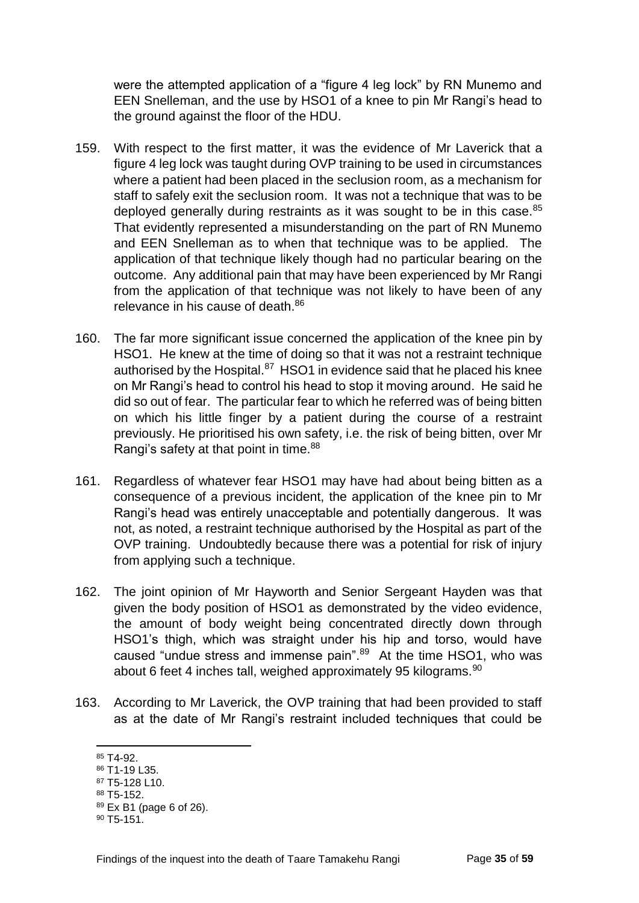were the attempted application of a "figure 4 leg lock" by RN Munemo and EEN Snelleman, and the use by HSO1 of a knee to pin Mr Rangi's head to the ground against the floor of the HDU.

159. With respect to the first matter, it was the evidence of Mr Laverick that a figure 4 leg lock was taught during OVP training to be used in circumstances where a patient had been placed in the seclusion room, as a mechanism for staff to safely exit the seclusion room. It was not a technique that was to be deployed generally during restraints as it was sought to be in this case.[85] That evidently represented a misunderstanding on the part of RN Munemo and EEN Snelleman as to when that technique was to be applied. The application of that technique likely though had no particular bearing on the outcome. Any additional pain that may have been experienced by Mr Rangi from the application of that technique was not likely to have been of any relevance in his cause of death.[86]

160. The far more significant issue concerned the application of the knee pin by HSO1. He knew at the time of doing so that it was not a restraint technique authorised by the Hospital.[87] HSO1 in evidence said that he placed his knee on Mr Rangi's head to control his head to stop it moving around. He said he did so out of fear. The particular fear to which he referred was of being bitten on which his little finger by a patient during the course of a restraint previously. He prioritised his own safety, i.e. the risk of being bitten, over Mr Rangi's safety at that point in time.[88]

161. Regardless of whatever fear HSO1 may have had about being bitten as a consequence of a previous incident, the application of the knee pin to Mr Rangi's head was entirely unacceptable and potentially dangerous. It was not, as noted, a restraint technique authorised by the Hospital as part of the OVP training. Undoubtedly because there was a potential for risk of injury from applying such a technique.

162. The joint opinion of Mr Hayworth and Senior Sergeant Hayden was that given the body position of HSO1 as demonstrated by the video evidence, the amount of body weight being concentrated directly down through HSO1's thigh, which was straight under his hip and torso, would have caused "undue stress and immense pain".[89] At the time HSO1, who was about 6 feet 4 inches tall, weighed approximately 95 kilograms.[90]

163. According to Mr Laverick, the OVP training that had been provided to staff as at the date of Mr Rangi's restraint included techniques that could be

---

[85] T4-92.
[86] T1-19 L35.
[87] T5-128 L10.
[88] T5-152.
[89] Ex B1 (page 6 of 26).
[90] T5-151.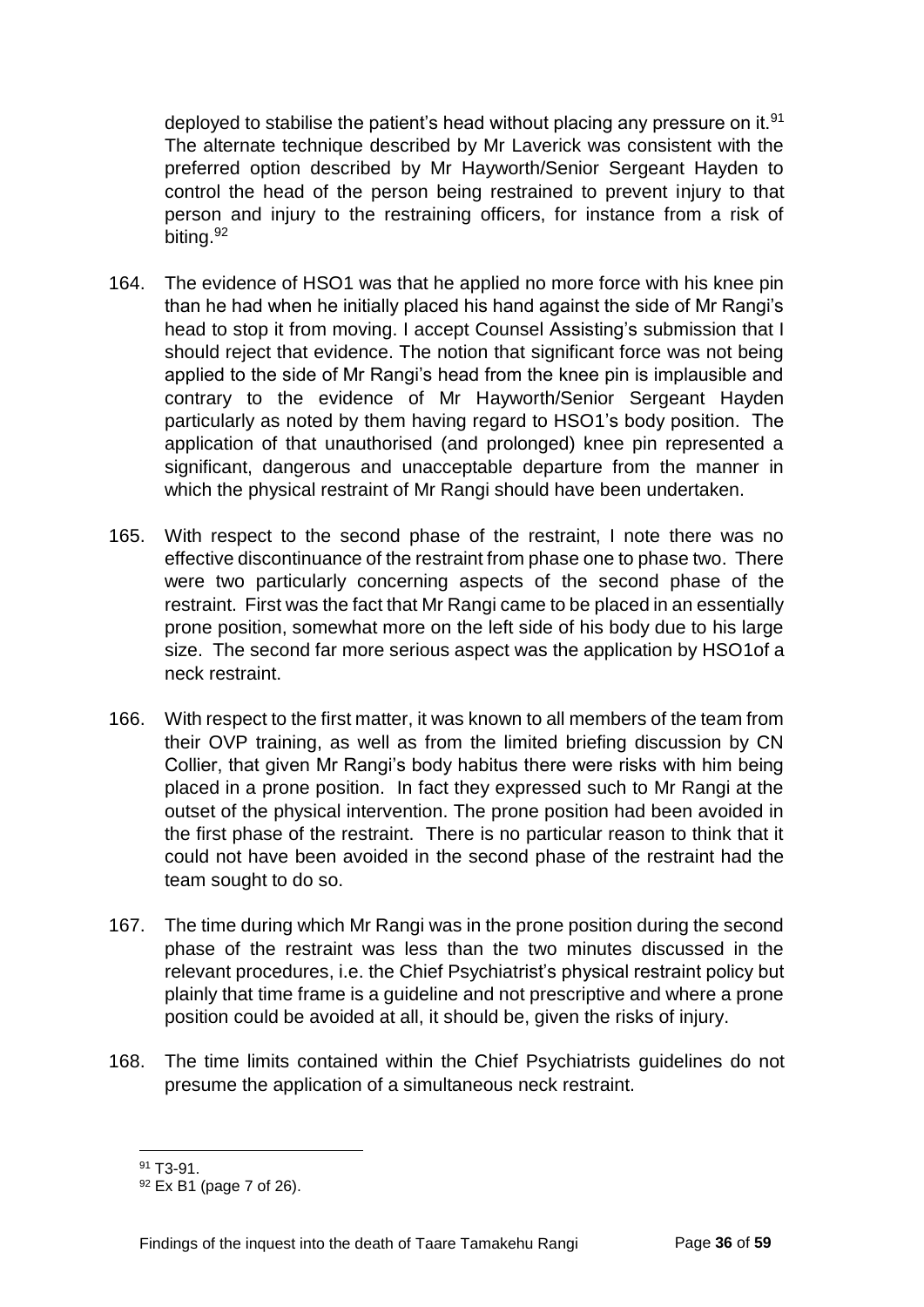deployed to stabilise the patient's head without placing any pressure on it.[91] The alternate technique described by Mr Laverick was consistent with the preferred option described by Mr Hayworth/Senior Sergeant Hayden to control the head of the person being restrained to prevent injury to that person and injury to the restraining officers, for instance from a risk of biting.[92]

164. The evidence of HSO1 was that he applied no more force with his knee pin than he had when he initially placed his hand against the side of Mr Rangi's head to stop it from moving. I accept Counsel Assisting's submission that I should reject that evidence. The notion that significant force was not being applied to the side of Mr Rangi's head from the knee pin is implausible and contrary to the evidence of Mr Hayworth/Senior Sergeant Hayden particularly as noted by them having regard to HSO1's body position. The application of that unauthorised (and prolonged) knee pin represented a significant, dangerous and unacceptable departure from the manner in which the physical restraint of Mr Rangi should have been undertaken.

165. With respect to the second phase of the restraint, I note there was no effective discontinuance of the restraint from phase one to phase two. There were two particularly concerning aspects of the second phase of the restraint. First was the fact that Mr Rangi came to be placed in an essentially prone position, somewhat more on the left side of his body due to his large size. The second far more serious aspect was the application by HSO1of a neck restraint.

166. With respect to the first matter, it was known to all members of the team from their OVP training, as well as from the limited briefing discussion by CN Collier, that given Mr Rangi's body habitus there were risks with him being placed in a prone position. In fact they expressed such to Mr Rangi at the outset of the physical intervention. The prone position had been avoided in the first phase of the restraint. There is no particular reason to think that it could not have been avoided in the second phase of the restraint had the team sought to do so.

167. The time during which Mr Rangi was in the prone position during the second phase of the restraint was less than the two minutes discussed in the relevant procedures, i.e. the Chief Psychiatrist's physical restraint policy but plainly that time frame is a guideline and not prescriptive and where a prone position could be avoided at all, it should be, given the risks of injury.

168. The time limits contained within the Chief Psychiatrists guidelines do not presume the application of a simultaneous neck restraint.

---

[91] T3-91.

[92] Ex B1 (page 7 of 26).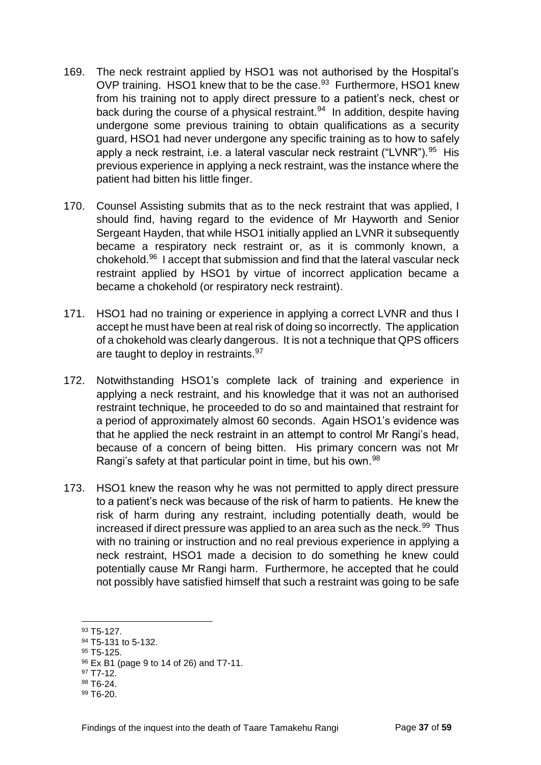169. The neck restraint applied by HSO1 was not authorised by the Hospital's OVP training. HSO1 knew that to be the case.[93] Furthermore, HSO1 knew from his training not to apply direct pressure to a patient's neck, chest or back during the course of a physical restraint.[94] In addition, despite having undergone some previous training to obtain qualifications as a security guard, HSO1 had never undergone any specific training as to how to safely apply a neck restraint, i.e. a lateral vascular neck restraint ("LVNR").[95] His previous experience in applying a neck restraint, was the instance where the patient had bitten his little finger.

170. Counsel Assisting submits that as to the neck restraint that was applied, I should find, having regard to the evidence of Mr Hayworth and Senior Sergeant Hayden, that while HSO1 initially applied an LVNR it subsequently became a respiratory neck restraint or, as it is commonly known, a chokehold.[96] I accept that submission and find that the lateral vascular neck restraint applied by HSO1 by virtue of incorrect application became a became a chokehold (or respiratory neck restraint).

171. HSO1 had no training or experience in applying a correct LVNR and thus I accept he must have been at real risk of doing so incorrectly. The application of a chokehold was clearly dangerous. It is not a technique that QPS officers are taught to deploy in restraints.[97]

172. Notwithstanding HSO1's complete lack of training and experience in applying a neck restraint, and his knowledge that it was not an authorised restraint technique, he proceeded to do so and maintained that restraint for a period of approximately almost 60 seconds. Again HSO1's evidence was that he applied the neck restraint in an attempt to control Mr Rangi's head, because of a concern of being bitten. His primary concern was not Mr Rangi's safety at that particular point in time, but his own.[98]

173. HSO1 knew the reason why he was not permitted to apply direct pressure to a patient's neck was because of the risk of harm to patients. He knew the risk of harm during any restraint, including potentially death, would be increased if direct pressure was applied to an area such as the neck.[99] Thus with no training or instruction and no real previous experience in applying a neck restraint, HSO1 made a decision to do something he knew could potentially cause Mr Rangi harm. Furthermore, he accepted that he could not possibly have satisfied himself that such a restraint was going to be safe

---

[93] T5-127.
[94] T5-131 to 5-132.
[95] T5-125.
[96] Ex B1 (page 9 to 14 of 26) and T7-11.
[97] T7-12.
[98] T6-24.
[99] T6-20.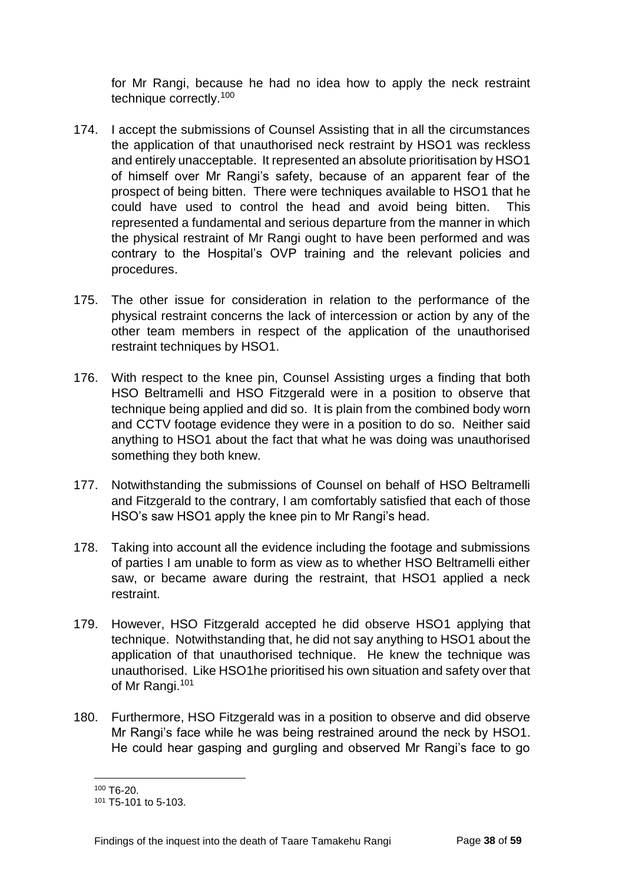for Mr Rangi, because he had no idea how to apply the neck restraint technique correctly.[100]

174. I accept the submissions of Counsel Assisting that in all the circumstances the application of that unauthorised neck restraint by HSO1 was reckless and entirely unacceptable. It represented an absolute prioritisation by HSO1 of himself over Mr Rangi's safety, because of an apparent fear of the prospect of being bitten. There were techniques available to HSO1 that he could have used to control the head and avoid being bitten. This represented a fundamental and serious departure from the manner in which the physical restraint of Mr Rangi ought to have been performed and was contrary to the Hospital's OVP training and the relevant policies and procedures.

175. The other issue for consideration in relation to the performance of the physical restraint concerns the lack of intercession or action by any of the other team members in respect of the application of the unauthorised restraint techniques by HSO1.

176. With respect to the knee pin, Counsel Assisting urges a finding that both HSO Beltramelli and HSO Fitzgerald were in a position to observe that technique being applied and did so. It is plain from the combined body worn and CCTV footage evidence they were in a position to do so. Neither said anything to HSO1 about the fact that what he was doing was unauthorised something they both knew.

177. Notwithstanding the submissions of Counsel on behalf of HSO Beltramelli and Fitzgerald to the contrary, I am comfortably satisfied that each of those HSO's saw HSO1 apply the knee pin to Mr Rangi's head.

178. Taking into account all the evidence including the footage and submissions of parties I am unable to form as view as to whether HSO Beltramelli either saw, or became aware during the restraint, that HSO1 applied a neck restraint.

179. However, HSO Fitzgerald accepted he did observe HSO1 applying that technique. Notwithstanding that, he did not say anything to HSO1 about the application of that unauthorised technique. He knew the technique was unauthorised. Like HSO1he prioritised his own situation and safety over that of Mr Rangi.[101]

180. Furthermore, HSO Fitzgerald was in a position to observe and did observe Mr Rangi's face while he was being restrained around the neck by HSO1. He could hear gasping and gurgling and observed Mr Rangi's face to go

---

[100] T6-20.

[101] T5-101 to 5-103.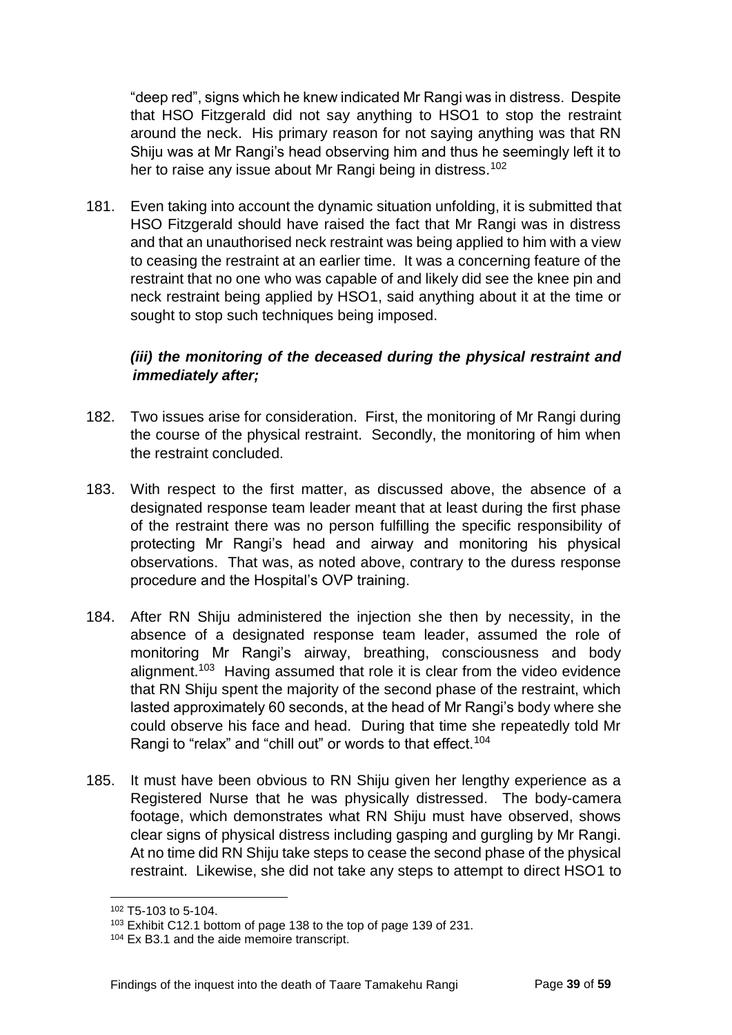"deep red", signs which he knew indicated Mr Rangi was in distress. Despite that HSO Fitzgerald did not say anything to HSO1 to stop the restraint around the neck. His primary reason for not saying anything was that RN Shiju was at Mr Rangi's head observing him and thus he seemingly left it to her to raise any issue about Mr Rangi being in distress.[102]

181. Even taking into account the dynamic situation unfolding, it is submitted that HSO Fitzgerald should have raised the fact that Mr Rangi was in distress and that an unauthorised neck restraint was being applied to him with a view to ceasing the restraint at an earlier time. It was a concerning feature of the restraint that no one who was capable of and likely did see the knee pin and neck restraint being applied by HSO1, said anything about it at the time or sought to stop such techniques being imposed.

### *(iii) the monitoring of the deceased during the physical restraint and immediately after;*

182. Two issues arise for consideration. First, the monitoring of Mr Rangi during the course of the physical restraint. Secondly, the monitoring of him when the restraint concluded.

183. With respect to the first matter, as discussed above, the absence of a designated response team leader meant that at least during the first phase of the restraint there was no person fulfilling the specific responsibility of protecting Mr Rangi's head and airway and monitoring his physical observations. That was, as noted above, contrary to the duress response procedure and the Hospital's OVP training.

184. After RN Shiju administered the injection she then by necessity, in the absence of a designated response team leader, assumed the role of monitoring Mr Rangi's airway, breathing, consciousness and body alignment.[103] Having assumed that role it is clear from the video evidence that RN Shiju spent the majority of the second phase of the restraint, which lasted approximately 60 seconds, at the head of Mr Rangi's body where she could observe his face and head. During that time she repeatedly told Mr Rangi to "relax" and "chill out" or words to that effect.[104]

185. It must have been obvious to RN Shiju given her lengthy experience as a Registered Nurse that he was physically distressed. The body-camera footage, which demonstrates what RN Shiju must have observed, shows clear signs of physical distress including gasping and gurgling by Mr Rangi. At no time did RN Shiju take steps to cease the second phase of the physical restraint. Likewise, she did not take any steps to attempt to direct HSO1 to

---

[102] T5-103 to 5-104.

[103] Exhibit C12.1 bottom of page 138 to the top of page 139 of 231.

[104] Ex B3.1 and the aide memoire transcript.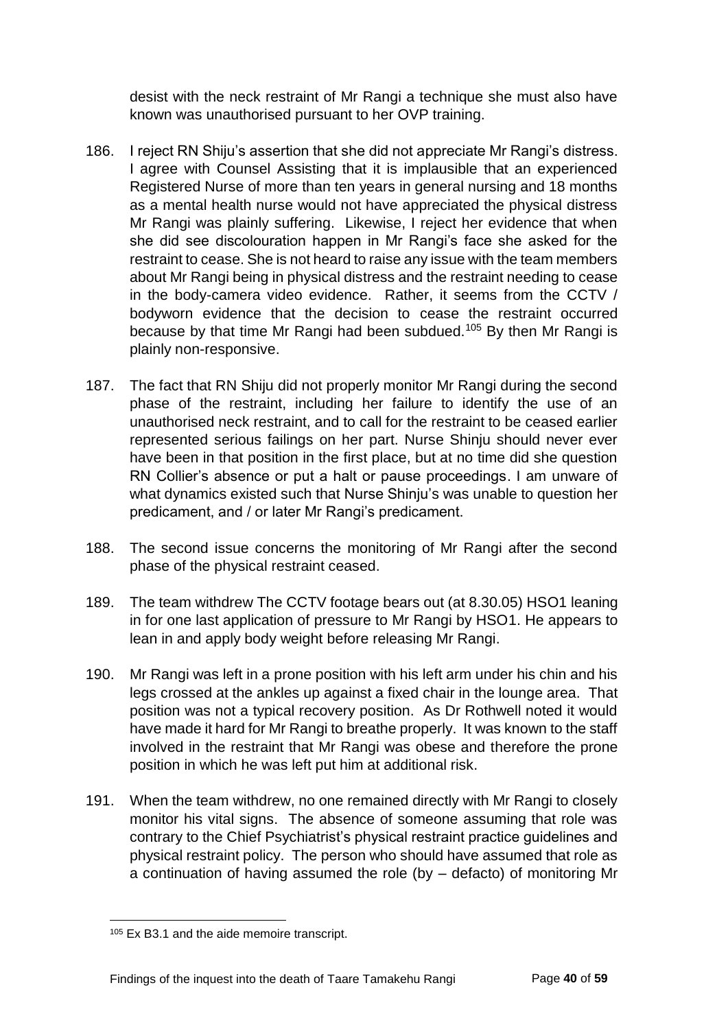desist with the neck restraint of Mr Rangi a technique she must also have known was unauthorised pursuant to her OVP training.

186. I reject RN Shiju's assertion that she did not appreciate Mr Rangi's distress. I agree with Counsel Assisting that it is implausible that an experienced Registered Nurse of more than ten years in general nursing and 18 months as a mental health nurse would not have appreciated the physical distress Mr Rangi was plainly suffering. Likewise, I reject her evidence that when she did see discolouration happen in Mr Rangi's face she asked for the restraint to cease. She is not heard to raise any issue with the team members about Mr Rangi being in physical distress and the restraint needing to cease in the body-camera video evidence. Rather, it seems from the CCTV / bodyworn evidence that the decision to cease the restraint occurred because by that time Mr Rangi had been subdued.[105] By then Mr Rangi is plainly non-responsive.

187. The fact that RN Shiju did not properly monitor Mr Rangi during the second phase of the restraint, including her failure to identify the use of an unauthorised neck restraint, and to call for the restraint to be ceased earlier represented serious failings on her part. Nurse Shinju should never ever have been in that position in the first place, but at no time did she question RN Collier's absence or put a halt or pause proceedings. I am unware of what dynamics existed such that Nurse Shinju's was unable to question her predicament, and / or later Mr Rangi's predicament.

188. The second issue concerns the monitoring of Mr Rangi after the second phase of the physical restraint ceased.

189. The team withdrew The CCTV footage bears out (at 8.30.05) HSO1 leaning in for one last application of pressure to Mr Rangi by HSO1. He appears to lean in and apply body weight before releasing Mr Rangi.

190. Mr Rangi was left in a prone position with his left arm under his chin and his legs crossed at the ankles up against a fixed chair in the lounge area. That position was not a typical recovery position. As Dr Rothwell noted it would have made it hard for Mr Rangi to breathe properly. It was known to the staff involved in the restraint that Mr Rangi was obese and therefore the prone position in which he was left put him at additional risk.

191. When the team withdrew, no one remained directly with Mr Rangi to closely monitor his vital signs. The absence of someone assuming that role was contrary to the Chief Psychiatrist's physical restraint practice guidelines and physical restraint policy. The person who should have assumed that role as a continuation of having assumed the role (by – defacto) of monitoring Mr

---

[105] Ex B3.1 and the aide memoire transcript.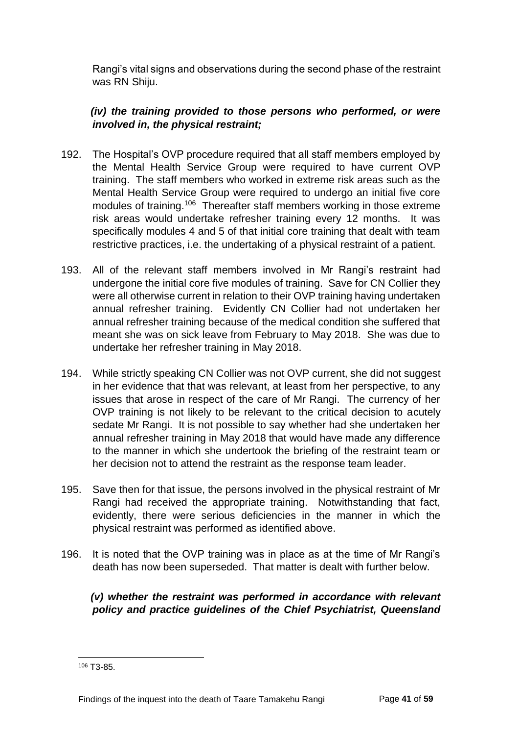Rangi's vital signs and observations during the second phase of the restraint was RN Shiju.

***(iv) the training provided to those persons who performed, or were involved in, the physical restraint;***

192. The Hospital's OVP procedure required that all staff members employed by the Mental Health Service Group were required to have current OVP training. The staff members who worked in extreme risk areas such as the Mental Health Service Group were required to undergo an initial five core modules of training.[106] Thereafter staff members working in those extreme risk areas would undertake refresher training every 12 months. It was specifically modules 4 and 5 of that initial core training that dealt with team restrictive practices, i.e. the undertaking of a physical restraint of a patient.

193. All of the relevant staff members involved in Mr Rangi's restraint had undergone the initial core five modules of training. Save for CN Collier they were all otherwise current in relation to their OVP training having undertaken annual refresher training. Evidently CN Collier had not undertaken her annual refresher training because of the medical condition she suffered that meant she was on sick leave from February to May 2018. She was due to undertake her refresher training in May 2018.

194. While strictly speaking CN Collier was not OVP current, she did not suggest in her evidence that that was relevant, at least from her perspective, to any issues that arose in respect of the care of Mr Rangi. The currency of her OVP training is not likely to be relevant to the critical decision to acutely sedate Mr Rangi. It is not possible to say whether had she undertaken her annual refresher training in May 2018 that would have made any difference to the manner in which she undertook the briefing of the restraint team or her decision not to attend the restraint as the response team leader.

195. Save then for that issue, the persons involved in the physical restraint of Mr Rangi had received the appropriate training. Notwithstanding that fact, evidently, there were serious deficiencies in the manner in which the physical restraint was performed as identified above.

196. It is noted that the OVP training was in place as at the time of Mr Rangi's death has now been superseded. That matter is dealt with further below.

***(v) whether the restraint was performed in accordance with relevant policy and practice guidelines of the Chief Psychiatrist, Queensland***

[106] T3-85.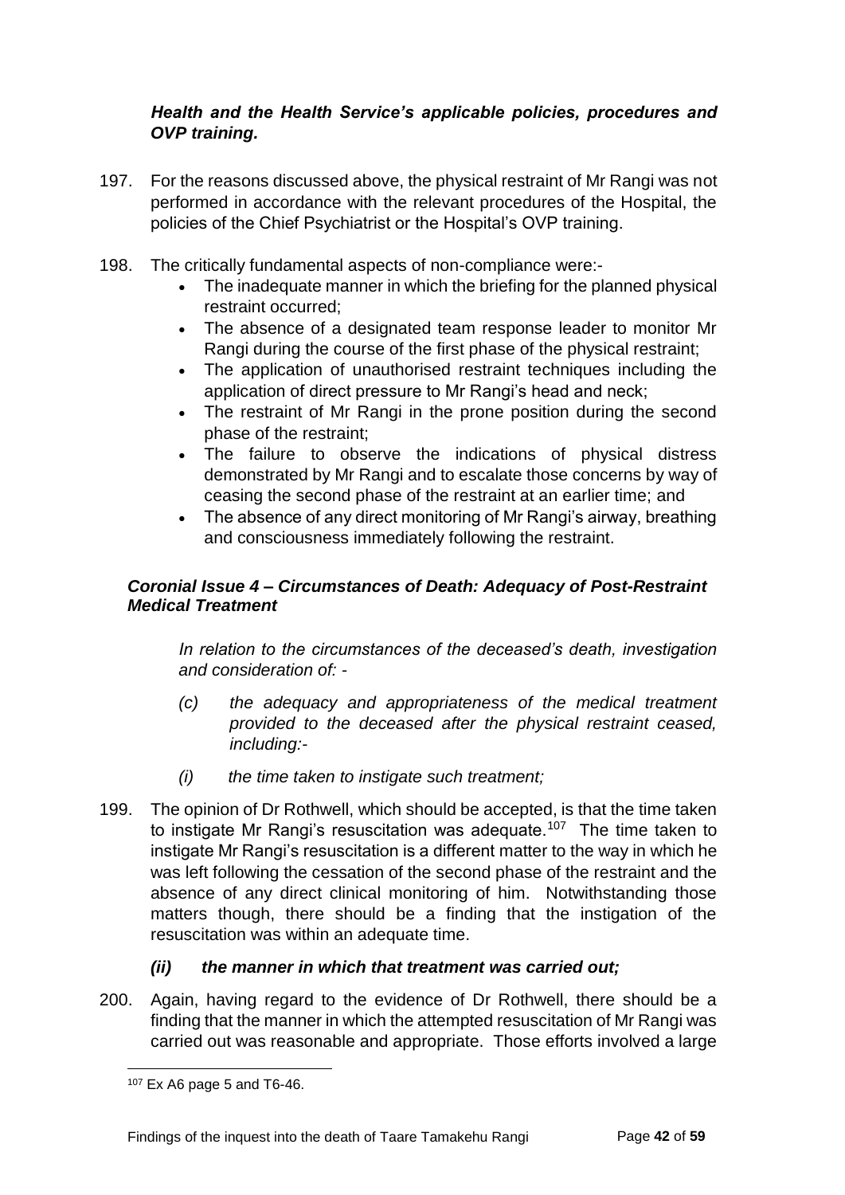***Health and the Health Service's applicable policies, procedures and OVP training.***

197. For the reasons discussed above, the physical restraint of Mr Rangi was not performed in accordance with the relevant procedures of the Hospital, the policies of the Chief Psychiatrist or the Hospital's OVP training.

198. The critically fundamental aspects of non-compliance were:-
   - The inadequate manner in which the briefing for the planned physical restraint occurred;
   - The absence of a designated team response leader to monitor Mr Rangi during the course of the first phase of the physical restraint;
   - The application of unauthorised restraint techniques including the application of direct pressure to Mr Rangi's head and neck;
   - The restraint of Mr Rangi in the prone position during the second phase of the restraint;
   - The failure to observe the indications of physical distress demonstrated by Mr Rangi and to escalate those concerns by way of ceasing the second phase of the restraint at an earlier time; and
   - The absence of any direct monitoring of Mr Rangi's airway, breathing and consciousness immediately following the restraint.

### *Coronial Issue 4 – Circumstances of Death: Adequacy of Post-Restraint Medical Treatment*

> *In relation to the circumstances of the deceased's death, investigation and consideration of: -*
>
> *(c) the adequacy and appropriateness of the medical treatment provided to the deceased after the physical restraint ceased, including:-*
>
> *(i) the time taken to instigate such treatment;*

199. The opinion of Dr Rothwell, which should be accepted, is that the time taken to instigate Mr Rangi's resuscitation was adequate.[107] The time taken to instigate Mr Rangi's resuscitation is a different matter to the way in which he was left following the cessation of the second phase of the restraint and the absence of any direct clinical monitoring of him. Notwithstanding those matters though, there should be a finding that the instigation of the resuscitation was within an adequate time.

> ***(ii) the manner in which that treatment was carried out;***

200. Again, having regard to the evidence of Dr Rothwell, there should be a finding that the manner in which the attempted resuscitation of Mr Rangi was carried out was reasonable and appropriate. Those efforts involved a large

---

[107] Ex A6 page 5 and T6-46.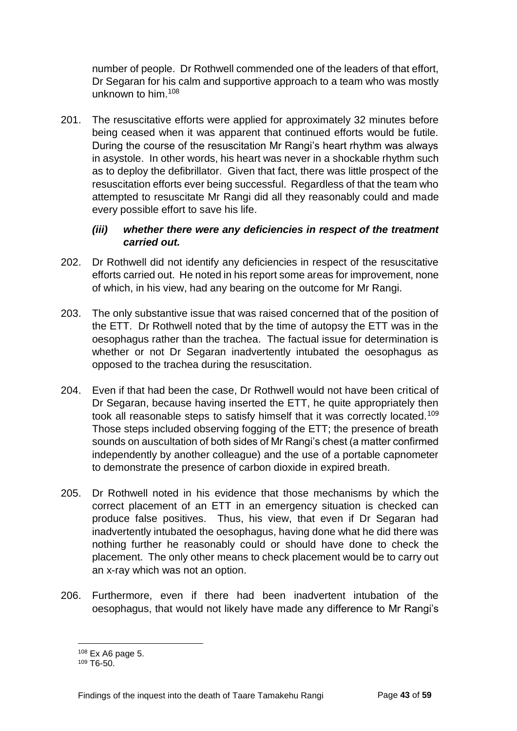number of people. Dr Rothwell commended one of the leaders of that effort, Dr Segaran for his calm and supportive approach to a team who was mostly unknown to him.[108]

201. The resuscitative efforts were applied for approximately 32 minutes before being ceased when it was apparent that continued efforts would be futile. During the course of the resuscitation Mr Rangi's heart rhythm was always in asystole. In other words, his heart was never in a shockable rhythm such as to deploy the defibrillator. Given that fact, there was little prospect of the resuscitation efforts ever being successful. Regardless of that the team who attempted to resuscitate Mr Rangi did all they reasonably could and made every possible effort to save his life.

***(iii) whether there were any deficiencies in respect of the treatment carried out.***

202. Dr Rothwell did not identify any deficiencies in respect of the resuscitative efforts carried out. He noted in his report some areas for improvement, none of which, in his view, had any bearing on the outcome for Mr Rangi.

203. The only substantive issue that was raised concerned that of the position of the ETT. Dr Rothwell noted that by the time of autopsy the ETT was in the oesophagus rather than the trachea. The factual issue for determination is whether or not Dr Segaran inadvertently intubated the oesophagus as opposed to the trachea during the resuscitation.

204. Even if that had been the case, Dr Rothwell would not have been critical of Dr Segaran, because having inserted the ETT, he quite appropriately then took all reasonable steps to satisfy himself that it was correctly located.[109] Those steps included observing fogging of the ETT; the presence of breath sounds on auscultation of both sides of Mr Rangi's chest (a matter confirmed independently by another colleague) and the use of a portable capnometer to demonstrate the presence of carbon dioxide in expired breath.

205. Dr Rothwell noted in his evidence that those mechanisms by which the correct placement of an ETT in an emergency situation is checked can produce false positives. Thus, his view, that even if Dr Segaran had inadvertently intubated the oesophagus, having done what he did there was nothing further he reasonably could or should have done to check the placement. The only other means to check placement would be to carry out an x-ray which was not an option.

206. Furthermore, even if there had been inadvertent intubation of the oesophagus, that would not likely have made any difference to Mr Rangi's

[108] Ex A6 page 5.
[109] T6-50.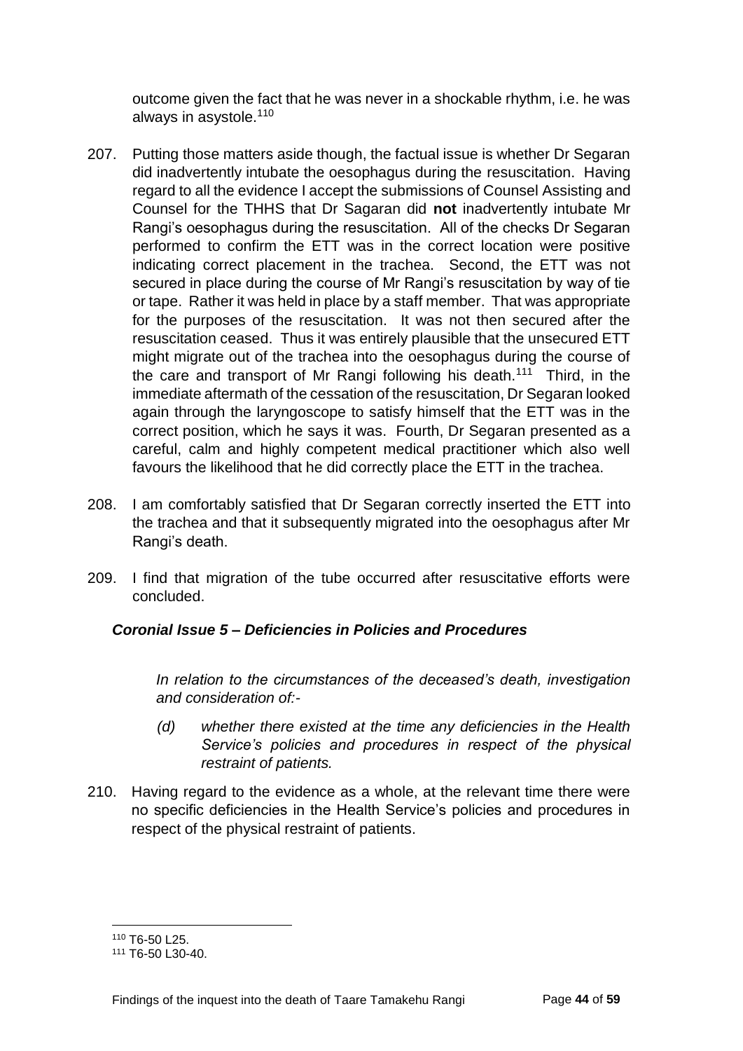outcome given the fact that he was never in a shockable rhythm, i.e. he was always in asystole.[110]

207. Putting those matters aside though, the factual issue is whether Dr Segaran did inadvertently intubate the oesophagus during the resuscitation. Having regard to all the evidence I accept the submissions of Counsel Assisting and Counsel for the THHS that Dr Sagaran did **not** inadvertently intubate Mr Rangi's oesophagus during the resuscitation. All of the checks Dr Segaran performed to confirm the ETT was in the correct location were positive indicating correct placement in the trachea. Second, the ETT was not secured in place during the course of Mr Rangi's resuscitation by way of tie or tape. Rather it was held in place by a staff member. That was appropriate for the purposes of the resuscitation. It was not then secured after the resuscitation ceased. Thus it was entirely plausible that the unsecured ETT might migrate out of the trachea into the oesophagus during the course of the care and transport of Mr Rangi following his death.[111] Third, in the immediate aftermath of the cessation of the resuscitation, Dr Segaran looked again through the laryngoscope to satisfy himself that the ETT was in the correct position, which he says it was. Fourth, Dr Segaran presented as a careful, calm and highly competent medical practitioner which also well favours the likelihood that he did correctly place the ETT in the trachea.

208. I am comfortably satisfied that Dr Segaran correctly inserted the ETT into the trachea and that it subsequently migrated into the oesophagus after Mr Rangi's death.

209. I find that migration of the tube occurred after resuscitative efforts were concluded.

### *Coronial Issue 5 – Deficiencies in Policies and Procedures*

> *In relation to the circumstances of the deceased's death, investigation and consideration of:-*
>
> *(d) whether there existed at the time any deficiencies in the Health Service's policies and procedures in respect of the physical restraint of patients.*

210. Having regard to the evidence as a whole, at the relevant time there were no specific deficiencies in the Health Service's policies and procedures in respect of the physical restraint of patients.

---

[110] T6-50 L25.

[111] T6-50 L30-40.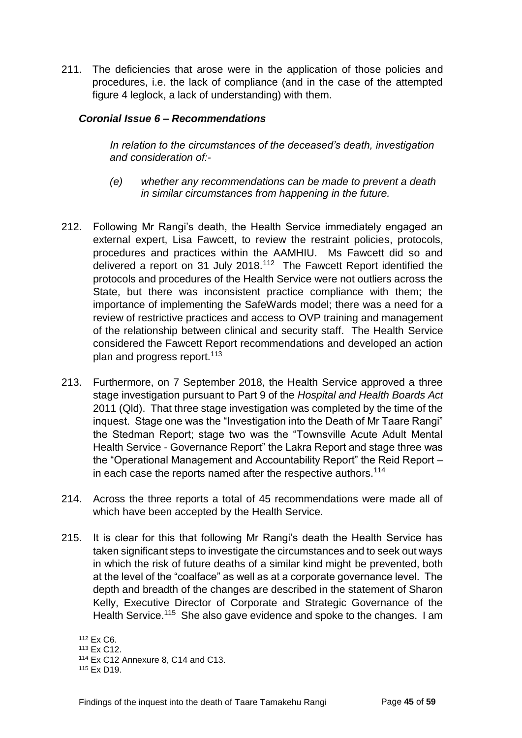211. The deficiencies that arose were in the application of those policies and procedures, i.e. the lack of compliance (and in the case of the attempted figure 4 leglock, a lack of understanding) with them.

### *Coronial Issue 6 – Recommendations*

> *In relation to the circumstances of the deceased's death, investigation and consideration of:-*
>
> *(e) whether any recommendations can be made to prevent a death in similar circumstances from happening in the future.*

212. Following Mr Rangi's death, the Health Service immediately engaged an external expert, Lisa Fawcett, to review the restraint policies, protocols, procedures and practices within the AAMHIU. Ms Fawcett did so and delivered a report on 31 July 2018.[112] The Fawcett Report identified the protocols and procedures of the Health Service were not outliers across the State, but there was inconsistent practice compliance with them; the importance of implementing the SafeWards model; there was a need for a review of restrictive practices and access to OVP training and management of the relationship between clinical and security staff. The Health Service considered the Fawcett Report recommendations and developed an action plan and progress report.[113]

213. Furthermore, on 7 September 2018, the Health Service approved a three stage investigation pursuant to Part 9 of the *Hospital and Health Boards Act* 2011 (Qld). That three stage investigation was completed by the time of the inquest. Stage one was the "Investigation into the Death of Mr Taare Rangi" the Stedman Report; stage two was the "Townsville Acute Adult Mental Health Service - Governance Report" the Lakra Report and stage three was the "Operational Management and Accountability Report" the Reid Report – in each case the reports named after the respective authors.[114]

214. Across the three reports a total of 45 recommendations were made all of which have been accepted by the Health Service.

215. It is clear for this that following Mr Rangi's death the Health Service has taken significant steps to investigate the circumstances and to seek out ways in which the risk of future deaths of a similar kind might be prevented, both at the level of the "coalface" as well as at a corporate governance level. The depth and breadth of the changes are described in the statement of Sharon Kelly, Executive Director of Corporate and Strategic Governance of the Health Service.[115] She also gave evidence and spoke to the changes. I am

---

[112] Ex C6.

[113] Ex C12.

[114] Ex C12 Annexure 8, C14 and C13.

[115] Ex D19.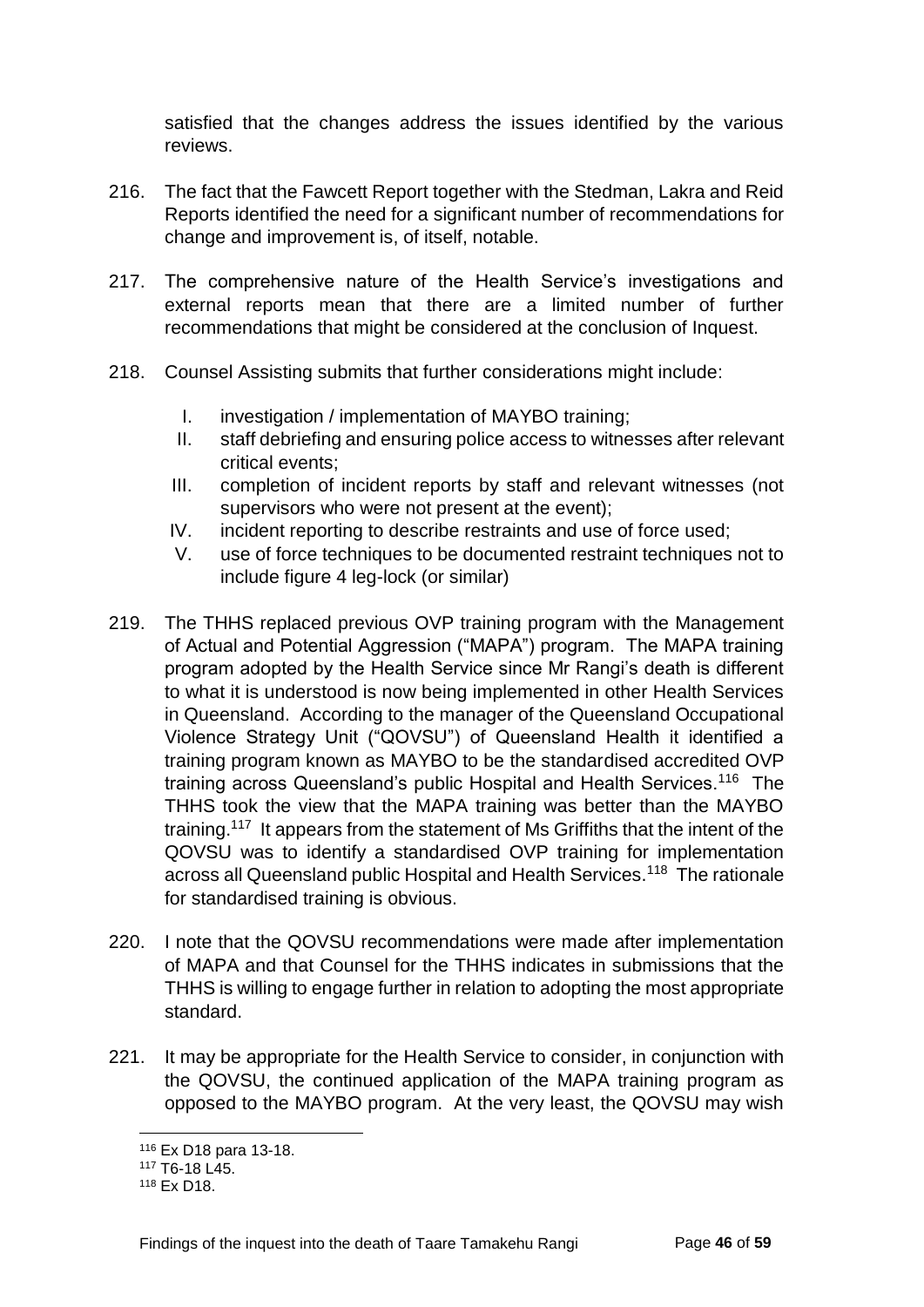satisfied that the changes address the issues identified by the various reviews.

216. The fact that the Fawcett Report together with the Stedman, Lakra and Reid Reports identified the need for a significant number of recommendations for change and improvement is, of itself, notable.

217. The comprehensive nature of the Health Service's investigations and external reports mean that there are a limited number of further recommendations that might be considered at the conclusion of Inquest.

218. Counsel Assisting submits that further considerations might include:

    I. investigation / implementation of MAYBO training;
    II. staff debriefing and ensuring police access to witnesses after relevant critical events;
    III. completion of incident reports by staff and relevant witnesses (not supervisors who were not present at the event);
    IV. incident reporting to describe restraints and use of force used;
    V. use of force techniques to be documented restraint techniques not to include figure 4 leg-lock (or similar)

219. The THHS replaced previous OVP training program with the Management of Actual and Potential Aggression ("MAPA") program. The MAPA training program adopted by the Health Service since Mr Rangi's death is different to what it is understood is now being implemented in other Health Services in Queensland. According to the manager of the Queensland Occupational Violence Strategy Unit ("QOVSU") of Queensland Health it identified a training program known as MAYBO to be the standardised accredited OVP training across Queensland's public Hospital and Health Services.[116] The THHS took the view that the MAPA training was better than the MAYBO training.[117] It appears from the statement of Ms Griffiths that the intent of the QOVSU was to identify a standardised OVP training for implementation across all Queensland public Hospital and Health Services.[118] The rationale for standardised training is obvious.

220. I note that the QOVSU recommendations were made after implementation of MAPA and that Counsel for the THHS indicates in submissions that the THHS is willing to engage further in relation to adopting the most appropriate standard.

221. It may be appropriate for the Health Service to consider, in conjunction with the QOVSU, the continued application of the MAPA training program as opposed to the MAYBO program. At the very least, the QOVSU may wish

---

[116] Ex D18 para 13-18.

[117] T6-18 L45.

[118] Ex D18.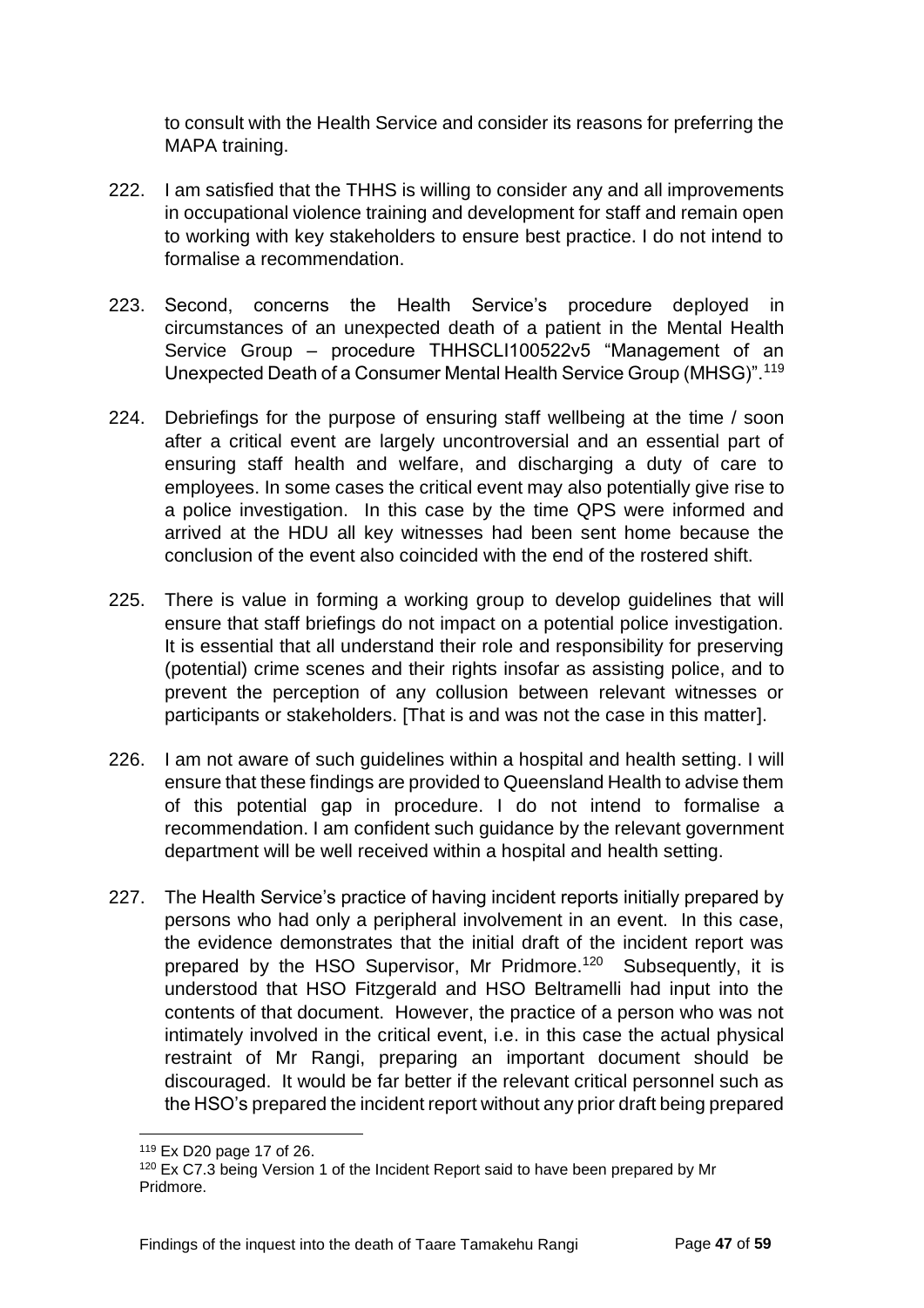to consult with the Health Service and consider its reasons for preferring the MAPA training.

222. I am satisfied that the THHS is willing to consider any and all improvements in occupational violence training and development for staff and remain open to working with key stakeholders to ensure best practice. I do not intend to formalise a recommendation.

223. Second, concerns the Health Service's procedure deployed in circumstances of an unexpected death of a patient in the Mental Health Service Group – procedure THHSCLI100522v5 "Management of an Unexpected Death of a Consumer Mental Health Service Group (MHSG)".[119]

224. Debriefings for the purpose of ensuring staff wellbeing at the time / soon after a critical event are largely uncontroversial and an essential part of ensuring staff health and welfare, and discharging a duty of care to employees. In some cases the critical event may also potentially give rise to a police investigation. In this case by the time QPS were informed and arrived at the HDU all key witnesses had been sent home because the conclusion of the event also coincided with the end of the rostered shift.

225. There is value in forming a working group to develop guidelines that will ensure that staff briefings do not impact on a potential police investigation. It is essential that all understand their role and responsibility for preserving (potential) crime scenes and their rights insofar as assisting police, and to prevent the perception of any collusion between relevant witnesses or participants or stakeholders. [That is and was not the case in this matter].

226. I am not aware of such guidelines within a hospital and health setting. I will ensure that these findings are provided to Queensland Health to advise them of this potential gap in procedure. I do not intend to formalise a recommendation. I am confident such guidance by the relevant government department will be well received within a hospital and health setting.

227. The Health Service's practice of having incident reports initially prepared by persons who had only a peripheral involvement in an event. In this case, the evidence demonstrates that the initial draft of the incident report was prepared by the HSO Supervisor, Mr Pridmore.[120] Subsequently, it is understood that HSO Fitzgerald and HSO Beltramelli had input into the contents of that document. However, the practice of a person who was not intimately involved in the critical event, i.e. in this case the actual physical restraint of Mr Rangi, preparing an important document should be discouraged. It would be far better if the relevant critical personnel such as the HSO's prepared the incident report without any prior draft being prepared

---

[119] Ex D20 page 17 of 26.

[120] Ex C7.3 being Version 1 of the Incident Report said to have been prepared by Mr Pridmore.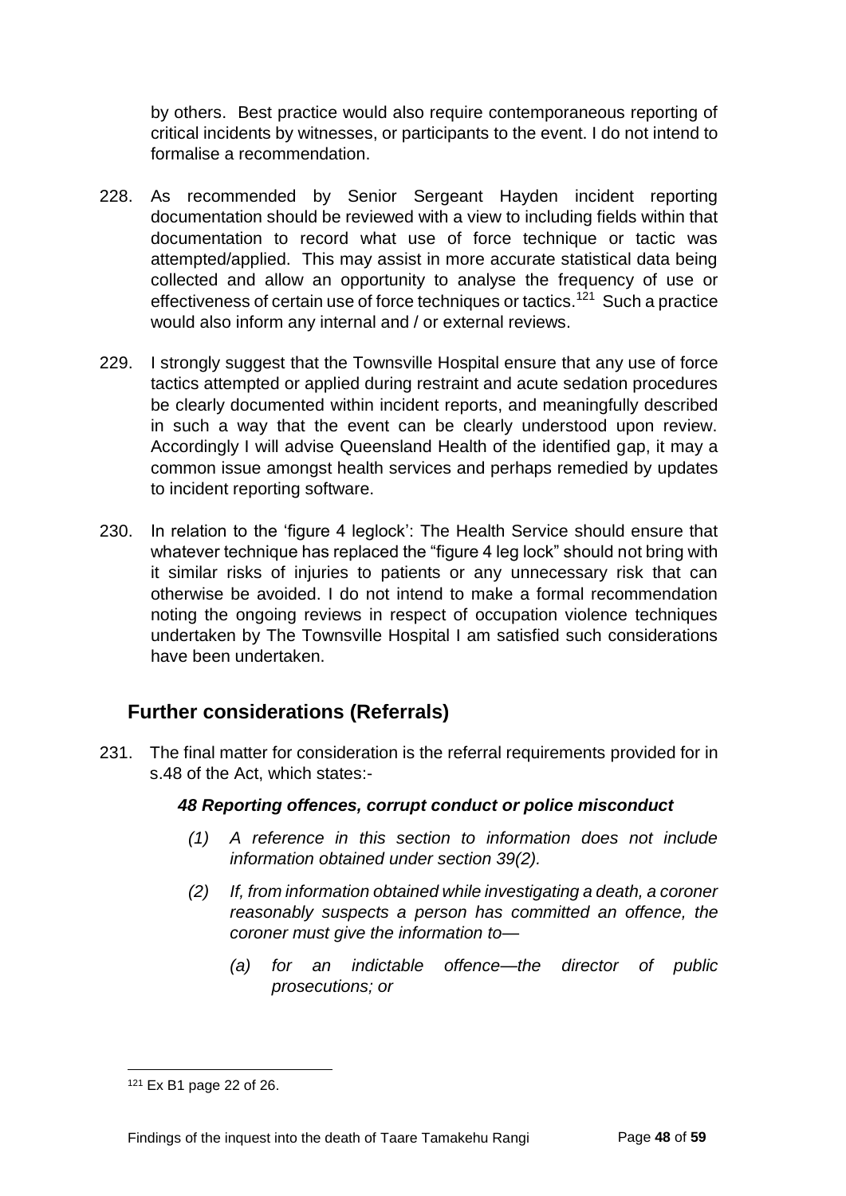by others. Best practice would also require contemporaneous reporting of critical incidents by witnesses, or participants to the event. I do not intend to formalise a recommendation.

228. As recommended by Senior Sergeant Hayden incident reporting documentation should be reviewed with a view to including fields within that documentation to record what use of force technique or tactic was attempted/applied. This may assist in more accurate statistical data being collected and allow an opportunity to analyse the frequency of use or effectiveness of certain use of force techniques or tactics.[121] Such a practice would also inform any internal and / or external reviews.

229. I strongly suggest that the Townsville Hospital ensure that any use of force tactics attempted or applied during restraint and acute sedation procedures be clearly documented within incident reports, and meaningfully described in such a way that the event can be clearly understood upon review. Accordingly I will advise Queensland Health of the identified gap, it may a common issue amongst health services and perhaps remedied by updates to incident reporting software.

230. In relation to the 'figure 4 leglock': The Health Service should ensure that whatever technique has replaced the "figure 4 leg lock" should not bring with it similar risks of injuries to patients or any unnecessary risk that can otherwise be avoided. I do not intend to make a formal recommendation noting the ongoing reviews in respect of occupation violence techniques undertaken by The Townsville Hospital I am satisfied such considerations have been undertaken.

## Further considerations (Referrals)

231. The final matter for consideration is the referral requirements provided for in s.48 of the Act, which states:-

***48 Reporting offences, corrupt conduct or police misconduct***

*(1) A reference in this section to information does not include information obtained under section 39(2).*

*(2) If, from information obtained while investigating a death, a coroner reasonably suspects a person has committed an offence, the coroner must give the information to—*

*(a) for an indictable offence—the director of public prosecutions; or*

---

[121] Ex B1 page 22 of 26.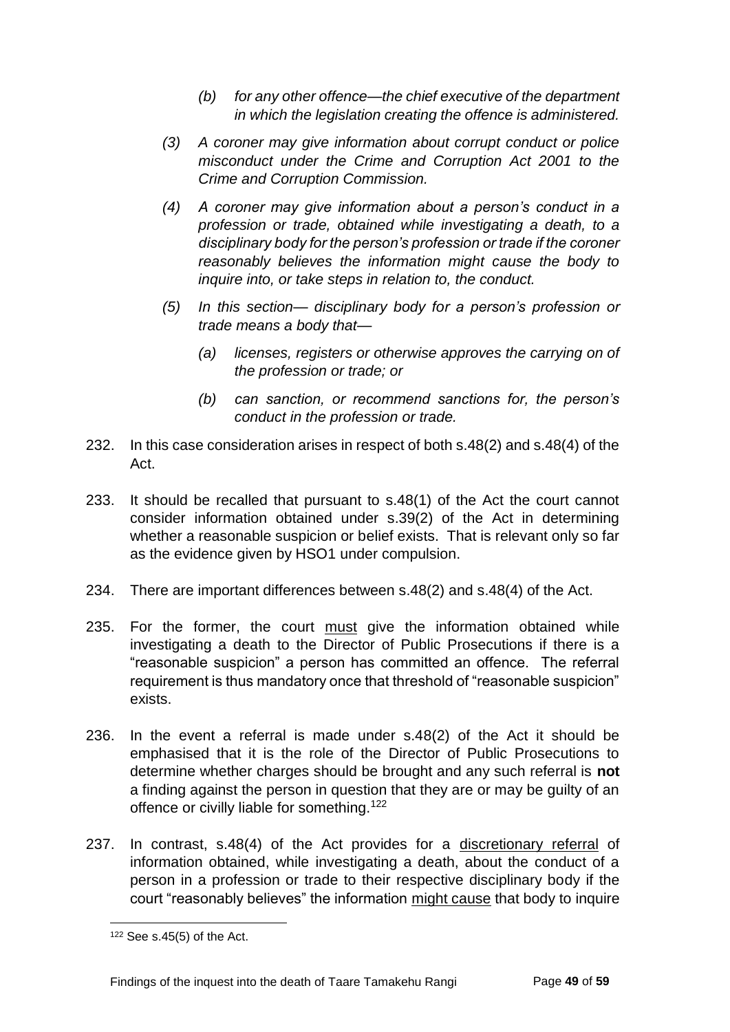> *(b) for any other offence—the chief executive of the department in which the legislation creating the offence is administered.*
>
> *(3) A coroner may give information about corrupt conduct or police misconduct under the Crime and Corruption Act 2001 to the Crime and Corruption Commission.*
>
> *(4) A coroner may give information about a person's conduct in a profession or trade, obtained while investigating a death, to a disciplinary body for the person's profession or trade if the coroner reasonably believes the information might cause the body to inquire into, or take steps in relation to, the conduct.*
>
> *(5) In this section— disciplinary body for a person's profession or trade means a body that—*
>
> *(a) licenses, registers or otherwise approves the carrying on of the profession or trade; or*
>
> *(b) can sanction, or recommend sanctions for, the person's conduct in the profession or trade.*

232. In this case consideration arises in respect of both s.48(2) and s.48(4) of the Act.

233. It should be recalled that pursuant to s.48(1) of the Act the court cannot consider information obtained under s.39(2) of the Act in determining whether a reasonable suspicion or belief exists. That is relevant only so far as the evidence given by HSO1 under compulsion.

234. There are important differences between s.48(2) and s.48(4) of the Act.

235. For the former, the court must give the information obtained while investigating a death to the Director of Public Prosecutions if there is a "reasonable suspicion" a person has committed an offence. The referral requirement is thus mandatory once that threshold of "reasonable suspicion" exists.

236. In the event a referral is made under s.48(2) of the Act it should be emphasised that it is the role of the Director of Public Prosecutions to determine whether charges should be brought and any such referral is **not** a finding against the person in question that they are or may be guilty of an offence or civilly liable for something.[122]

237. In contrast, s.48(4) of the Act provides for a discretionary referral of information obtained, while investigating a death, about the conduct of a person in a profession or trade to their respective disciplinary body if the court "reasonably believes" the information might cause that body to inquire

---

[122] See s.45(5) of the Act.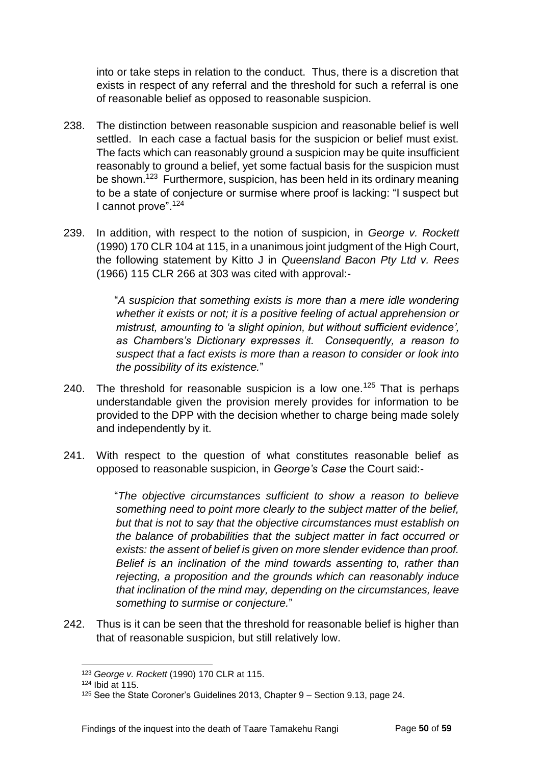into or take steps in relation to the conduct. Thus, there is a discretion that exists in respect of any referral and the threshold for such a referral is one of reasonable belief as opposed to reasonable suspicion.

238. The distinction between reasonable suspicion and reasonable belief is well settled. In each case a factual basis for the suspicion or belief must exist. The facts which can reasonably ground a suspicion may be quite insufficient reasonably to ground a belief, yet some factual basis for the suspicion must be shown.[123] Furthermore, suspicion, has been held in its ordinary meaning to be a state of conjecture or surmise where proof is lacking: "I suspect but I cannot prove".[124]

239. In addition, with respect to the notion of suspicion, in *George v. Rockett* (1990) 170 CLR 104 at 115, in a unanimous joint judgment of the High Court, the following statement by Kitto J in *Queensland Bacon Pty Ltd v. Rees* (1966) 115 CLR 266 at 303 was cited with approval:-

> "*A suspicion that something exists is more than a mere idle wondering whether it exists or not; it is a positive feeling of actual apprehension or mistrust, amounting to 'a slight opinion, but without sufficient evidence', as Chambers's Dictionary expresses it. Consequently, a reason to suspect that a fact exists is more than a reason to consider or look into the possibility of its existence.*"

240. The threshold for reasonable suspicion is a low one.[125] That is perhaps understandable given the provision merely provides for information to be provided to the DPP with the decision whether to charge being made solely and independently by it.

241. With respect to the question of what constitutes reasonable belief as opposed to reasonable suspicion, in *George's Case* the Court said:-

> "*The objective circumstances sufficient to show a reason to believe something need to point more clearly to the subject matter of the belief, but that is not to say that the objective circumstances must establish on the balance of probabilities that the subject matter in fact occurred or exists: the assent of belief is given on more slender evidence than proof. Belief is an inclination of the mind towards assenting to, rather than rejecting, a proposition and the grounds which can reasonably induce that inclination of the mind may, depending on the circumstances, leave something to surmise or conjecture.*"

242. Thus is it can be seen that the threshold for reasonable belief is higher than that of reasonable suspicion, but still relatively low.

---

[123] *George v. Rockett* (1990) 170 CLR at 115.

[124] Ibid at 115.

[125] See the State Coroner's Guidelines 2013, Chapter 9 – Section 9.13, page 24.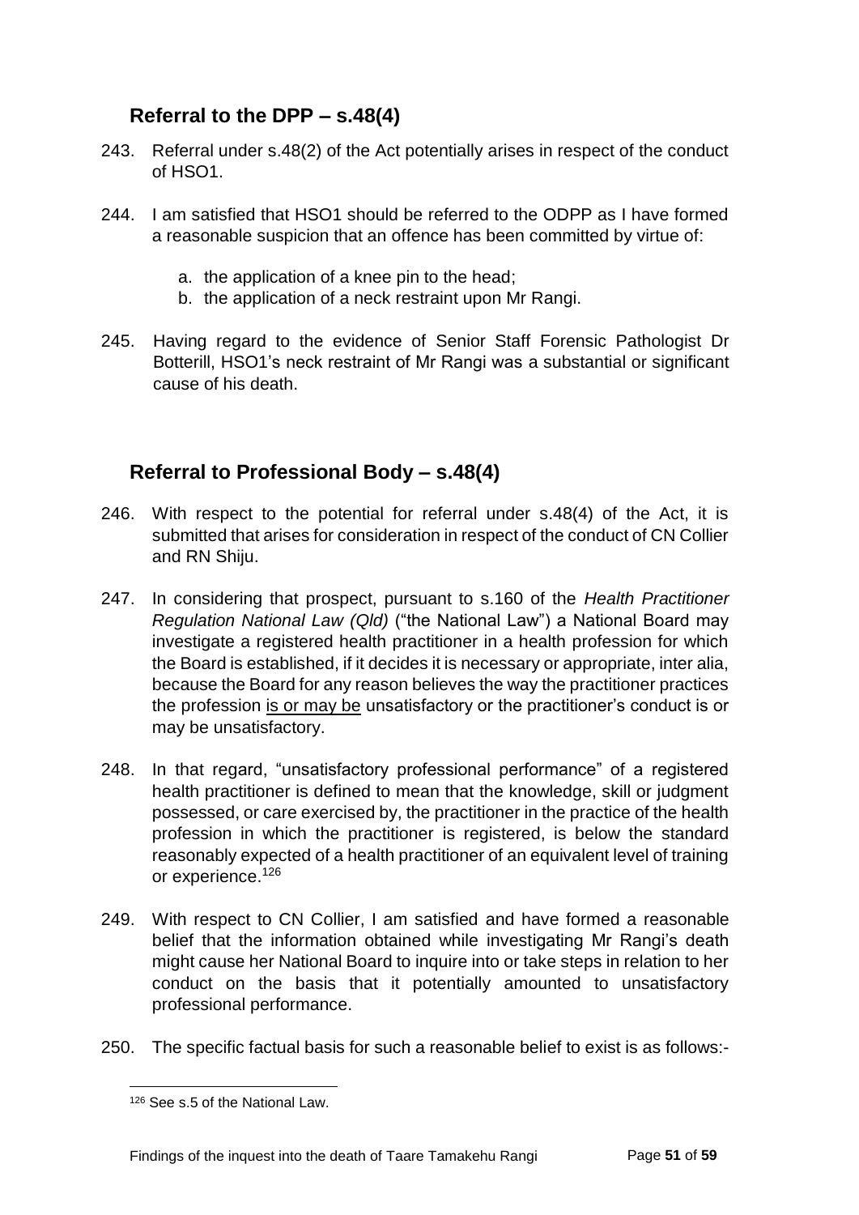## Referral to the DPP – s.48(4)

243. Referral under s.48(2) of the Act potentially arises in respect of the conduct of HSO1.

244. I am satisfied that HSO1 should be referred to the ODPP as I have formed a reasonable suspicion that an offence has been committed by virtue of:

    a. the application of a knee pin to the head;
    b. the application of a neck restraint upon Mr Rangi.

245. Having regard to the evidence of Senior Staff Forensic Pathologist Dr Botterill, HSO1's neck restraint of Mr Rangi was a substantial or significant cause of his death.

## Referral to Professional Body – s.48(4)

246. With respect to the potential for referral under s.48(4) of the Act, it is submitted that arises for consideration in respect of the conduct of CN Collier and RN Shiju.

247. In considering that prospect, pursuant to s.160 of the *Health Practitioner Regulation National Law (Qld)* ("the National Law") a National Board may investigate a registered health practitioner in a health profession for which the Board is established, if it decides it is necessary or appropriate, inter alia, because the Board for any reason believes the way the practitioner practices the profession <u>is or may be</u> unsatisfactory or the practitioner's conduct is or may be unsatisfactory.

248. In that regard, "unsatisfactory professional performance" of a registered health practitioner is defined to mean that the knowledge, skill or judgment possessed, or care exercised by, the practitioner in the practice of the health profession in which the practitioner is registered, is below the standard reasonably expected of a health practitioner of an equivalent level of training or experience.[126]

249. With respect to CN Collier, I am satisfied and have formed a reasonable belief that the information obtained while investigating Mr Rangi's death might cause her National Board to inquire into or take steps in relation to her conduct on the basis that it potentially amounted to unsatisfactory professional performance.

250. The specific factual basis for such a reasonable belief to exist is as follows:-

[126] See s.5 of the National Law.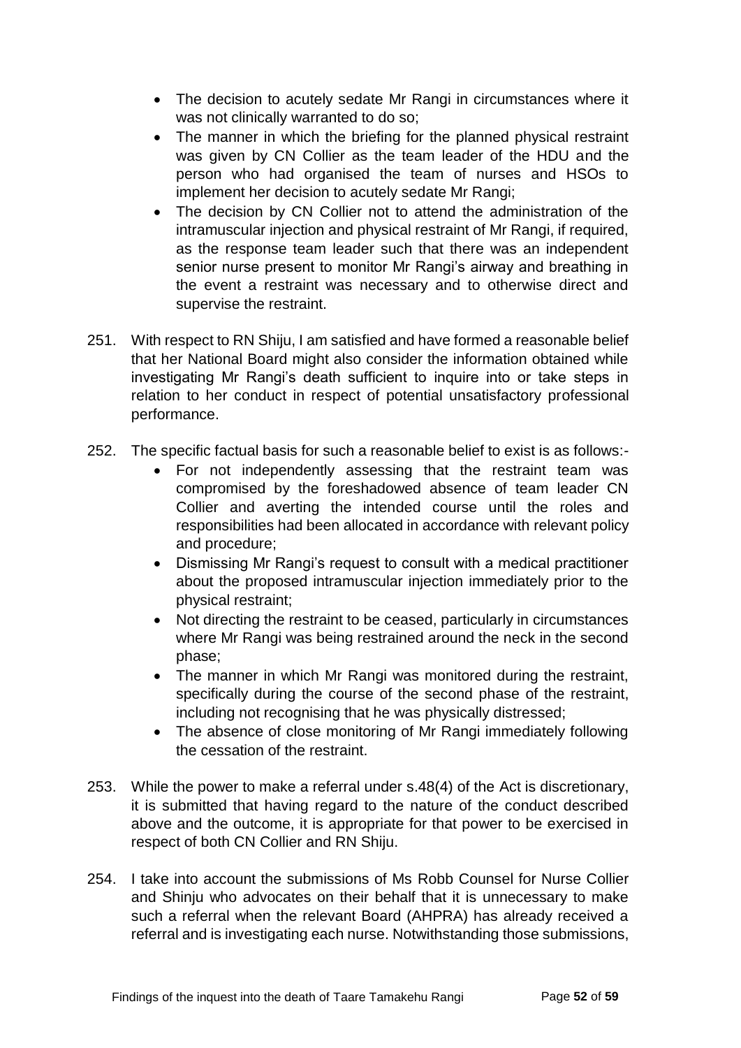- The decision to acutely sedate Mr Rangi in circumstances where it was not clinically warranted to do so;
- The manner in which the briefing for the planned physical restraint was given by CN Collier as the team leader of the HDU and the person who had organised the team of nurses and HSOs to implement her decision to acutely sedate Mr Rangi;
- The decision by CN Collier not to attend the administration of the intramuscular injection and physical restraint of Mr Rangi, if required, as the response team leader such that there was an independent senior nurse present to monitor Mr Rangi's airway and breathing in the event a restraint was necessary and to otherwise direct and supervise the restraint.

251. With respect to RN Shiju, I am satisfied and have formed a reasonable belief that her National Board might also consider the information obtained while investigating Mr Rangi's death sufficient to inquire into or take steps in relation to her conduct in respect of potential unsatisfactory professional performance.

252. The specific factual basis for such a reasonable belief to exist is as follows:-
   - For not independently assessing that the restraint team was compromised by the foreshadowed absence of team leader CN Collier and averting the intended course until the roles and responsibilities had been allocated in accordance with relevant policy and procedure;
   - Dismissing Mr Rangi's request to consult with a medical practitioner about the proposed intramuscular injection immediately prior to the physical restraint;
   - Not directing the restraint to be ceased, particularly in circumstances where Mr Rangi was being restrained around the neck in the second phase;
   - The manner in which Mr Rangi was monitored during the restraint, specifically during the course of the second phase of the restraint, including not recognising that he was physically distressed;
   - The absence of close monitoring of Mr Rangi immediately following the cessation of the restraint.

253. While the power to make a referral under s.48(4) of the Act is discretionary, it is submitted that having regard to the nature of the conduct described above and the outcome, it is appropriate for that power to be exercised in respect of both CN Collier and RN Shiju.

254. I take into account the submissions of Ms Robb Counsel for Nurse Collier and Shinju who advocates on their behalf that it is unnecessary to make such a referral when the relevant Board (AHPRA) has already received a referral and is investigating each nurse. Notwithstanding those submissions,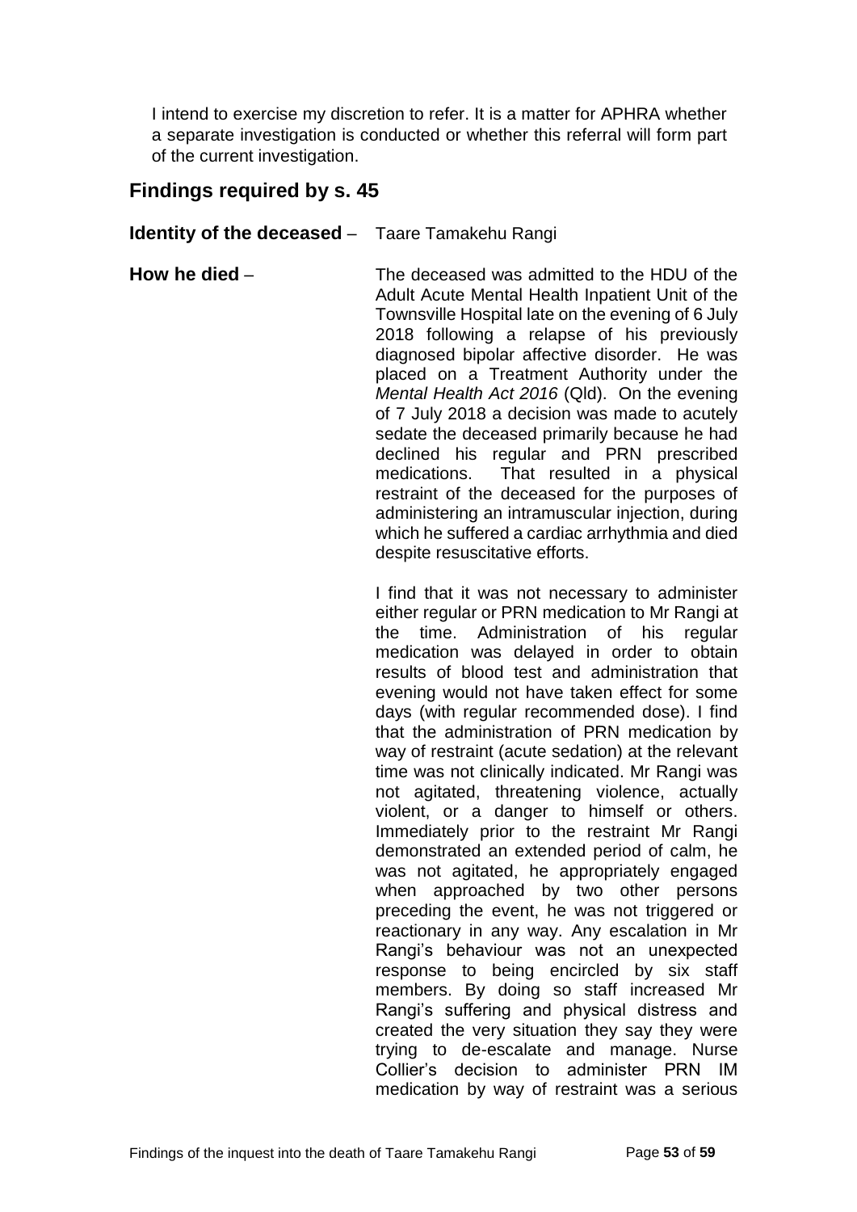I intend to exercise my discretion to refer. It is a matter for APHRA whether a separate investigation is conducted or whether this referral will form part of the current investigation.

## Findings required by s. 45

**Identity of the deceased** – Taare Tamakehu Rangi

**How he died** – The deceased was admitted to the HDU of the Adult Acute Mental Health Inpatient Unit of the Townsville Hospital late on the evening of 6 July 2018 following a relapse of his previously diagnosed bipolar affective disorder. He was placed on a Treatment Authority under the *Mental Health Act 2016* (Qld). On the evening of 7 July 2018 a decision was made to acutely sedate the deceased primarily because he had declined his regular and PRN prescribed medications. That resulted in a physical restraint of the deceased for the purposes of administering an intramuscular injection, during which he suffered a cardiac arrhythmia and died despite resuscitative efforts.

I find that it was not necessary to administer either regular or PRN medication to Mr Rangi at the time. Administration of his regular medication was delayed in order to obtain results of blood test and administration that evening would not have taken effect for some days (with regular recommended dose). I find that the administration of PRN medication by way of restraint (acute sedation) at the relevant time was not clinically indicated. Mr Rangi was not agitated, threatening violence, actually violent, or a danger to himself or others. Immediately prior to the restraint Mr Rangi demonstrated an extended period of calm, he was not agitated, he appropriately engaged when approached by two other persons preceding the event, he was not triggered or reactionary in any way. Any escalation in Mr Rangi's behaviour was not an unexpected response to being encircled by six staff members. By doing so staff increased Mr Rangi's suffering and physical distress and created the very situation they say they were trying to de-escalate and manage. Nurse Collier's decision to administer PRN IM medication by way of restraint was a serious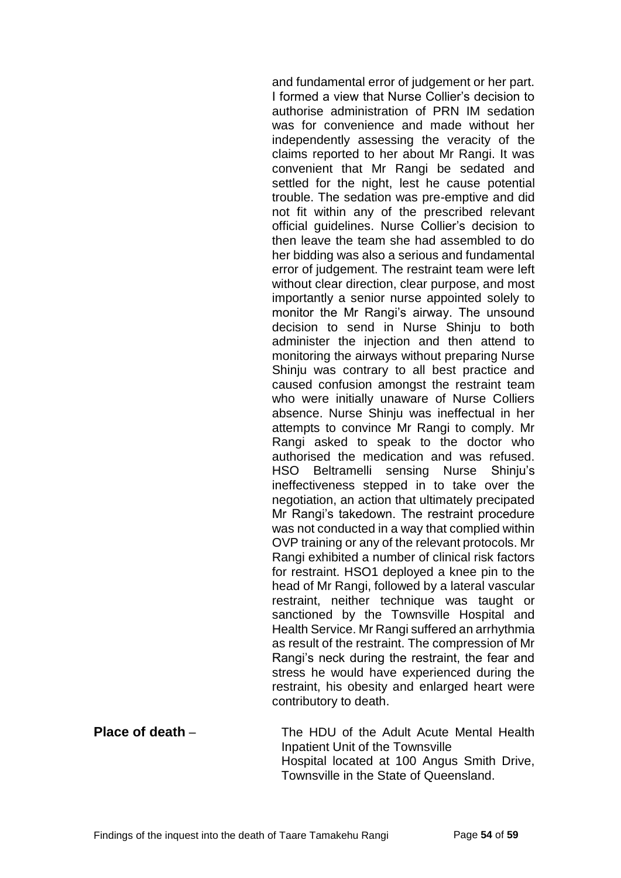and fundamental error of judgement or her part. I formed a view that Nurse Collier's decision to authorise administration of PRN IM sedation was for convenience and made without her independently assessing the veracity of the claims reported to her about Mr Rangi. It was convenient that Mr Rangi be sedated and settled for the night, lest he cause potential trouble. The sedation was pre-emptive and did not fit within any of the prescribed relevant official guidelines. Nurse Collier's decision to then leave the team she had assembled to do her bidding was also a serious and fundamental error of judgement. The restraint team were left without clear direction, clear purpose, and most importantly a senior nurse appointed solely to monitor the Mr Rangi's airway. The unsound decision to send in Nurse Shinju to both administer the injection and then attend to monitoring the airways without preparing Nurse Shinju was contrary to all best practice and caused confusion amongst the restraint team who were initially unaware of Nurse Colliers absence. Nurse Shinju was ineffectual in her attempts to convince Mr Rangi to comply. Mr Rangi asked to speak to the doctor who authorised the medication and was refused. HSO Beltramelli sensing Nurse Shinju's ineffectiveness stepped in to take over the negotiation, an action that ultimately precipated Mr Rangi's takedown. The restraint procedure was not conducted in a way that complied within OVP training or any of the relevant protocols. Mr Rangi exhibited a number of clinical risk factors for restraint. HSO1 deployed a knee pin to the head of Mr Rangi, followed by a lateral vascular restraint, neither technique was taught or sanctioned by the Townsville Hospital and Health Service. Mr Rangi suffered an arrhythmia as result of the restraint. The compression of Mr Rangi's neck during the restraint, the fear and stress he would have experienced during the restraint, his obesity and enlarged heart were contributory to death.

**Place of death** – The HDU of the Adult Acute Mental Health Inpatient Unit of the Townsville Hospital located at 100 Angus Smith Drive, Townsville in the State of Queensland.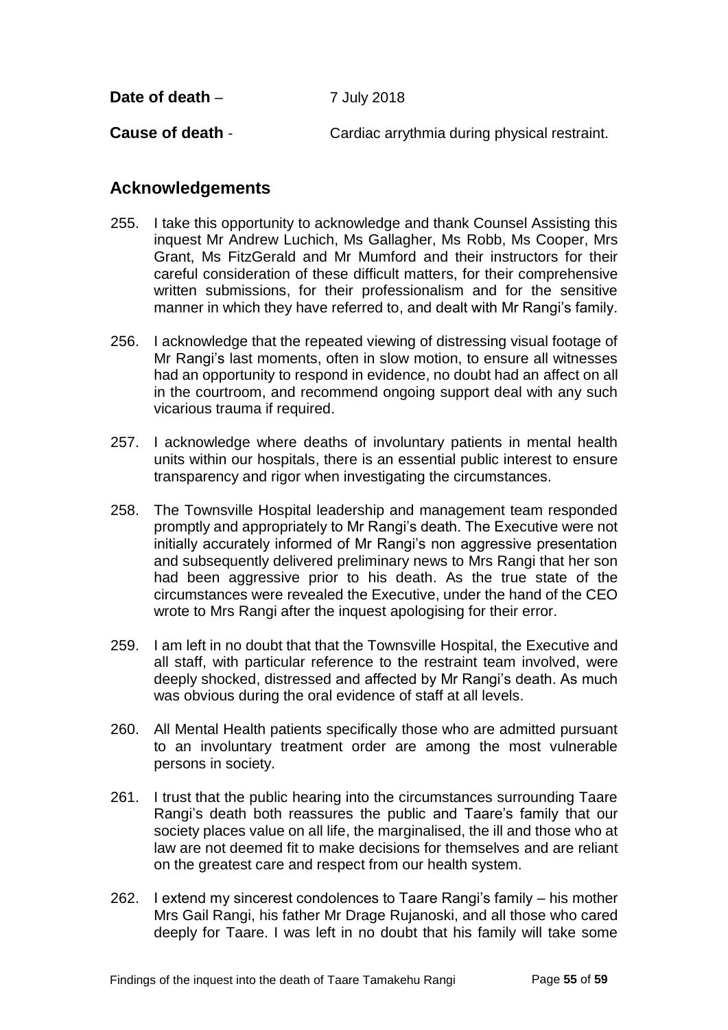**Date of death** – 7 July 2018

**Cause of death** - Cardiac arrythmia during physical restraint.

## Acknowledgements

255. I take this opportunity to acknowledge and thank Counsel Assisting this inquest Mr Andrew Luchich, Ms Gallagher, Ms Robb, Ms Cooper, Mrs Grant, Ms FitzGerald and Mr Mumford and their instructors for their careful consideration of these difficult matters, for their comprehensive written submissions, for their professionalism and for the sensitive manner in which they have referred to, and dealt with Mr Rangi's family.

256. I acknowledge that the repeated viewing of distressing visual footage of Mr Rangi's last moments, often in slow motion, to ensure all witnesses had an opportunity to respond in evidence, no doubt had an affect on all in the courtroom, and recommend ongoing support deal with any such vicarious trauma if required.

257. I acknowledge where deaths of involuntary patients in mental health units within our hospitals, there is an essential public interest to ensure transparency and rigor when investigating the circumstances.

258. The Townsville Hospital leadership and management team responded promptly and appropriately to Mr Rangi's death. The Executive were not initially accurately informed of Mr Rangi's non aggressive presentation and subsequently delivered preliminary news to Mrs Rangi that her son had been aggressive prior to his death. As the true state of the circumstances were revealed the Executive, under the hand of the CEO wrote to Mrs Rangi after the inquest apologising for their error.

259. I am left in no doubt that that the Townsville Hospital, the Executive and all staff, with particular reference to the restraint team involved, were deeply shocked, distressed and affected by Mr Rangi's death. As much was obvious during the oral evidence of staff at all levels.

260. All Mental Health patients specifically those who are admitted pursuant to an involuntary treatment order are among the most vulnerable persons in society.

261. I trust that the public hearing into the circumstances surrounding Taare Rangi's death both reassures the public and Taare's family that our society places value on all life, the marginalised, the ill and those who at law are not deemed fit to make decisions for themselves and are reliant on the greatest care and respect from our health system.

262. I extend my sincerest condolences to Taare Rangi's family – his mother Mrs Gail Rangi, his father Mr Drage Rujanoski, and all those who cared deeply for Taare. I was left in no doubt that his family will take some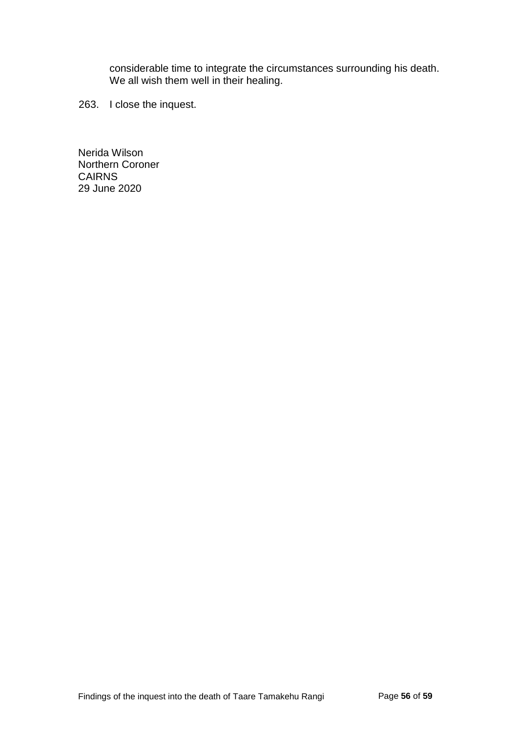considerable time to integrate the circumstances surrounding his death. We all wish them well in their healing.

263. I close the inquest.

Nerida Wilson  
Northern Coroner  
CAIRNS  
29 June 2020